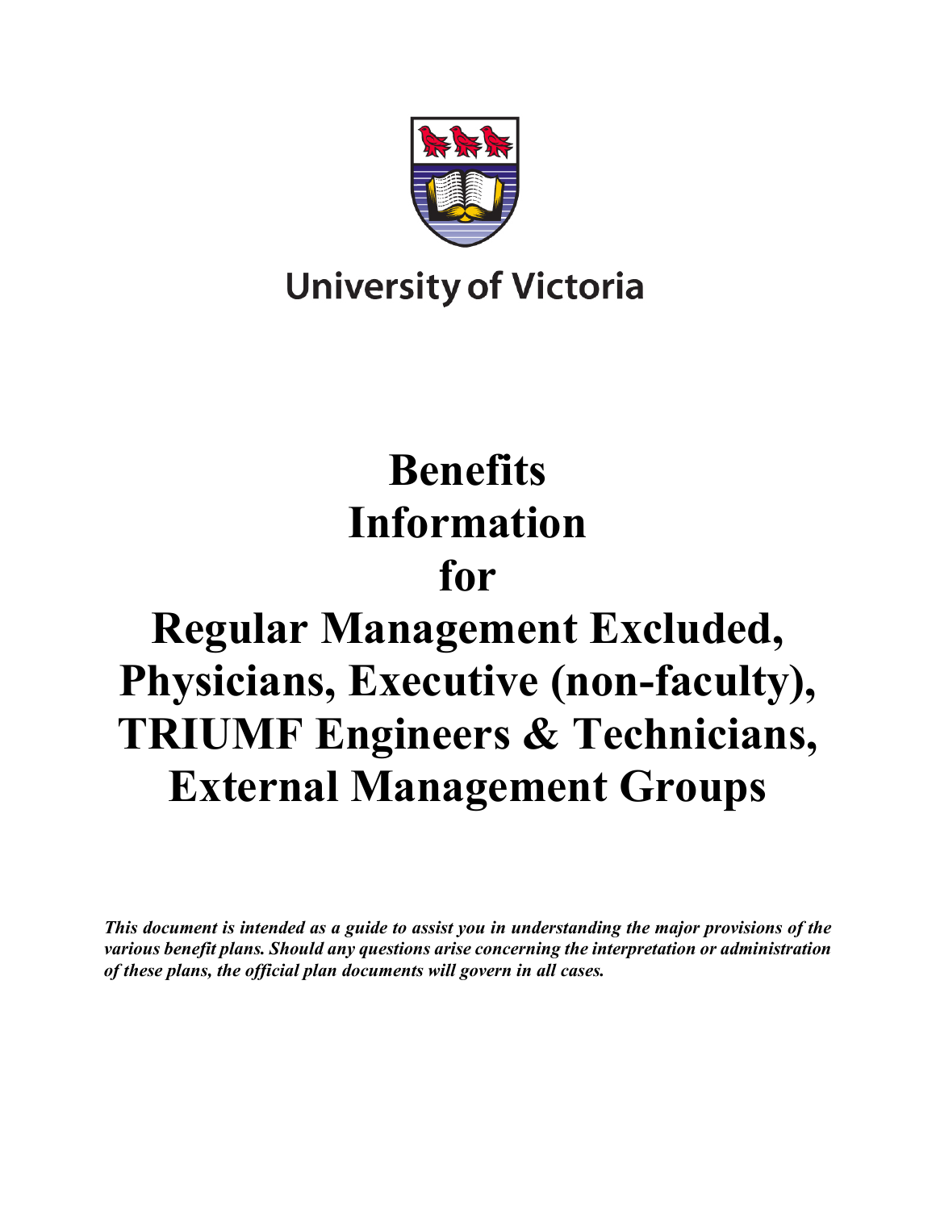University of Victoria

# Benefits Information for Regular Management Excluded, Physicians, Executive (non-faculty), TRIUMF Engineers & Technicians, External Management Groups

***This document is intended as a guide to assist you in understanding the major provisions of the various benefit plans. Should any questions arise concerning the interpretation or administration of these plans, the official plan documents will govern in all cases.***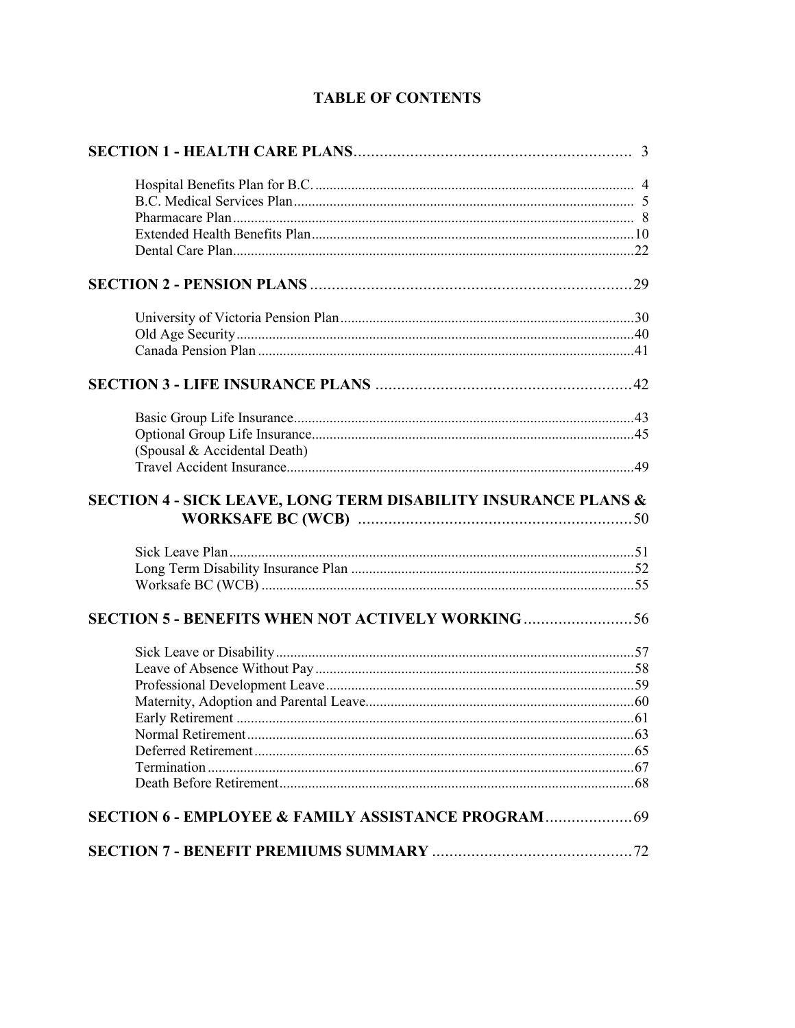# TABLE OF CONTENTS

**SECTION 1 - HEALTH CARE PLANS** .................................................. 3

- Hospital Benefits Plan for B.C. .................................................. 4
- B.C. Medical Services Plan .................................................. 5
- Pharmacare Plan .................................................. 8
- Extended Health Benefits Plan .................................................. 10
- Dental Care Plan .................................................. 22

**SECTION 2 - PENSION PLANS** .................................................. 29

- University of Victoria Pension Plan .................................................. 30
- Old Age Security .................................................. 40
- Canada Pension Plan .................................................. 41

**SECTION 3 - LIFE INSURANCE PLANS** .................................................. 42

- Basic Group Life Insurance .................................................. 43
- Optional Group Life Insurance .................................................. 45
  (Spousal & Accidental Death)
- Travel Accident Insurance .................................................. 49

**SECTION 4 - SICK LEAVE, LONG TERM DISABILITY INSURANCE PLANS & WORKSAFE BC (WCB)** .................................................. 50

- Sick Leave Plan .................................................. 51
- Long Term Disability Insurance Plan .................................................. 52
- Worksafe BC (WCB) .................................................. 55

**SECTION 5 - BENEFITS WHEN NOT ACTIVELY WORKING** .................................................. 56

- Sick Leave or Disability .................................................. 57
- Leave of Absence Without Pay .................................................. 58
- Professional Development Leave .................................................. 59
- Maternity, Adoption and Parental Leave .................................................. 60
- Early Retirement .................................................. 61
- Normal Retirement .................................................. 63
- Deferred Retirement .................................................. 65
- Termination .................................................. 67
- Death Before Retirement .................................................. 68

**SECTION 6 - EMPLOYEE & FAMILY ASSISTANCE PROGRAM** .................................................. 69

**SECTION 7 - BENEFIT PREMIUMS SUMMARY** .................................................. 72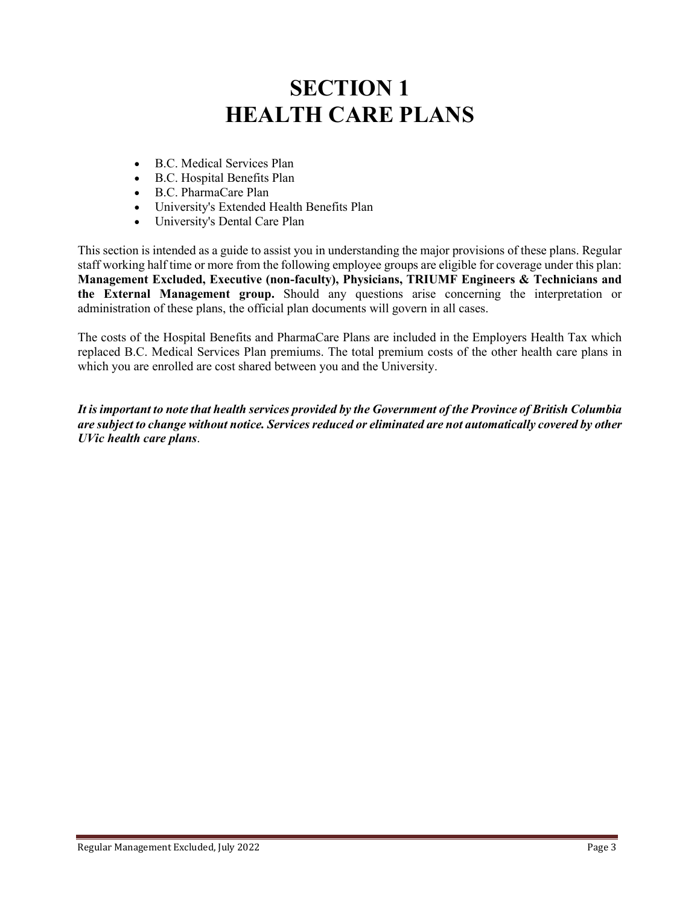# SECTION 1
# HEALTH CARE PLANS

- B.C. Medical Services Plan
- B.C. Hospital Benefits Plan
- B.C. PharmaCare Plan
- University's Extended Health Benefits Plan
- University's Dental Care Plan

This section is intended as a guide to assist you in understanding the major provisions of these plans. Regular staff working half time or more from the following employee groups are eligible for coverage under this plan: **Management Excluded, Executive (non-faculty), Physicians, TRIUMF Engineers & Technicians and the External Management group.** Should any questions arise concerning the interpretation or administration of these plans, the official plan documents will govern in all cases.

The costs of the Hospital Benefits and PharmaCare Plans are included in the Employers Health Tax which replaced B.C. Medical Services Plan premiums. The total premium costs of the other health care plans in which you are enrolled are cost shared between you and the University.

***It is important to note that health services provided by the Government of the Province of British Columbia are subject to change without notice. Services reduced or eliminated are not automatically covered by other UVic health care plans*.**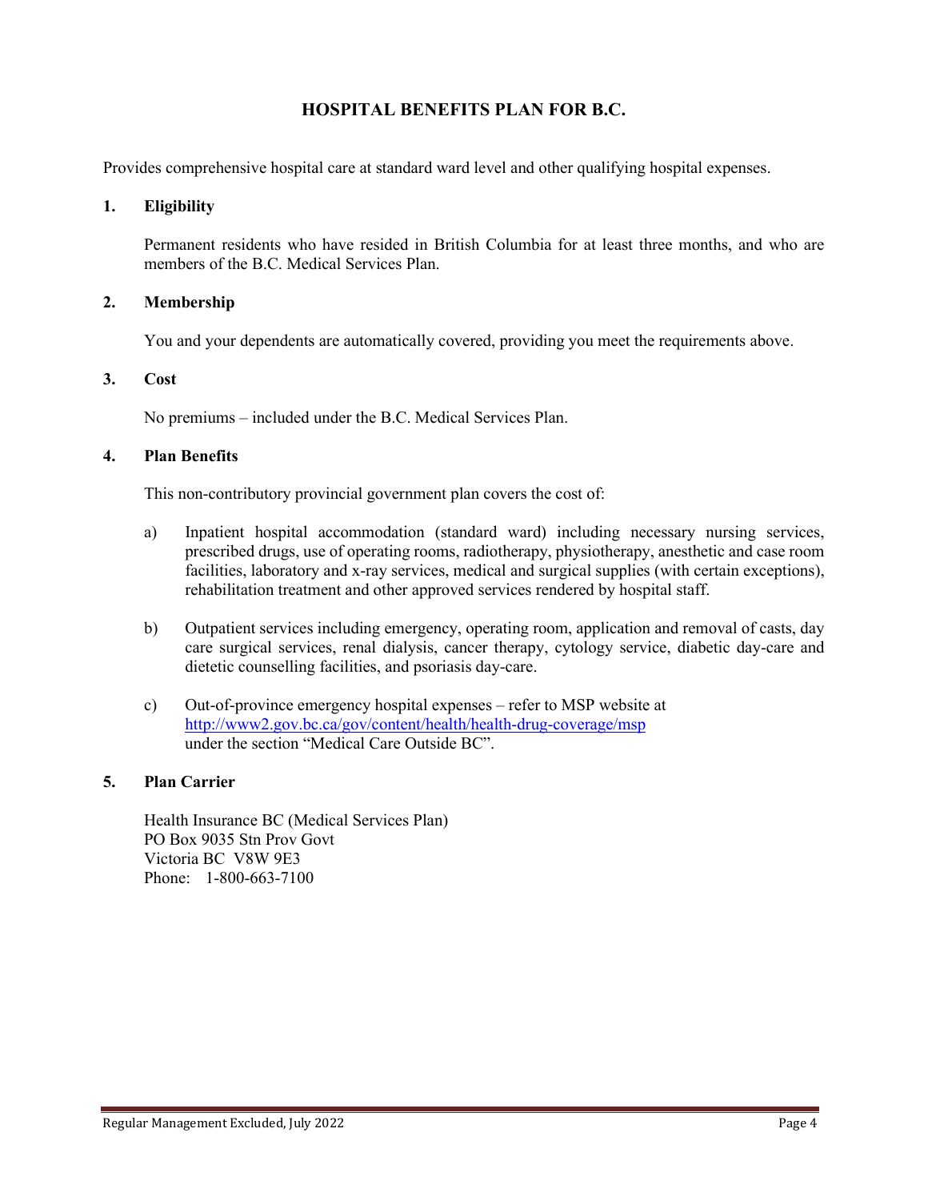# HOSPITAL BENEFITS PLAN FOR B.C.

Provides comprehensive hospital care at standard ward level and other qualifying hospital expenses.

## 1. Eligibility

Permanent residents who have resided in British Columbia for at least three months, and who are members of the B.C. Medical Services Plan.

## 2. Membership

You and your dependents are automatically covered, providing you meet the requirements above.

## 3. Cost

No premiums – included under the B.C. Medical Services Plan.

## 4. Plan Benefits

This non-contributory provincial government plan covers the cost of:

a) Inpatient hospital accommodation (standard ward) including necessary nursing services, prescribed drugs, use of operating rooms, radiotherapy, physiotherapy, anesthetic and case room facilities, laboratory and x-ray services, medical and surgical supplies (with certain exceptions), rehabilitation treatment and other approved services rendered by hospital staff.

b) Outpatient services including emergency, operating room, application and removal of casts, day care surgical services, renal dialysis, cancer therapy, cytology service, diabetic day-care and dietetic counselling facilities, and psoriasis day-care.

c) Out-of-province emergency hospital expenses – refer to MSP website at http://www2.gov.bc.ca/gov/content/health/health-drug-coverage/msp under the section "Medical Care Outside BC".

## 5. Plan Carrier

Health Insurance BC (Medical Services Plan)
PO Box 9035 Stn Prov Govt
Victoria BC V8W 9E3
Phone: 1-800-663-7100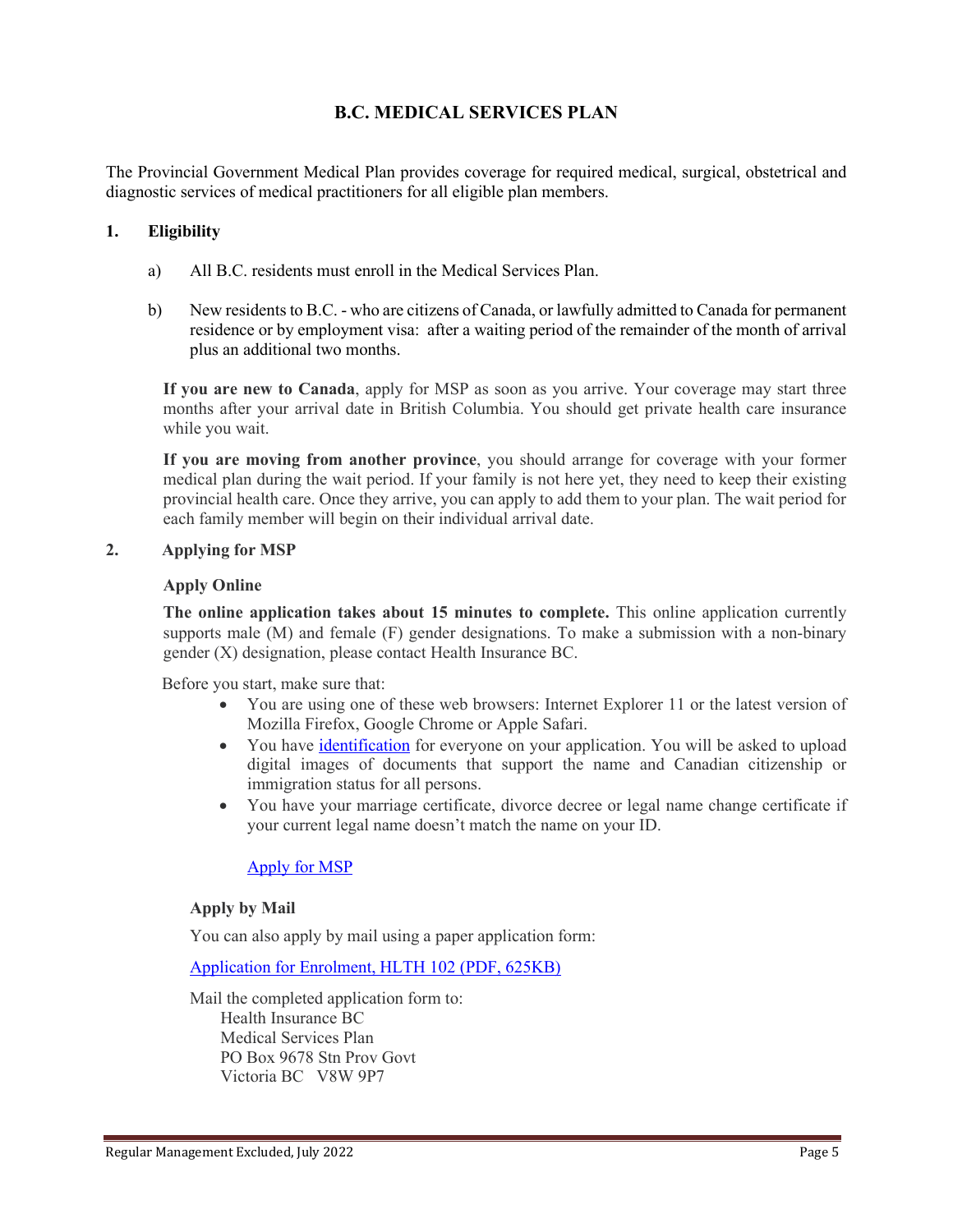# B.C. MEDICAL SERVICES PLAN

The Provincial Government Medical Plan provides coverage for required medical, surgical, obstetrical and diagnostic services of medical practitioners for all eligible plan members.

## 1. Eligibility

a) All B.C. residents must enroll in the Medical Services Plan.

b) New residents to B.C. - who are citizens of Canada, or lawfully admitted to Canada for permanent residence or by employment visa: after a waiting period of the remainder of the month of arrival plus an additional two months.

**If you are new to Canada**, apply for MSP as soon as you arrive. Your coverage may start three months after your arrival date in British Columbia. You should get private health care insurance while you wait.

**If you are moving from another province**, you should arrange for coverage with your former medical plan during the wait period. If your family is not here yet, they need to keep their existing provincial health care. Once they arrive, you can apply to add them to your plan. The wait period for each family member will begin on their individual arrival date.

## 2. Applying for MSP

**Apply Online**

**The online application takes about 15 minutes to complete.** This online application currently supports male (M) and female (F) gender designations. To make a submission with a non-binary gender (X) designation, please contact Health Insurance BC.

Before you start, make sure that:

- You are using one of these web browsers: Internet Explorer 11 or the latest version of Mozilla Firefox, Google Chrome or Apple Safari.
- You have identification for everyone on your application. You will be asked to upload digital images of documents that support the name and Canadian citizenship or immigration status for all persons.
- You have your marriage certificate, divorce decree or legal name change certificate if your current legal name doesn't match the name on your ID.

Apply for MSP

**Apply by Mail**

You can also apply by mail using a paper application form:

Application for Enrolment, HLTH 102 (PDF, 625KB)

Mail the completed application form to:

Health Insurance BC
Medical Services Plan
PO Box 9678 Stn Prov Govt
Victoria BC V8W 9P7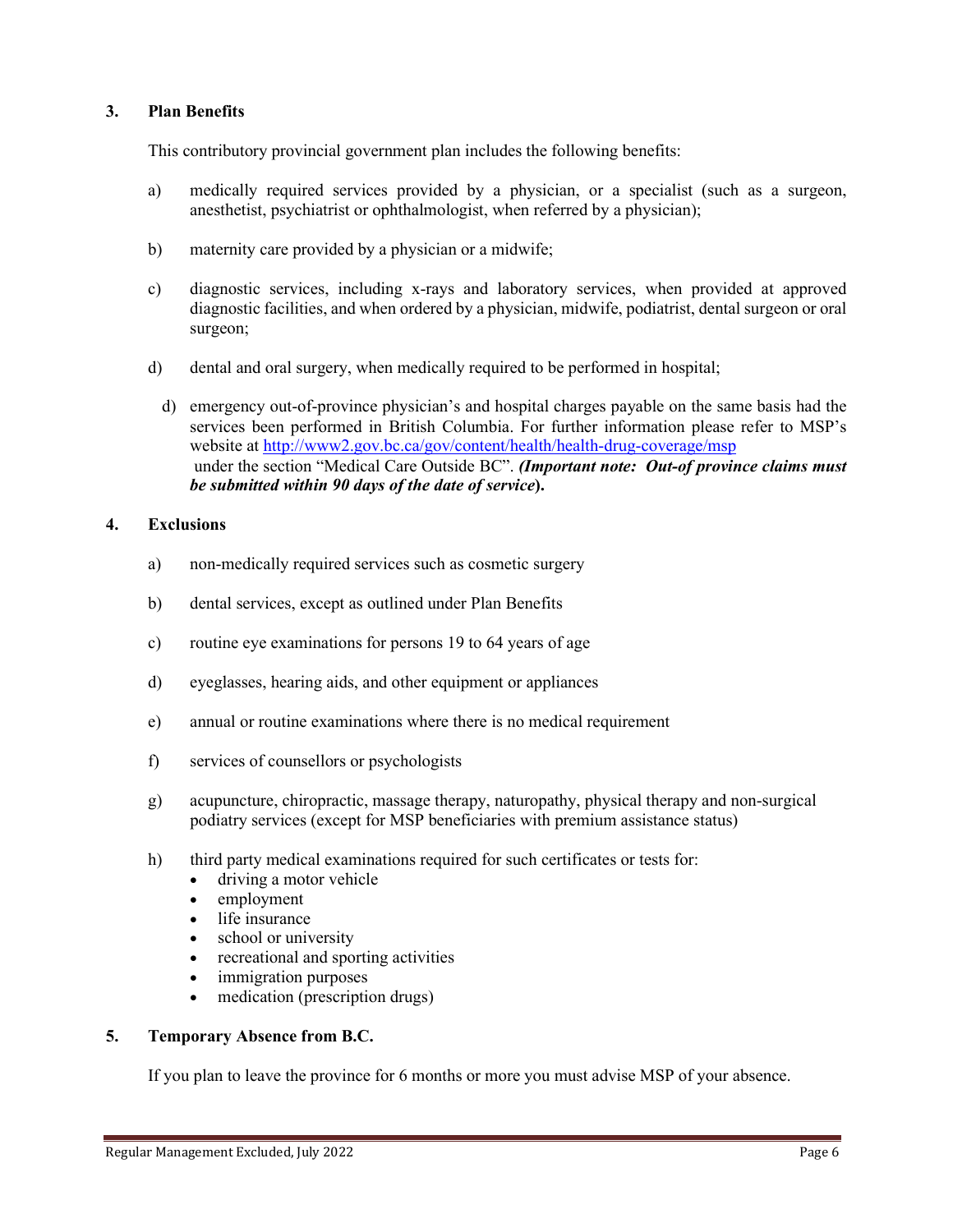### 3. Plan Benefits

This contributory provincial government plan includes the following benefits:

a) medically required services provided by a physician, or a specialist (such as a surgeon, anesthetist, psychiatrist or ophthalmologist, when referred by a physician);

b) maternity care provided by a physician or a midwife;

c) diagnostic services, including x-rays and laboratory services, when provided at approved diagnostic facilities, and when ordered by a physician, midwife, podiatrist, dental surgeon or oral surgeon;

d) dental and oral surgery, when medically required to be performed in hospital;

d) emergency out-of-province physician's and hospital charges payable on the same basis had the services been performed in British Columbia. For further information please refer to MSP's website at [http://www2.gov.bc.ca/gov/content/health/health-drug-coverage/msp](http://www2.gov.bc.ca/gov/content/health/health-drug-coverage/msp) under the section "Medical Care Outside BC". ***(Important note: Out-of province claims must be submitted within 90 days of the date of service*).**

### 4. Exclusions

a) non-medically required services such as cosmetic surgery

b) dental services, except as outlined under Plan Benefits

c) routine eye examinations for persons 19 to 64 years of age

d) eyeglasses, hearing aids, and other equipment or appliances

e) annual or routine examinations where there is no medical requirement

f) services of counsellors or psychologists

g) acupuncture, chiropractic, massage therapy, naturopathy, physical therapy and non-surgical podiatry services (except for MSP beneficiaries with premium assistance status)

h) third party medical examinations required for such certificates or tests for:
- driving a motor vehicle
- employment
- life insurance
- school or university
- recreational and sporting activities
- immigration purposes
- medication (prescription drugs)

### 5. Temporary Absence from B.C.

If you plan to leave the province for 6 months or more you must advise MSP of your absence.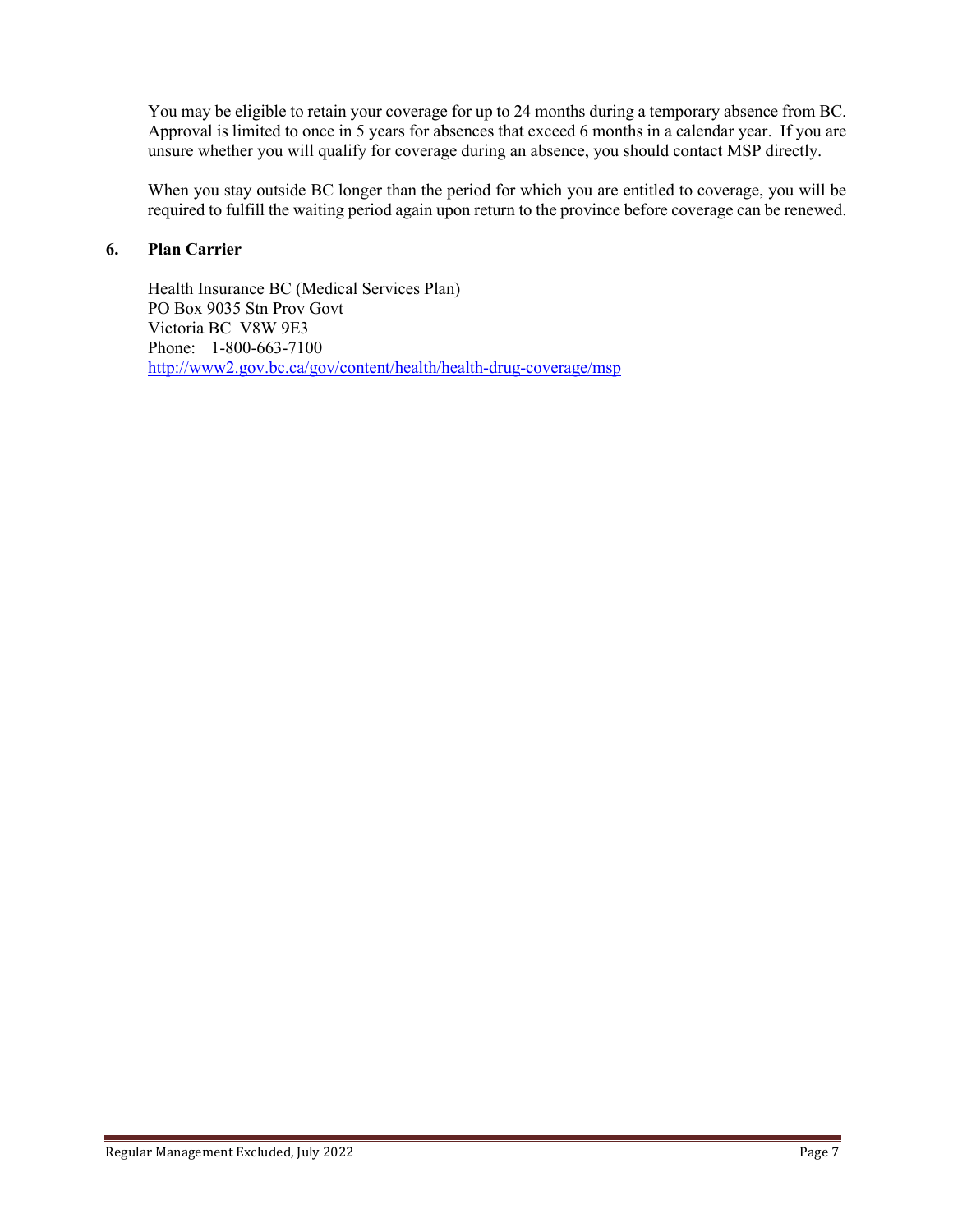You may be eligible to retain your coverage for up to 24 months during a temporary absence from BC. Approval is limited to once in 5 years for absences that exceed 6 months in a calendar year. If you are unsure whether you will qualify for coverage during an absence, you should contact MSP directly.

When you stay outside BC longer than the period for which you are entitled to coverage, you will be required to fulfill the waiting period again upon return to the province before coverage can be renewed.

## 6. Plan Carrier

Health Insurance BC (Medical Services Plan)
PO Box 9035 Stn Prov Govt
Victoria BC V8W 9E3
Phone: 1-800-663-7100
http://www2.gov.bc.ca/gov/content/health/health-drug-coverage/msp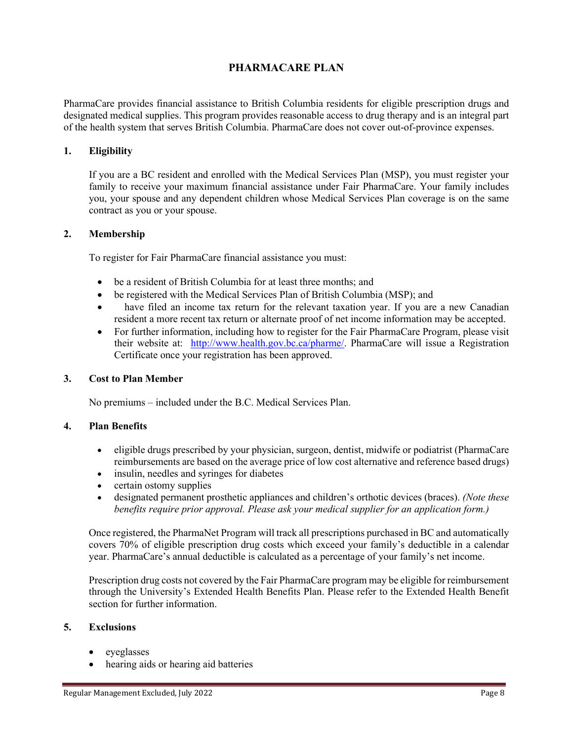# PHARMACARE PLAN

PharmaCare provides financial assistance to British Columbia residents for eligible prescription drugs and designated medical supplies. This program provides reasonable access to drug therapy and is an integral part of the health system that serves British Columbia. PharmaCare does not cover out-of-province expenses.

## 1. Eligibility

If you are a BC resident and enrolled with the Medical Services Plan (MSP), you must register your family to receive your maximum financial assistance under Fair PharmaCare. Your family includes you, your spouse and any dependent children whose Medical Services Plan coverage is on the same contract as you or your spouse.

## 2. Membership

To register for Fair PharmaCare financial assistance you must:

- be a resident of British Columbia for at least three months; and
- be registered with the Medical Services Plan of British Columbia (MSP); and
- have filed an income tax return for the relevant taxation year. If you are a new Canadian resident a more recent tax return or alternate proof of net income information may be accepted.
- For further information, including how to register for the Fair PharmaCare Program, please visit their website at: http://www.health.gov.bc.ca/pharme/. PharmaCare will issue a Registration Certificate once your registration has been approved.

## 3. Cost to Plan Member

No premiums – included under the B.C. Medical Services Plan.

## 4. Plan Benefits

- eligible drugs prescribed by your physician, surgeon, dentist, midwife or podiatrist (PharmaCare reimbursements are based on the average price of low cost alternative and reference based drugs)
- insulin, needles and syringes for diabetes
- certain ostomy supplies
- designated permanent prosthetic appliances and children's orthotic devices (braces). *(Note these benefits require prior approval. Please ask your medical supplier for an application form.)*

Once registered, the PharmaNet Program will track all prescriptions purchased in BC and automatically covers 70% of eligible prescription drug costs which exceed your family's deductible in a calendar year. PharmaCare's annual deductible is calculated as a percentage of your family's net income.

Prescription drug costs not covered by the Fair PharmaCare program may be eligible for reimbursement through the University's Extended Health Benefits Plan. Please refer to the Extended Health Benefit section for further information.

## 5. Exclusions

- eyeglasses
- hearing aids or hearing aid batteries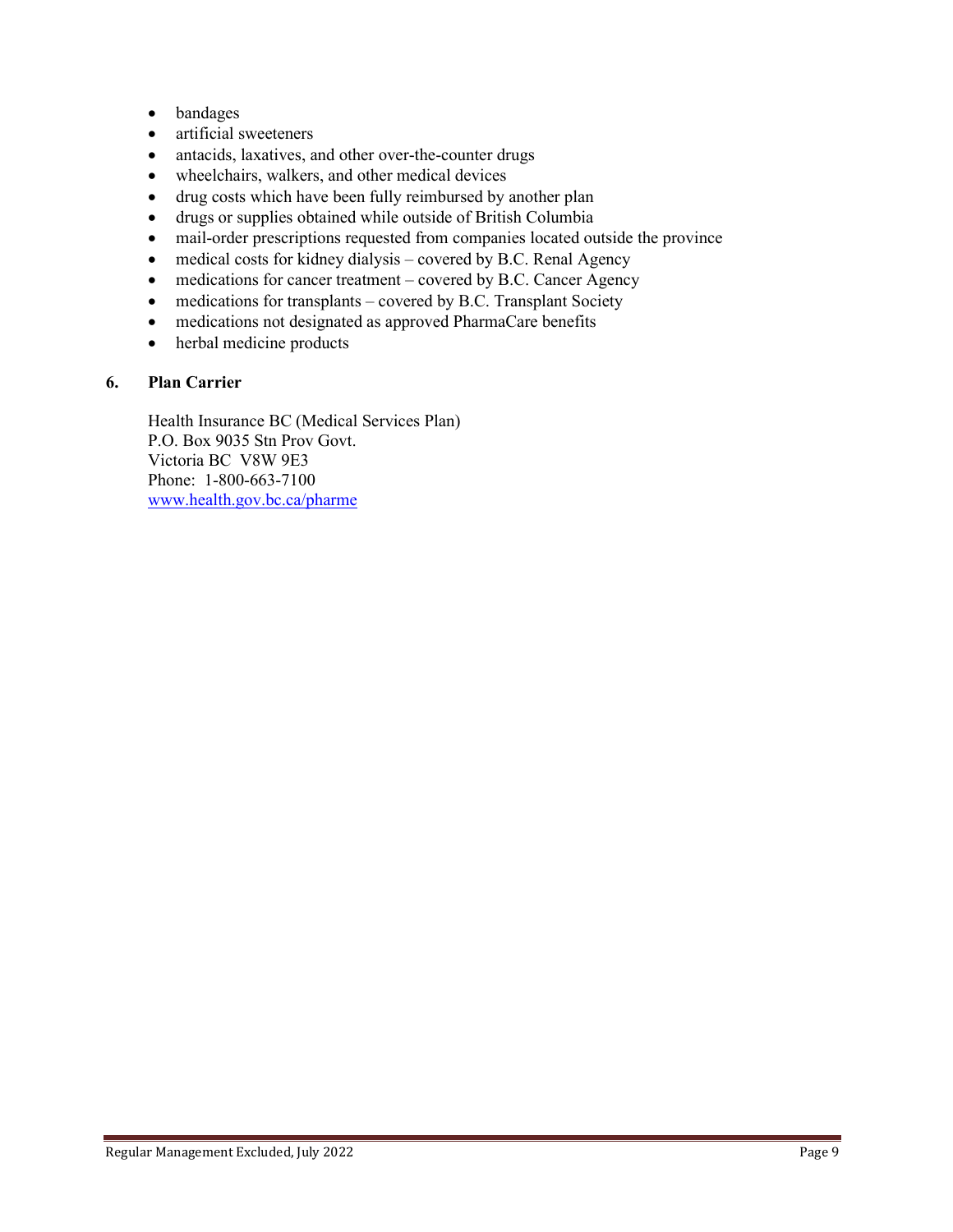- bandages
- artificial sweeteners
- antacids, laxatives, and other over-the-counter drugs
- wheelchairs, walkers, and other medical devices
- drug costs which have been fully reimbursed by another plan
- drugs or supplies obtained while outside of British Columbia
- mail-order prescriptions requested from companies located outside the province
- medical costs for kidney dialysis – covered by B.C. Renal Agency
- medications for cancer treatment – covered by B.C. Cancer Agency
- medications for transplants – covered by B.C. Transplant Society
- medications not designated as approved PharmaCare benefits
- herbal medicine products

## 6. Plan Carrier

Health Insurance BC (Medical Services Plan)
P.O. Box 9035 Stn Prov Govt.
Victoria BC V8W 9E3
Phone: 1-800-663-7100
[www.health.gov.bc.ca/pharme](http://www.health.gov.bc.ca/pharme)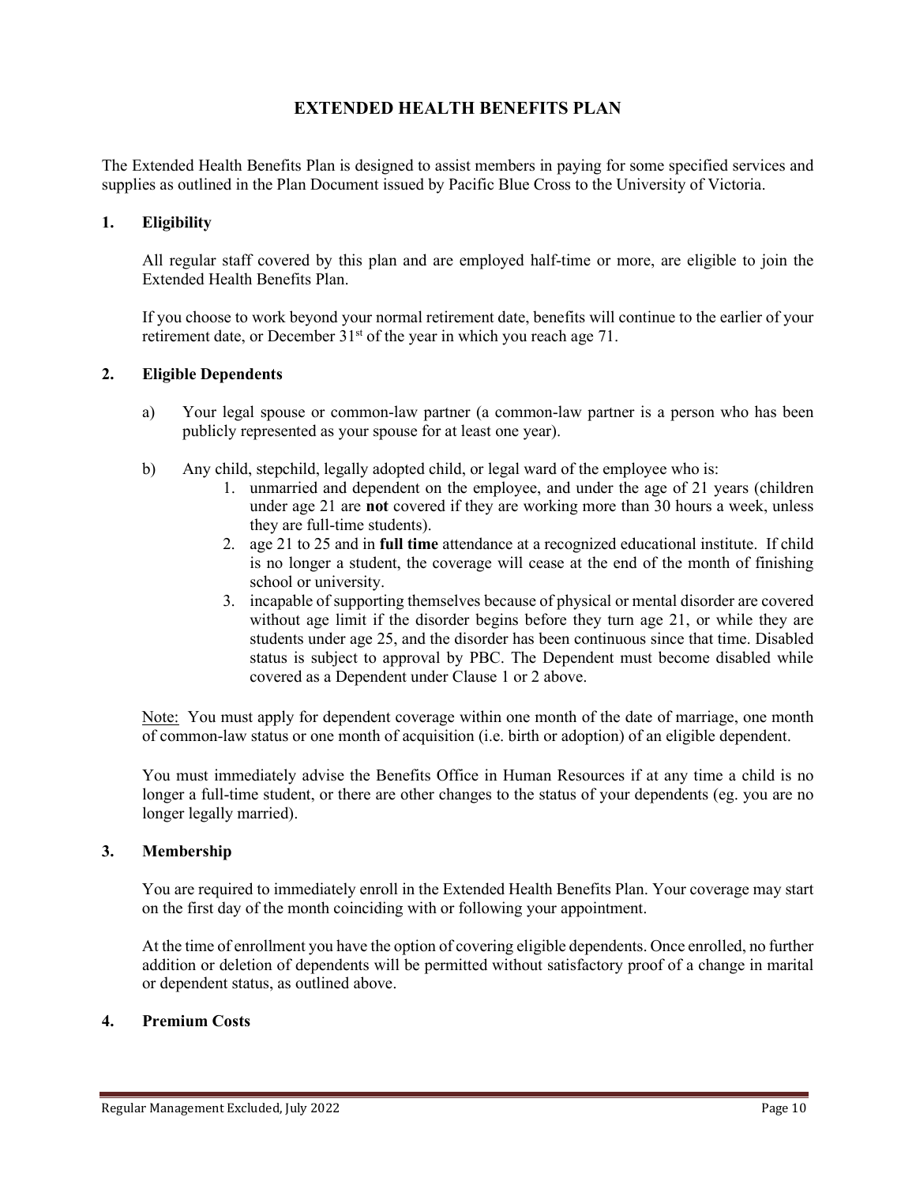# EXTENDED HEALTH BENEFITS PLAN

The Extended Health Benefits Plan is designed to assist members in paying for some specified services and supplies as outlined in the Plan Document issued by Pacific Blue Cross to the University of Victoria.

## 1. Eligibility

All regular staff covered by this plan and are employed half-time or more, are eligible to join the Extended Health Benefits Plan.

If you choose to work beyond your normal retirement date, benefits will continue to the earlier of your retirement date, or December 31st of the year in which you reach age 71.

## 2. Eligible Dependents

a) Your legal spouse or common-law partner (a common-law partner is a person who has been publicly represented as your spouse for at least one year).

b) Any child, stepchild, legally adopted child, or legal ward of the employee who is:
   1. unmarried and dependent on the employee, and under the age of 21 years (children under age 21 are **not** covered if they are working more than 30 hours a week, unless they are full-time students).
   2. age 21 to 25 and in **full time** attendance at a recognized educational institute. If child is no longer a student, the coverage will cease at the end of the month of finishing school or university.
   3. incapable of supporting themselves because of physical or mental disorder are covered without age limit if the disorder begins before they turn age 21, or while they are students under age 25, and the disorder has been continuous since that time. Disabled status is subject to approval by PBC. The Dependent must become disabled while covered as a Dependent under Clause 1 or 2 above.

Note: You must apply for dependent coverage within one month of the date of marriage, one month of common-law status or one month of acquisition (i.e. birth or adoption) of an eligible dependent.

You must immediately advise the Benefits Office in Human Resources if at any time a child is no longer a full-time student, or there are other changes to the status of your dependents (eg. you are no longer legally married).

## 3. Membership

You are required to immediately enroll in the Extended Health Benefits Plan. Your coverage may start on the first day of the month coinciding with or following your appointment.

At the time of enrollment you have the option of covering eligible dependents. Once enrolled, no further addition or deletion of dependents will be permitted without satisfactory proof of a change in marital or dependent status, as outlined above.

## 4. Premium Costs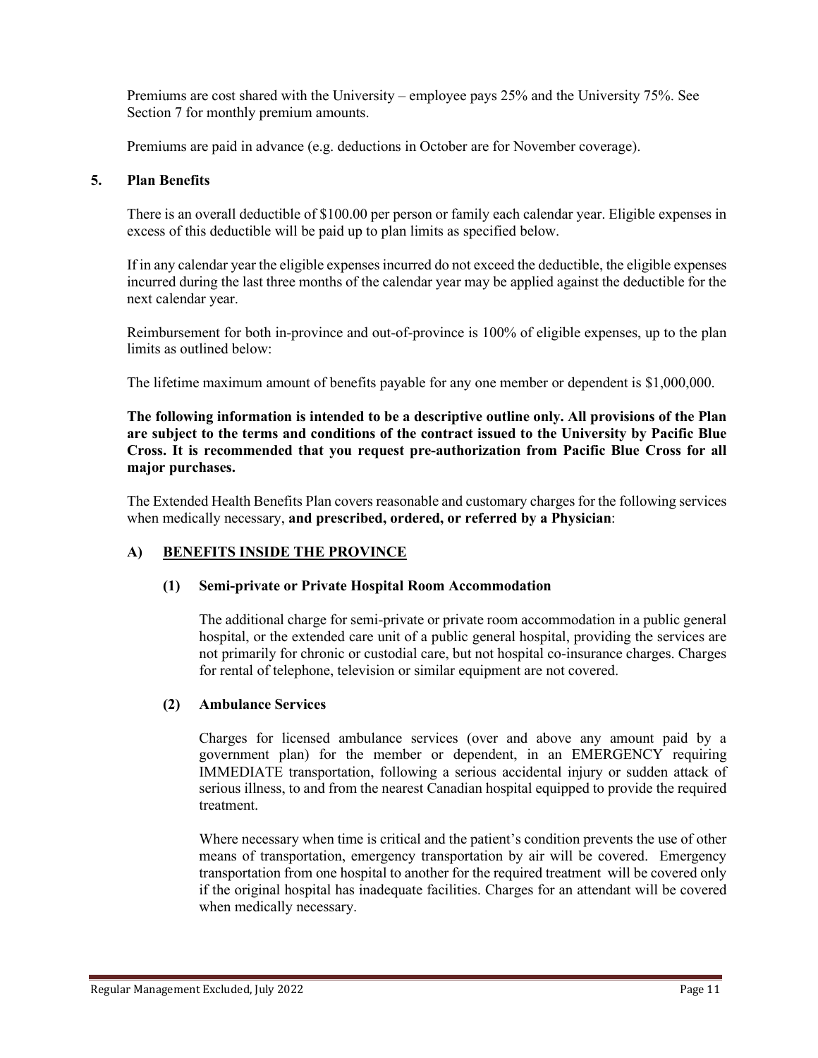Premiums are cost shared with the University – employee pays 25% and the University 75%. See Section 7 for monthly premium amounts.

Premiums are paid in advance (e.g. deductions in October are for November coverage).

## 5. Plan Benefits

There is an overall deductible of $100.00 per person or family each calendar year. Eligible expenses in excess of this deductible will be paid up to plan limits as specified below.

If in any calendar year the eligible expenses incurred do not exceed the deductible, the eligible expenses incurred during the last three months of the calendar year may be applied against the deductible for the next calendar year.

Reimbursement for both in-province and out-of-province is 100% of eligible expenses, up to the plan limits as outlined below:

The lifetime maximum amount of benefits payable for any one member or dependent is $1,000,000.

**The following information is intended to be a descriptive outline only. All provisions of the Plan are subject to the terms and conditions of the contract issued to the University by Pacific Blue Cross. It is recommended that you request pre-authorization from Pacific Blue Cross for all major purchases.**

The Extended Health Benefits Plan covers reasonable and customary charges for the following services when medically necessary, **and prescribed, ordered, or referred by a Physician**:

### A) BENEFITS INSIDE THE PROVINCE

#### (1) Semi-private or Private Hospital Room Accommodation

The additional charge for semi-private or private room accommodation in a public general hospital, or the extended care unit of a public general hospital, providing the services are not primarily for chronic or custodial care, but not hospital co-insurance charges. Charges for rental of telephone, television or similar equipment are not covered.

#### (2) Ambulance Services

Charges for licensed ambulance services (over and above any amount paid by a government plan) for the member or dependent, in an EMERGENCY requiring IMMEDIATE transportation, following a serious accidental injury or sudden attack of serious illness, to and from the nearest Canadian hospital equipped to provide the required treatment.

Where necessary when time is critical and the patient's condition prevents the use of other means of transportation, emergency transportation by air will be covered. Emergency transportation from one hospital to another for the required treatment will be covered only if the original hospital has inadequate facilities. Charges for an attendant will be covered when medically necessary.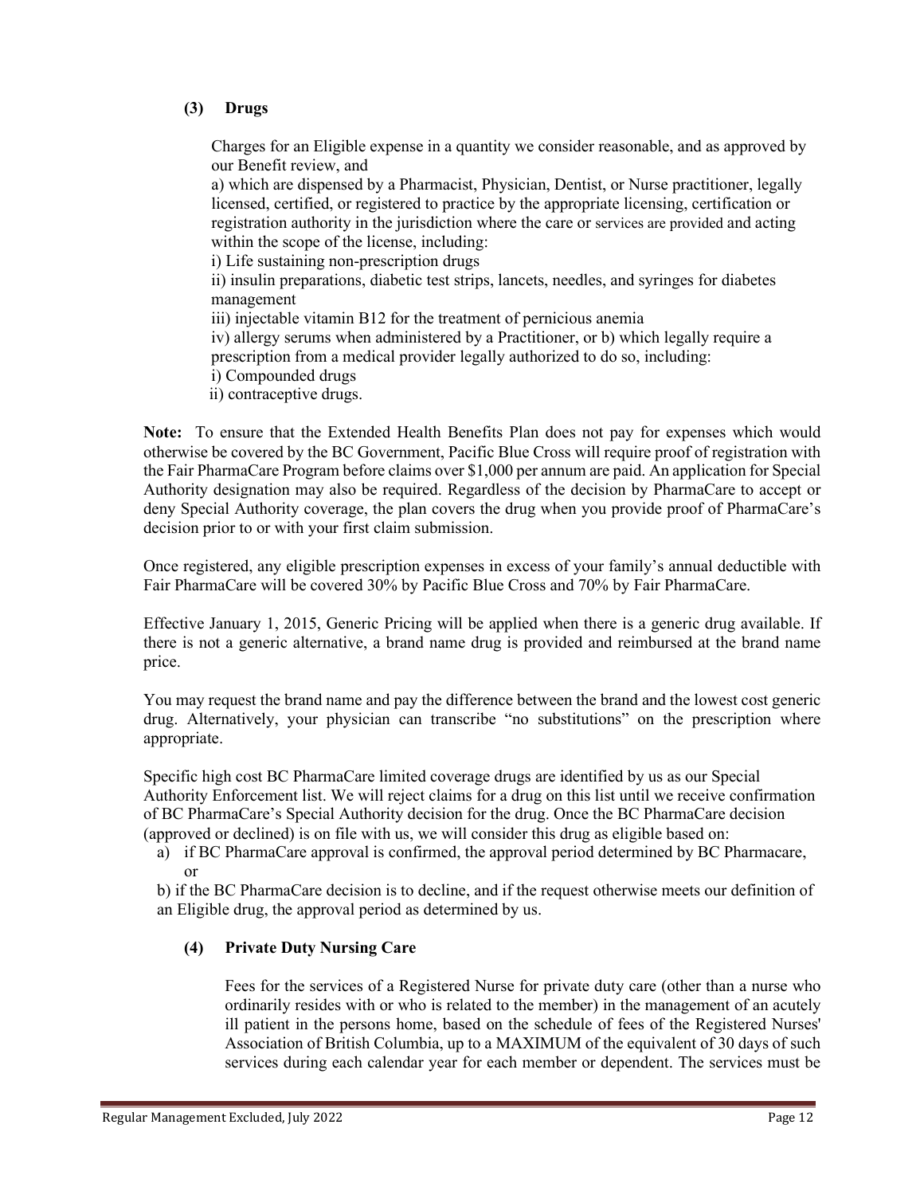### (3) Drugs

Charges for an Eligible expense in a quantity we consider reasonable, and as approved by our Benefit review, and

a) which are dispensed by a Pharmacist, Physician, Dentist, or Nurse practitioner, legally licensed, certified, or registered to practice by the appropriate licensing, certification or registration authority in the jurisdiction where the care or services are provided and acting within the scope of the license, including:

i) Life sustaining non-prescription drugs

ii) insulin preparations, diabetic test strips, lancets, needles, and syringes for diabetes management

iii) injectable vitamin B12 for the treatment of pernicious anemia

iv) allergy serums when administered by a Practitioner, or b) which legally require a prescription from a medical provider legally authorized to do so, including:

i) Compounded drugs

ii) contraceptive drugs.

**Note:** To ensure that the Extended Health Benefits Plan does not pay for expenses which would otherwise be covered by the BC Government, Pacific Blue Cross will require proof of registration with the Fair PharmaCare Program before claims over $1,000 per annum are paid. An application for Special Authority designation may also be required. Regardless of the decision by PharmaCare to accept or deny Special Authority coverage, the plan covers the drug when you provide proof of PharmaCare's decision prior to or with your first claim submission.

Once registered, any eligible prescription expenses in excess of your family's annual deductible with Fair PharmaCare will be covered 30% by Pacific Blue Cross and 70% by Fair PharmaCare.

Effective January 1, 2015, Generic Pricing will be applied when there is a generic drug available. If there is not a generic alternative, a brand name drug is provided and reimbursed at the brand name price.

You may request the brand name and pay the difference between the brand and the lowest cost generic drug. Alternatively, your physician can transcribe "no substitutions" on the prescription where appropriate.

Specific high cost BC PharmaCare limited coverage drugs are identified by us as our Special Authority Enforcement list. We will reject claims for a drug on this list until we receive confirmation of BC PharmaCare's Special Authority decision for the drug. Once the BC PharmaCare decision (approved or declined) is on file with us, we will consider this drug as eligible based on:

a) if BC PharmaCare approval is confirmed, the approval period determined by BC Pharmacare, or

b) if the BC PharmaCare decision is to decline, and if the request otherwise meets our definition of an Eligible drug, the approval period as determined by us.

### (4) Private Duty Nursing Care

Fees for the services of a Registered Nurse for private duty care (other than a nurse who ordinarily resides with or who is related to the member) in the management of an acutely ill patient in the persons home, based on the schedule of fees of the Registered Nurses' Association of British Columbia, up to a MAXIMUM of the equivalent of 30 days of such services during each calendar year for each member or dependent. The services must be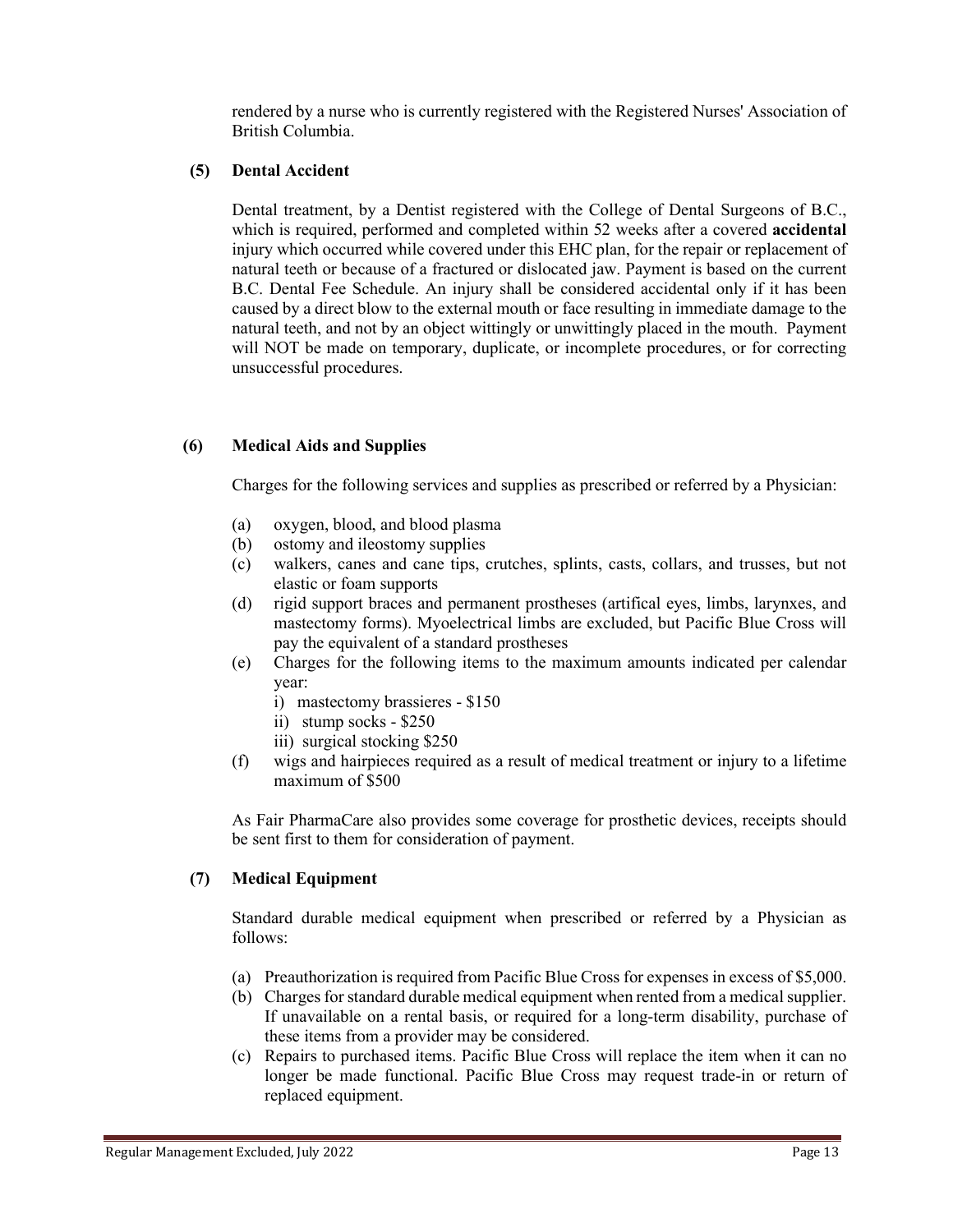rendered by a nurse who is currently registered with the Registered Nurses' Association of British Columbia.

**(5) Dental Accident**

Dental treatment, by a Dentist registered with the College of Dental Surgeons of B.C., which is required, performed and completed within 52 weeks after a covered **accidental** injury which occurred while covered under this EHC plan, for the repair or replacement of natural teeth or because of a fractured or dislocated jaw. Payment is based on the current B.C. Dental Fee Schedule. An injury shall be considered accidental only if it has been caused by a direct blow to the external mouth or face resulting in immediate damage to the natural teeth, and not by an object wittingly or unwittingly placed in the mouth. Payment will NOT be made on temporary, duplicate, or incomplete procedures, or for correcting unsuccessful procedures.

**(6) Medical Aids and Supplies**

Charges for the following services and supplies as prescribed or referred by a Physician:

(a) oxygen, blood, and blood plasma
(b) ostomy and ileostomy supplies
(c) walkers, canes and cane tips, crutches, splints, casts, collars, and trusses, but not elastic or foam supports
(d) rigid support braces and permanent prostheses (artifical eyes, limbs, larynxes, and mastectomy forms). Myoelectrical limbs are excluded, but Pacific Blue Cross will pay the equivalent of a standard prostheses
(e) Charges for the following items to the maximum amounts indicated per calendar year:
    i) mastectomy brassieres - $150
    ii) stump socks - $250
    iii) surgical stocking $250
(f) wigs and hairpieces required as a result of medical treatment or injury to a lifetime maximum of $500

As Fair PharmaCare also provides some coverage for prosthetic devices, receipts should be sent first to them for consideration of payment.

**(7) Medical Equipment**

Standard durable medical equipment when prescribed or referred by a Physician as follows:

(a) Preauthorization is required from Pacific Blue Cross for expenses in excess of $5,000.
(b) Charges for standard durable medical equipment when rented from a medical supplier. If unavailable on a rental basis, or required for a long-term disability, purchase of these items from a provider may be considered.
(c) Repairs to purchased items. Pacific Blue Cross will replace the item when it can no longer be made functional. Pacific Blue Cross may request trade-in or return of replaced equipment.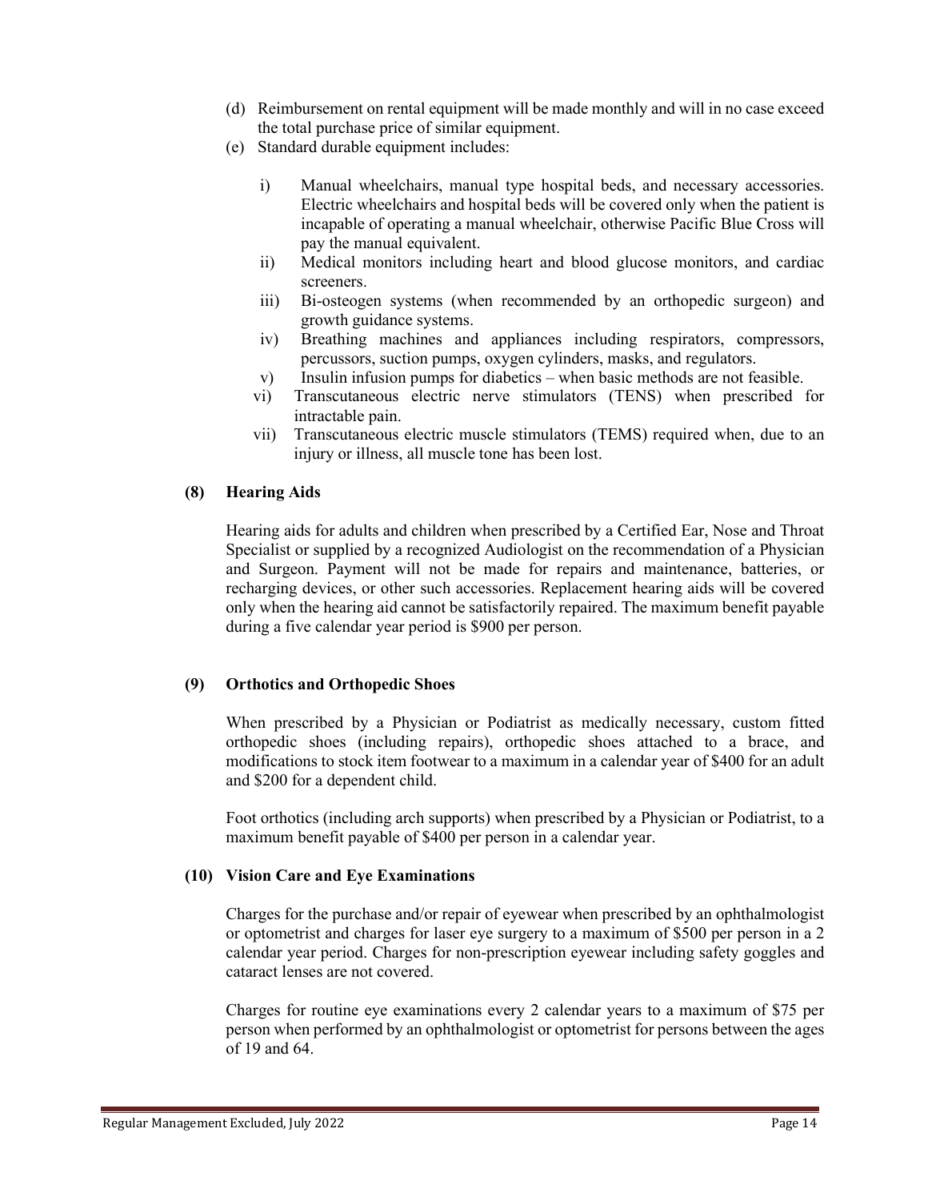(d) Reimbursement on rental equipment will be made monthly and will in no case exceed the total purchase price of similar equipment.

(e) Standard durable equipment includes:

   i) Manual wheelchairs, manual type hospital beds, and necessary accessories. Electric wheelchairs and hospital beds will be covered only when the patient is incapable of operating a manual wheelchair, otherwise Pacific Blue Cross will pay the manual equivalent.
   ii) Medical monitors including heart and blood glucose monitors, and cardiac screeners.
   iii) Bi-osteogen systems (when recommended by an orthopedic surgeon) and growth guidance systems.
   iv) Breathing machines and appliances including respirators, compressors, percussors, suction pumps, oxygen cylinders, masks, and regulators.
   v) Insulin infusion pumps for diabetics – when basic methods are not feasible.
   vi) Transcutaneous electric nerve stimulators (TENS) when prescribed for intractable pain.
   vii) Transcutaneous electric muscle stimulators (TEMS) required when, due to an injury or illness, all muscle tone has been lost.

### (8) Hearing Aids

Hearing aids for adults and children when prescribed by a Certified Ear, Nose and Throat Specialist or supplied by a recognized Audiologist on the recommendation of a Physician and Surgeon. Payment will not be made for repairs and maintenance, batteries, or recharging devices, or other such accessories. Replacement hearing aids will be covered only when the hearing aid cannot be satisfactorily repaired. The maximum benefit payable during a five calendar year period is $900 per person.

### (9) Orthotics and Orthopedic Shoes

When prescribed by a Physician or Podiatrist as medically necessary, custom fitted orthopedic shoes (including repairs), orthopedic shoes attached to a brace, and modifications to stock item footwear to a maximum in a calendar year of $400 for an adult and $200 for a dependent child.

Foot orthotics (including arch supports) when prescribed by a Physician or Podiatrist, to a maximum benefit payable of $400 per person in a calendar year.

### (10) Vision Care and Eye Examinations

Charges for the purchase and/or repair of eyewear when prescribed by an ophthalmologist or optometrist and charges for laser eye surgery to a maximum of $500 per person in a 2 calendar year period. Charges for non-prescription eyewear including safety goggles and cataract lenses are not covered.

Charges for routine eye examinations every 2 calendar years to a maximum of $75 per person when performed by an ophthalmologist or optometrist for persons between the ages of 19 and 64.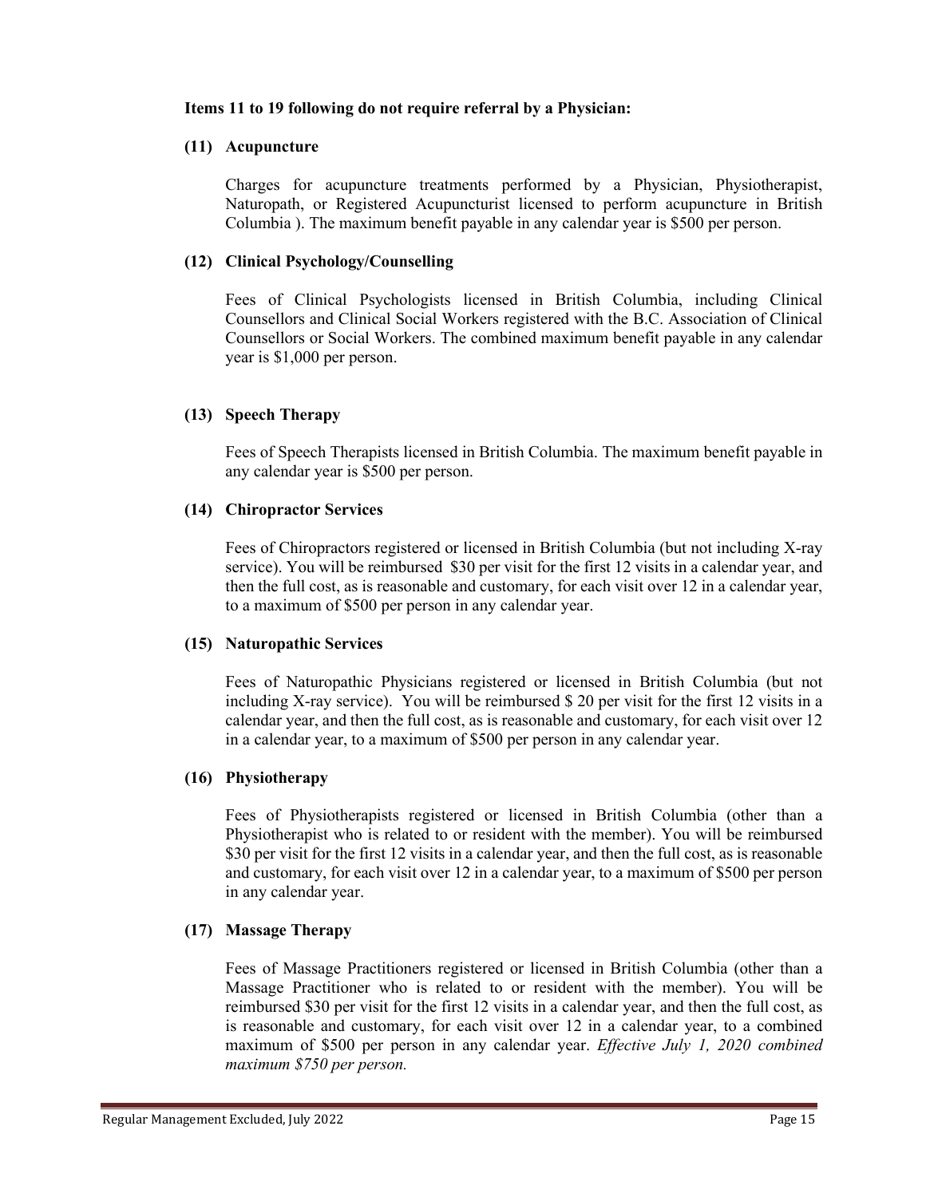**Items 11 to 19 following do not require referral by a Physician:**

**(11) Acupuncture**

Charges for acupuncture treatments performed by a Physician, Physiotherapist, Naturopath, or Registered Acupuncturist licensed to perform acupuncture in British Columbia ). The maximum benefit payable in any calendar year is $500 per person.

**(12) Clinical Psychology/Counselling**

Fees of Clinical Psychologists licensed in British Columbia, including Clinical Counsellors and Clinical Social Workers registered with the B.C. Association of Clinical Counsellors or Social Workers. The combined maximum benefit payable in any calendar year is $1,000 per person.

**(13) Speech Therapy**

Fees of Speech Therapists licensed in British Columbia. The maximum benefit payable in any calendar year is $500 per person.

**(14) Chiropractor Services**

Fees of Chiropractors registered or licensed in British Columbia (but not including X-ray service). You will be reimbursed $30 per visit for the first 12 visits in a calendar year, and then the full cost, as is reasonable and customary, for each visit over 12 in a calendar year, to a maximum of $500 per person in any calendar year.

**(15) Naturopathic Services**

Fees of Naturopathic Physicians registered or licensed in British Columbia (but not including X-ray service). You will be reimbursed $ 20 per visit for the first 12 visits in a calendar year, and then the full cost, as is reasonable and customary, for each visit over 12 in a calendar year, to a maximum of $500 per person in any calendar year.

**(16) Physiotherapy**

Fees of Physiotherapists registered or licensed in British Columbia (other than a Physiotherapist who is related to or resident with the member). You will be reimbursed $30 per visit for the first 12 visits in a calendar year, and then the full cost, as is reasonable and customary, for each visit over 12 in a calendar year, to a maximum of $500 per person in any calendar year.

**(17) Massage Therapy**

Fees of Massage Practitioners registered or licensed in British Columbia (other than a Massage Practitioner who is related to or resident with the member). You will be reimbursed $30 per visit for the first 12 visits in a calendar year, and then the full cost, as is reasonable and customary, for each visit over 12 in a calendar year, to a combined maximum of $500 per person in any calendar year. *Effective July 1, 2020 combined maximum $750 per person.*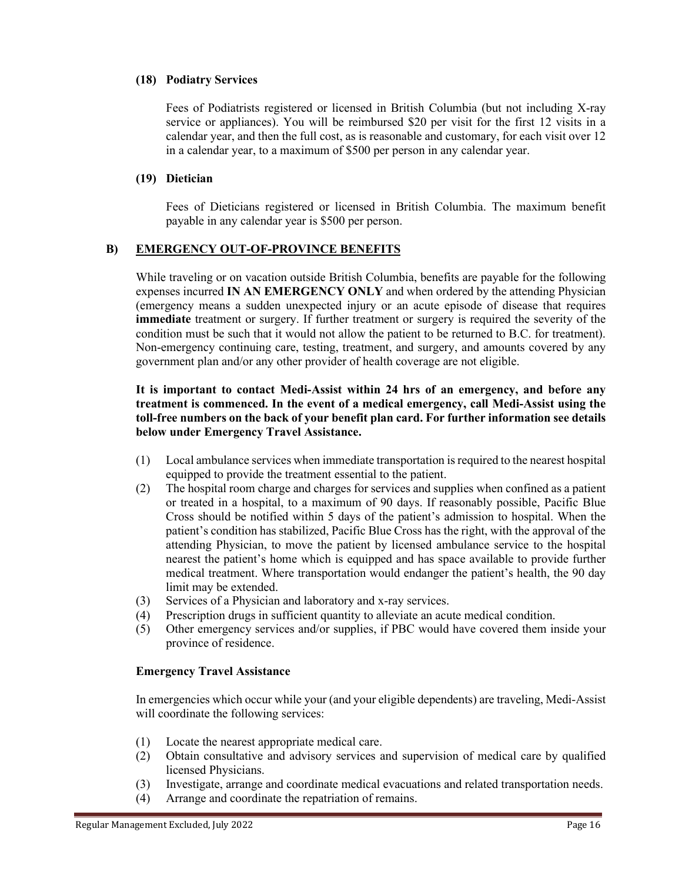#### (18) Podiatry Services

Fees of Podiatrists registered or licensed in British Columbia (but not including X-ray service or appliances). You will be reimbursed $20 per visit for the first 12 visits in a calendar year, and then the full cost, as is reasonable and customary, for each visit over 12 in a calendar year, to a maximum of $500 per person in any calendar year.

#### (19) Dietician

Fees of Dieticians registered or licensed in British Columbia. The maximum benefit payable in any calendar year is $500 per person.

### B) EMERGENCY OUT-OF-PROVINCE BENEFITS

While traveling or on vacation outside British Columbia, benefits are payable for the following expenses incurred **IN AN EMERGENCY ONLY** and when ordered by the attending Physician (emergency means a sudden unexpected injury or an acute episode of disease that requires **immediate** treatment or surgery. If further treatment or surgery is required the severity of the condition must be such that it would not allow the patient to be returned to B.C. for treatment). Non-emergency continuing care, testing, treatment, and surgery, and amounts covered by any government plan and/or any other provider of health coverage are not eligible.

**It is important to contact Medi-Assist within 24 hrs of an emergency, and before any treatment is commenced. In the event of a medical emergency, call Medi-Assist using the toll-free numbers on the back of your benefit plan card. For further information see details below under Emergency Travel Assistance.**

(1) Local ambulance services when immediate transportation is required to the nearest hospital equipped to provide the treatment essential to the patient.
(2) The hospital room charge and charges for services and supplies when confined as a patient or treated in a hospital, to a maximum of 90 days. If reasonably possible, Pacific Blue Cross should be notified within 5 days of the patient's admission to hospital. When the patient's condition has stabilized, Pacific Blue Cross has the right, with the approval of the attending Physician, to move the patient by licensed ambulance service to the hospital nearest the patient's home which is equipped and has space available to provide further medical treatment. Where transportation would endanger the patient's health, the 90 day limit may be extended.
(3) Services of a Physician and laboratory and x-ray services.
(4) Prescription drugs in sufficient quantity to alleviate an acute medical condition.
(5) Other emergency services and/or supplies, if PBC would have covered them inside your province of residence.

#### Emergency Travel Assistance

In emergencies which occur while your (and your eligible dependents) are traveling, Medi-Assist will coordinate the following services:

(1) Locate the nearest appropriate medical care.
(2) Obtain consultative and advisory services and supervision of medical care by qualified licensed Physicians.
(3) Investigate, arrange and coordinate medical evacuations and related transportation needs.
(4) Arrange and coordinate the repatriation of remains.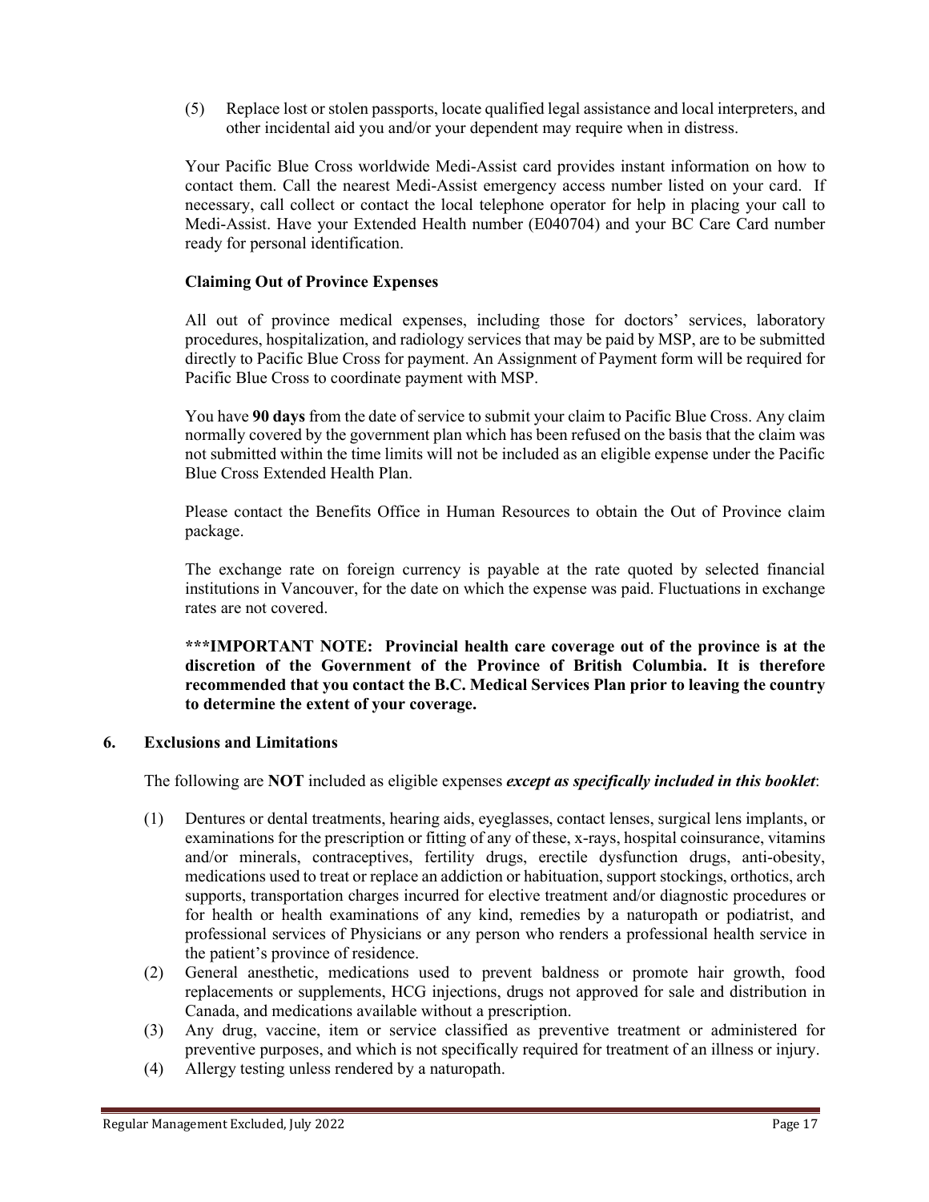(5) Replace lost or stolen passports, locate qualified legal assistance and local interpreters, and other incidental aid you and/or your dependent may require when in distress.

Your Pacific Blue Cross worldwide Medi-Assist card provides instant information on how to contact them. Call the nearest Medi-Assist emergency access number listed on your card. If necessary, call collect or contact the local telephone operator for help in placing your call to Medi-Assist. Have your Extended Health number (E040704) and your BC Care Card number ready for personal identification.

**Claiming Out of Province Expenses**

All out of province medical expenses, including those for doctors' services, laboratory procedures, hospitalization, and radiology services that may be paid by MSP, are to be submitted directly to Pacific Blue Cross for payment. An Assignment of Payment form will be required for Pacific Blue Cross to coordinate payment with MSP.

You have **90 days** from the date of service to submit your claim to Pacific Blue Cross. Any claim normally covered by the government plan which has been refused on the basis that the claim was not submitted within the time limits will not be included as an eligible expense under the Pacific Blue Cross Extended Health Plan.

Please contact the Benefits Office in Human Resources to obtain the Out of Province claim package.

The exchange rate on foreign currency is payable at the rate quoted by selected financial institutions in Vancouver, for the date on which the expense was paid. Fluctuations in exchange rates are not covered.

**\*\*\*IMPORTANT NOTE: Provincial health care coverage out of the province is at the discretion of the Government of the Province of British Columbia. It is therefore recommended that you contact the B.C. Medical Services Plan prior to leaving the country to determine the extent of your coverage.**

## 6. Exclusions and Limitations

The following are **NOT** included as eligible expenses ***except as specifically included in this booklet***:

(1) Dentures or dental treatments, hearing aids, eyeglasses, contact lenses, surgical lens implants, or examinations for the prescription or fitting of any of these, x-rays, hospital coinsurance, vitamins and/or minerals, contraceptives, fertility drugs, erectile dysfunction drugs, anti-obesity, medications used to treat or replace an addiction or habituation, support stockings, orthotics, arch supports, transportation charges incurred for elective treatment and/or diagnostic procedures or for health or health examinations of any kind, remedies by a naturopath or podiatrist, and professional services of Physicians or any person who renders a professional health service in the patient's province of residence.

(2) General anesthetic, medications used to prevent baldness or promote hair growth, food replacements or supplements, HCG injections, drugs not approved for sale and distribution in Canada, and medications available without a prescription.

(3) Any drug, vaccine, item or service classified as preventive treatment or administered for preventive purposes, and which is not specifically required for treatment of an illness or injury.

(4) Allergy testing unless rendered by a naturopath.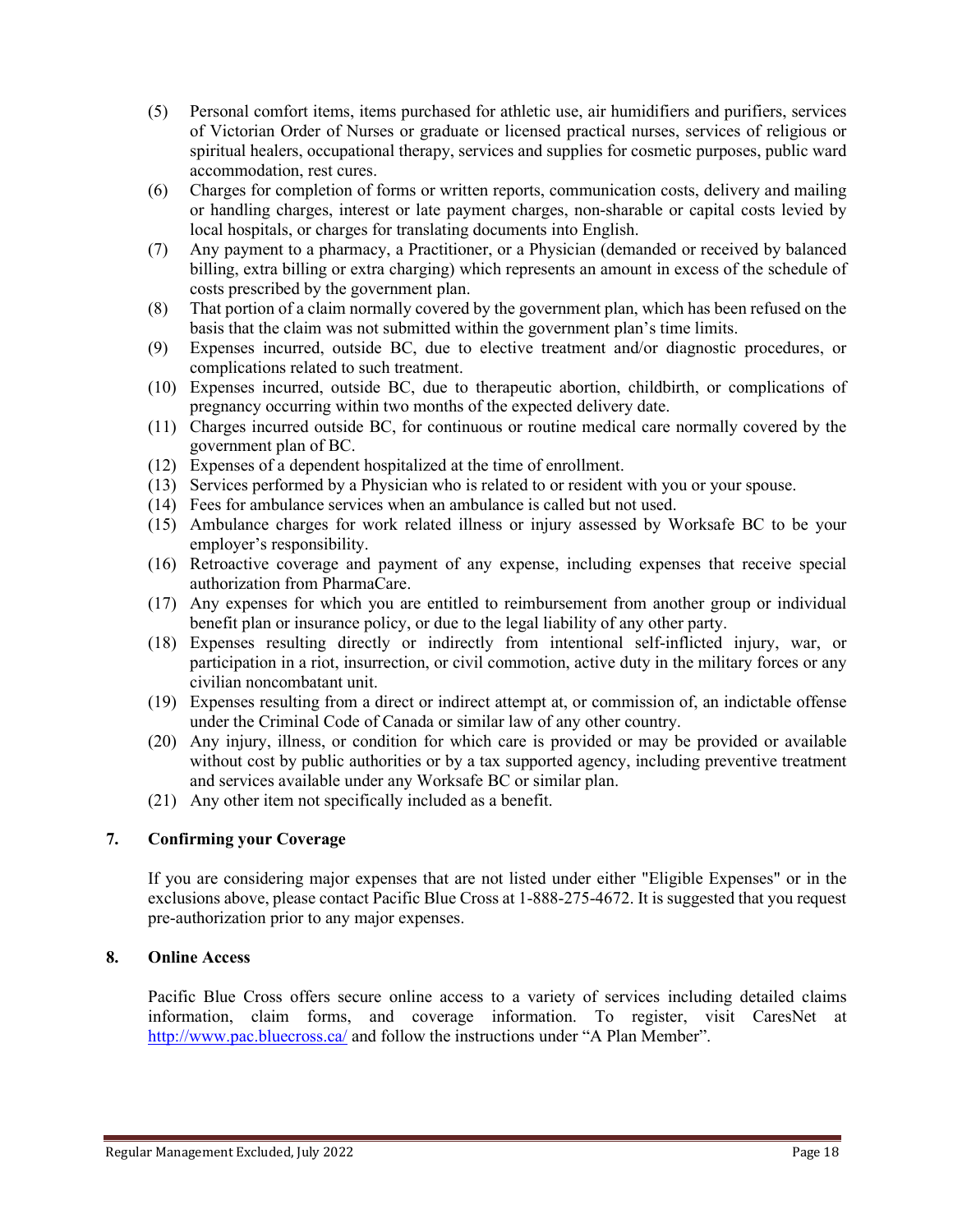(5) Personal comfort items, items purchased for athletic use, air humidifiers and purifiers, services of Victorian Order of Nurses or graduate or licensed practical nurses, services of religious or spiritual healers, occupational therapy, services and supplies for cosmetic purposes, public ward accommodation, rest cures.

(6) Charges for completion of forms or written reports, communication costs, delivery and mailing or handling charges, interest or late payment charges, non-sharable or capital costs levied by local hospitals, or charges for translating documents into English.

(7) Any payment to a pharmacy, a Practitioner, or a Physician (demanded or received by balanced billing, extra billing or extra charging) which represents an amount in excess of the schedule of costs prescribed by the government plan.

(8) That portion of a claim normally covered by the government plan, which has been refused on the basis that the claim was not submitted within the government plan's time limits.

(9) Expenses incurred, outside BC, due to elective treatment and/or diagnostic procedures, or complications related to such treatment.

(10) Expenses incurred, outside BC, due to therapeutic abortion, childbirth, or complications of pregnancy occurring within two months of the expected delivery date.

(11) Charges incurred outside BC, for continuous or routine medical care normally covered by the government plan of BC.

(12) Expenses of a dependent hospitalized at the time of enrollment.

(13) Services performed by a Physician who is related to or resident with you or your spouse.

(14) Fees for ambulance services when an ambulance is called but not used.

(15) Ambulance charges for work related illness or injury assessed by Worksafe BC to be your employer's responsibility.

(16) Retroactive coverage and payment of any expense, including expenses that receive special authorization from PharmaCare.

(17) Any expenses for which you are entitled to reimbursement from another group or individual benefit plan or insurance policy, or due to the legal liability of any other party.

(18) Expenses resulting directly or indirectly from intentional self-inflicted injury, war, or participation in a riot, insurrection, or civil commotion, active duty in the military forces or any civilian noncombatant unit.

(19) Expenses resulting from a direct or indirect attempt at, or commission of, an indictable offense under the Criminal Code of Canada or similar law of any other country.

(20) Any injury, illness, or condition for which care is provided or may be provided or available without cost by public authorities or by a tax supported agency, including preventive treatment and services available under any Worksafe BC or similar plan.

(21) Any other item not specifically included as a benefit.

## 7. Confirming your Coverage

If you are considering major expenses that are not listed under either "Eligible Expenses" or in the exclusions above, please contact Pacific Blue Cross at 1-888-275-4672. It is suggested that you request pre-authorization prior to any major expenses.

## 8. Online Access

Pacific Blue Cross offers secure online access to a variety of services including detailed claims information, claim forms, and coverage information. To register, visit CaresNet at [http://www.pac.bluecross.ca/](http://www.pac.bluecross.ca/) and follow the instructions under "A Plan Member".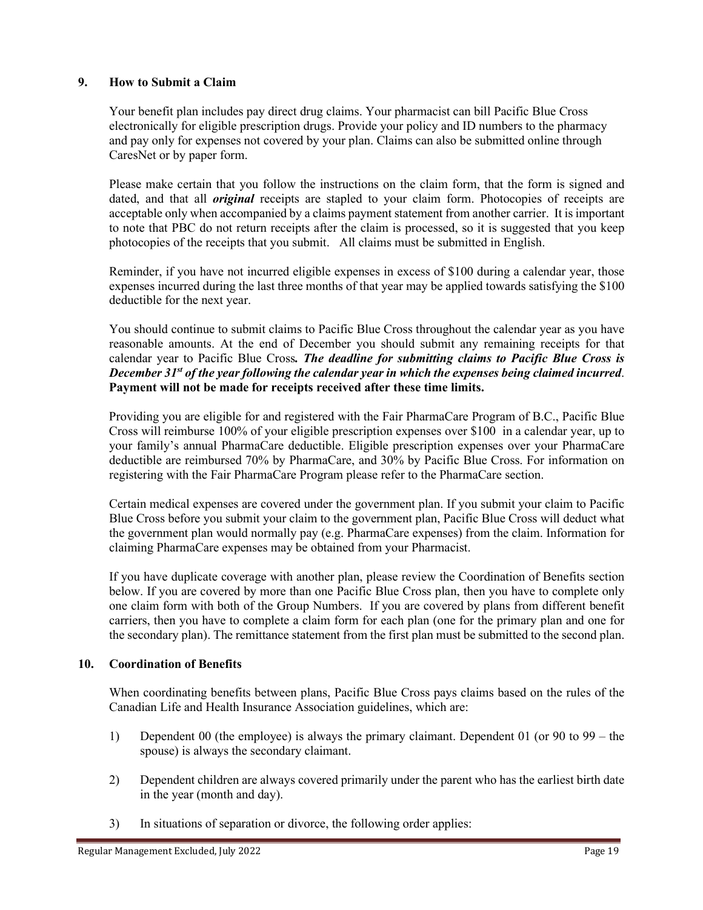## 9. How to Submit a Claim

Your benefit plan includes pay direct drug claims. Your pharmacist can bill Pacific Blue Cross electronically for eligible prescription drugs. Provide your policy and ID numbers to the pharmacy and pay only for expenses not covered by your plan. Claims can also be submitted online through CaresNet or by paper form.

Please make certain that you follow the instructions on the claim form, that the form is signed and dated, and that all ***original*** receipts are stapled to your claim form. Photocopies of receipts are acceptable only when accompanied by a claims payment statement from another carrier. It is important to note that PBC do not return receipts after the claim is processed, so it is suggested that you keep photocopies of the receipts that you submit. All claims must be submitted in English.

Reminder, if you have not incurred eligible expenses in excess of $100 during a calendar year, those expenses incurred during the last three months of that year may be applied towards satisfying the $100 deductible for the next year.

You should continue to submit claims to Pacific Blue Cross throughout the calendar year as you have reasonable amounts. At the end of December you should submit any remaining receipts for that calendar year to Pacific Blue Cross***. The deadline for submitting claims to Pacific Blue Cross is December 31st of the year following the calendar year in which the expenses being claimed incurred***. **Payment will not be made for receipts received after these time limits.**

Providing you are eligible for and registered with the Fair PharmaCare Program of B.C., Pacific Blue Cross will reimburse 100% of your eligible prescription expenses over $100 in a calendar year, up to your family's annual PharmaCare deductible. Eligible prescription expenses over your PharmaCare deductible are reimbursed 70% by PharmaCare, and 30% by Pacific Blue Cross. For information on registering with the Fair PharmaCare Program please refer to the PharmaCare section.

Certain medical expenses are covered under the government plan. If you submit your claim to Pacific Blue Cross before you submit your claim to the government plan, Pacific Blue Cross will deduct what the government plan would normally pay (e.g. PharmaCare expenses) from the claim. Information for claiming PharmaCare expenses may be obtained from your Pharmacist.

If you have duplicate coverage with another plan, please review the Coordination of Benefits section below. If you are covered by more than one Pacific Blue Cross plan, then you have to complete only one claim form with both of the Group Numbers. If you are covered by plans from different benefit carriers, then you have to complete a claim form for each plan (one for the primary plan and one for the secondary plan). The remittance statement from the first plan must be submitted to the second plan.

## 10. Coordination of Benefits

When coordinating benefits between plans, Pacific Blue Cross pays claims based on the rules of the Canadian Life and Health Insurance Association guidelines, which are:

1) Dependent 00 (the employee) is always the primary claimant. Dependent 01 (or 90 to 99 – the spouse) is always the secondary claimant.

2) Dependent children are always covered primarily under the parent who has the earliest birth date in the year (month and day).

3) In situations of separation or divorce, the following order applies: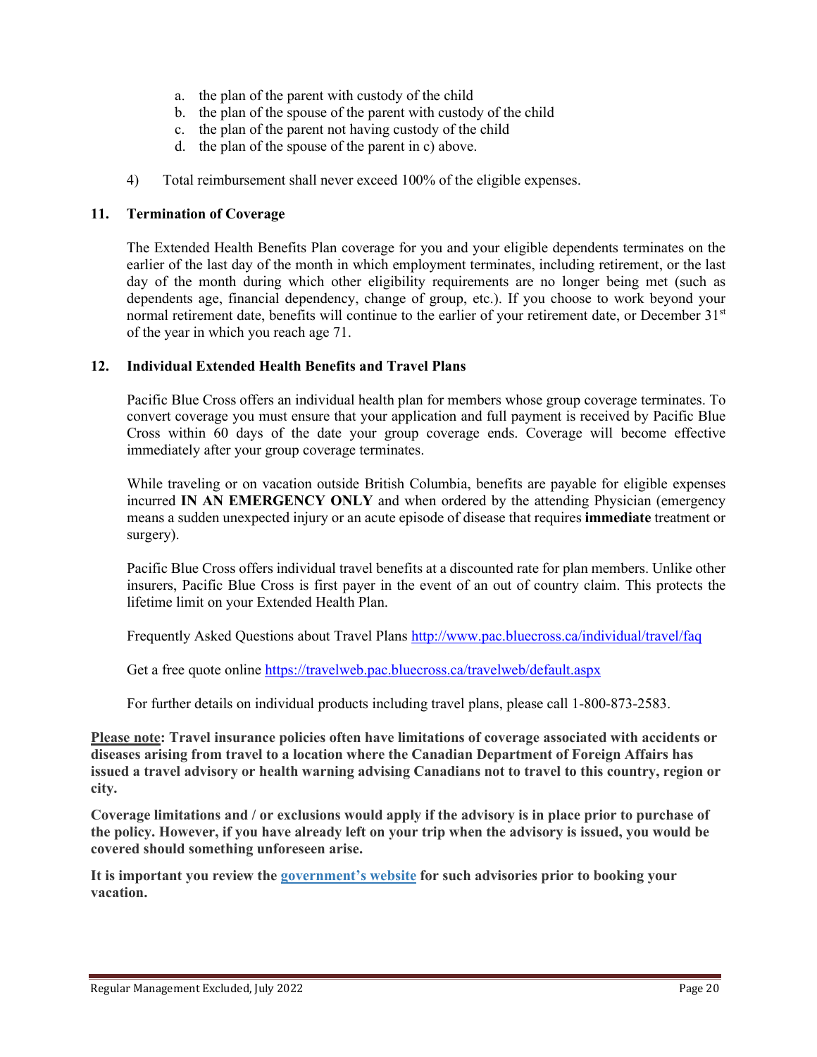a. the plan of the parent with custody of the child
b. the plan of the spouse of the parent with custody of the child
c. the plan of the parent not having custody of the child
d. the plan of the spouse of the parent in c) above.

4) Total reimbursement shall never exceed 100% of the eligible expenses.

## 11. Termination of Coverage

The Extended Health Benefits Plan coverage for you and your eligible dependents terminates on the earlier of the last day of the month in which employment terminates, including retirement, or the last day of the month during which other eligibility requirements are no longer being met (such as dependents age, financial dependency, change of group, etc.). If you choose to work beyond your normal retirement date, benefits will continue to the earlier of your retirement date, or December 31st of the year in which you reach age 71.

## 12. Individual Extended Health Benefits and Travel Plans

Pacific Blue Cross offers an individual health plan for members whose group coverage terminates. To convert coverage you must ensure that your application and full payment is received by Pacific Blue Cross within 60 days of the date your group coverage ends. Coverage will become effective immediately after your group coverage terminates.

While traveling or on vacation outside British Columbia, benefits are payable for eligible expenses incurred **IN AN EMERGENCY ONLY** and when ordered by the attending Physician (emergency means a sudden unexpected injury or an acute episode of disease that requires **immediate** treatment or surgery).

Pacific Blue Cross offers individual travel benefits at a discounted rate for plan members. Unlike other insurers, Pacific Blue Cross is first payer in the event of an out of country claim. This protects the lifetime limit on your Extended Health Plan.

Frequently Asked Questions about Travel Plans http://www.pac.bluecross.ca/individual/travel/faq

Get a free quote online https://travelweb.pac.bluecross.ca/travelweb/default.aspx

For further details on individual products including travel plans, please call 1-800-873-2583.

**Please note: Travel insurance policies often have limitations of coverage associated with accidents or diseases arising from travel to a location where the Canadian Department of Foreign Affairs has issued a travel advisory or health warning advising Canadians not to travel to this country, region or city.**

**Coverage limitations and / or exclusions would apply if the advisory is in place prior to purchase of the policy. However, if you have already left on your trip when the advisory is issued, you would be covered should something unforeseen arise.**

**It is important you review the government's website for such advisories prior to booking your vacation.**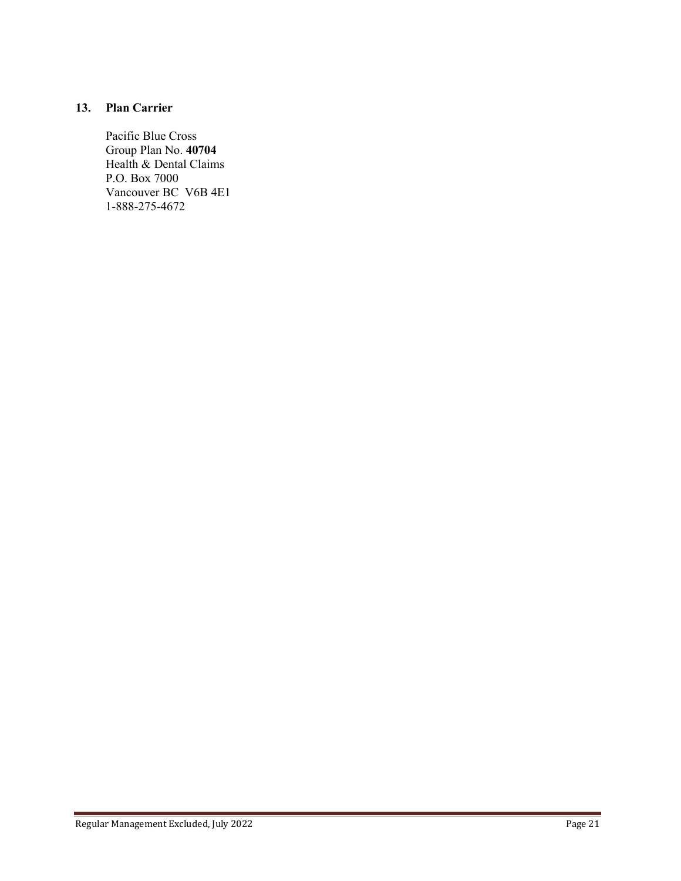## 13. Plan Carrier

Pacific Blue Cross
Group Plan No. **40704**
Health & Dental Claims
P.O. Box 7000
Vancouver BC V6B 4E1
1-888-275-4672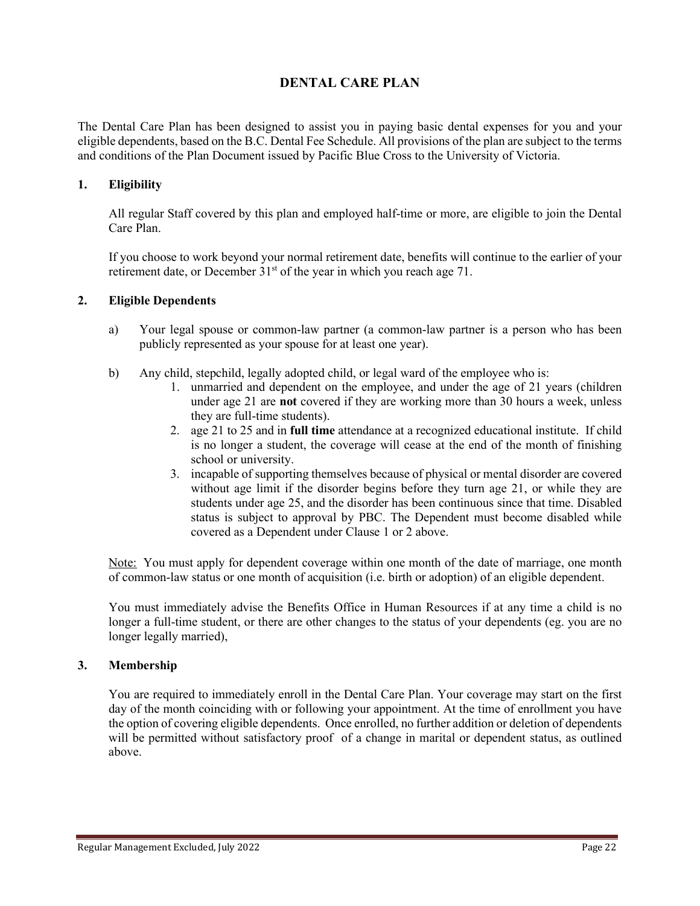# DENTAL CARE PLAN

The Dental Care Plan has been designed to assist you in paying basic dental expenses for you and your eligible dependents, based on the B.C. Dental Fee Schedule. All provisions of the plan are subject to the terms and conditions of the Plan Document issued by Pacific Blue Cross to the University of Victoria.

## 1. Eligibility

All regular Staff covered by this plan and employed half-time or more, are eligible to join the Dental Care Plan.

If you choose to work beyond your normal retirement date, benefits will continue to the earlier of your retirement date, or December 31st of the year in which you reach age 71.

## 2. Eligible Dependents

a) Your legal spouse or common-law partner (a common-law partner is a person who has been publicly represented as your spouse for at least one year).

b) Any child, stepchild, legally adopted child, or legal ward of the employee who is:
   1. unmarried and dependent on the employee, and under the age of 21 years (children under age 21 are **not** covered if they are working more than 30 hours a week, unless they are full-time students).
   2. age 21 to 25 and in **full time** attendance at a recognized educational institute. If child is no longer a student, the coverage will cease at the end of the month of finishing school or university.
   3. incapable of supporting themselves because of physical or mental disorder are covered without age limit if the disorder begins before they turn age 21, or while they are students under age 25, and the disorder has been continuous since that time. Disabled status is subject to approval by PBC. The Dependent must become disabled while covered as a Dependent under Clause 1 or 2 above.

Note: You must apply for dependent coverage within one month of the date of marriage, one month of common-law status or one month of acquisition (i.e. birth or adoption) of an eligible dependent.

You must immediately advise the Benefits Office in Human Resources if at any time a child is no longer a full-time student, or there are other changes to the status of your dependents (eg. you are no longer legally married),

## 3. Membership

You are required to immediately enroll in the Dental Care Plan. Your coverage may start on the first day of the month coinciding with or following your appointment. At the time of enrollment you have the option of covering eligible dependents. Once enrolled, no further addition or deletion of dependents will be permitted without satisfactory proof of a change in marital or dependent status, as outlined above.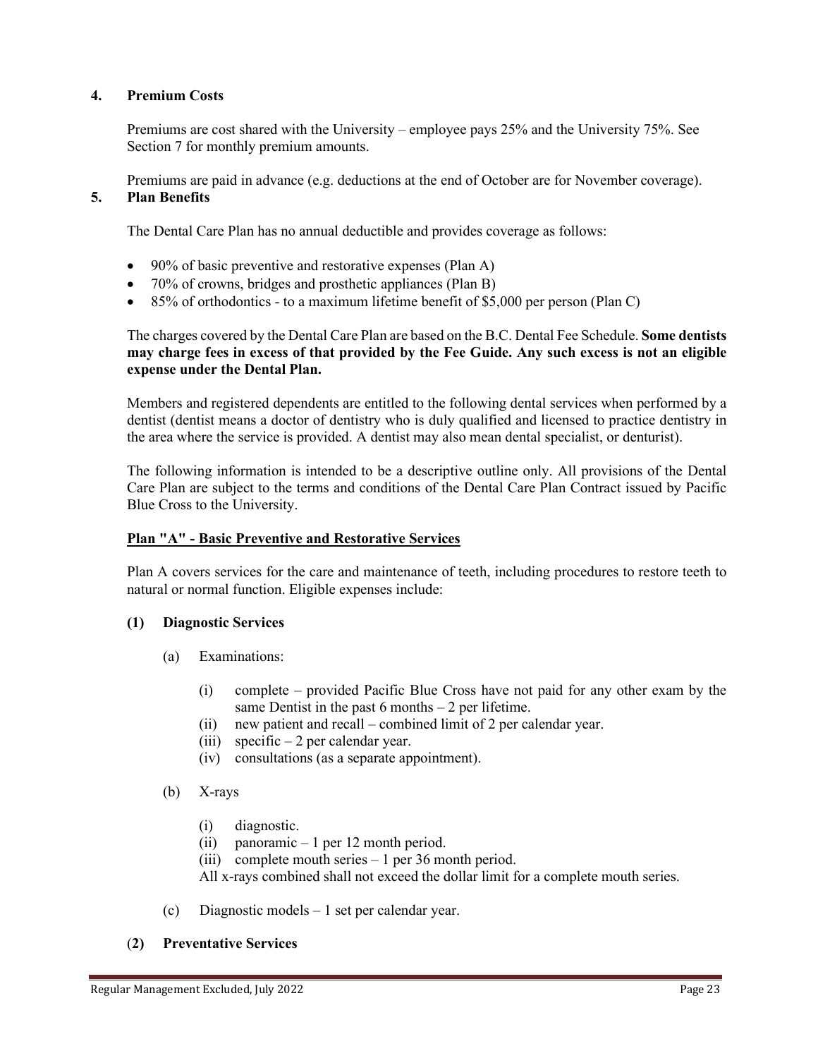## 4. Premium Costs

Premiums are cost shared with the University – employee pays 25% and the University 75%. See Section 7 for monthly premium amounts.

Premiums are paid in advance (e.g. deductions at the end of October are for November coverage).

## 5. Plan Benefits

The Dental Care Plan has no annual deductible and provides coverage as follows:

- 90% of basic preventive and restorative expenses (Plan A)
- 70% of crowns, bridges and prosthetic appliances (Plan B)
- 85% of orthodontics - to a maximum lifetime benefit of $5,000 per person (Plan C)

The charges covered by the Dental Care Plan are based on the B.C. Dental Fee Schedule. **Some dentists may charge fees in excess of that provided by the Fee Guide. Any such excess is not an eligible expense under the Dental Plan.**

Members and registered dependents are entitled to the following dental services when performed by a dentist (dentist means a doctor of dentistry who is duly qualified and licensed to practice dentistry in the area where the service is provided. A dentist may also mean dental specialist, or denturist).

The following information is intended to be a descriptive outline only. All provisions of the Dental Care Plan are subject to the terms and conditions of the Dental Care Plan Contract issued by Pacific Blue Cross to the University.

### Plan "A" - Basic Preventive and Restorative Services

Plan A covers services for the care and maintenance of teeth, including procedures to restore teeth to natural or normal function. Eligible expenses include:

**(1) Diagnostic Services**

(a) Examinations:

(i) complete – provided Pacific Blue Cross have not paid for any other exam by the same Dentist in the past 6 months – 2 per lifetime.
(ii) new patient and recall – combined limit of 2 per calendar year.
(iii) specific – 2 per calendar year.
(iv) consultations (as a separate appointment).

(b) X-rays

(i) diagnostic.
(ii) panoramic – 1 per 12 month period.
(iii) complete mouth series – 1 per 36 month period.
All x-rays combined shall not exceed the dollar limit for a complete mouth series.

(c) Diagnostic models – 1 set per calendar year.

**(2) Preventative Services**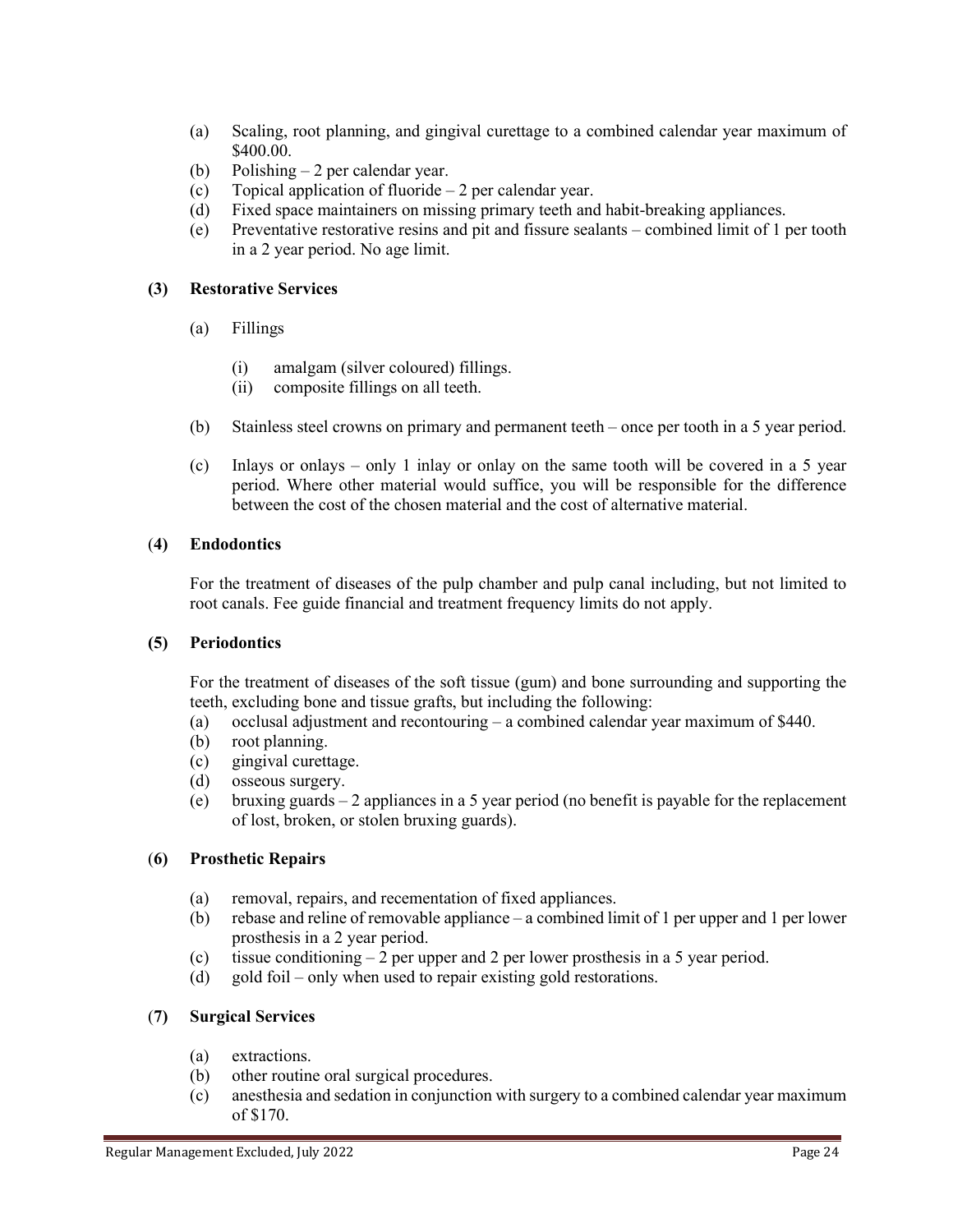(a) Scaling, root planning, and gingival curettage to a combined calendar year maximum of $400.00.
(b) Polishing – 2 per calendar year.
(c) Topical application of fluoride – 2 per calendar year.
(d) Fixed space maintainers on missing primary teeth and habit-breaking appliances.
(e) Preventative restorative resins and pit and fissure sealants – combined limit of 1 per tooth in a 2 year period. No age limit.

**(3) Restorative Services**

(a) Fillings

(i) amalgam (silver coloured) fillings.
(ii) composite fillings on all teeth.

(b) Stainless steel crowns on primary and permanent teeth – once per tooth in a 5 year period.

(c) Inlays or onlays – only 1 inlay or onlay on the same tooth will be covered in a 5 year period. Where other material would suffice, you will be responsible for the difference between the cost of the chosen material and the cost of alternative material.

**(4) Endodontics**

For the treatment of diseases of the pulp chamber and pulp canal including, but not limited to root canals. Fee guide financial and treatment frequency limits do not apply.

**(5) Periodontics**

For the treatment of diseases of the soft tissue (gum) and bone surrounding and supporting the teeth, excluding bone and tissue grafts, but including the following:
(a) occlusal adjustment and recontouring – a combined calendar year maximum of $440.
(b) root planning.
(c) gingival curettage.
(d) osseous surgery.
(e) bruxing guards – 2 appliances in a 5 year period (no benefit is payable for the replacement of lost, broken, or stolen bruxing guards).

**(6) Prosthetic Repairs**

(a) removal, repairs, and recementation of fixed appliances.
(b) rebase and reline of removable appliance – a combined limit of 1 per upper and 1 per lower prosthesis in a 2 year period.
(c) tissue conditioning – 2 per upper and 2 per lower prosthesis in a 5 year period.
(d) gold foil – only when used to repair existing gold restorations.

**(7) Surgical Services**

(a) extractions.
(b) other routine oral surgical procedures.
(c) anesthesia and sedation in conjunction with surgery to a combined calendar year maximum of $170.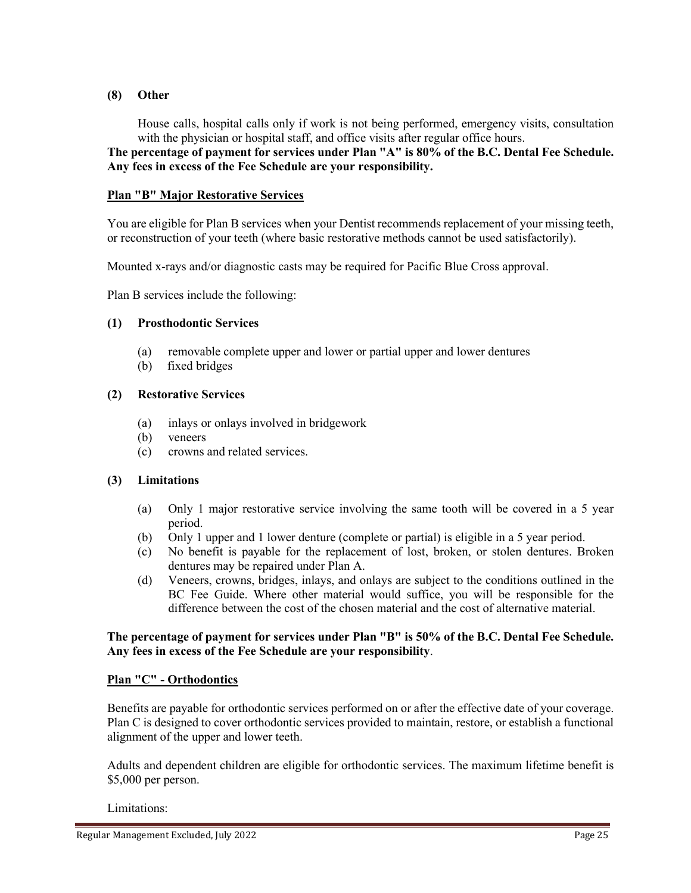**(8) Other**

House calls, hospital calls only if work is not being performed, emergency visits, consultation with the physician or hospital staff, and office visits after regular office hours.

**The percentage of payment for services under Plan "A" is 80% of the B.C. Dental Fee Schedule. Any fees in excess of the Fee Schedule are your responsibility.**

**Plan "B" Major Restorative Services**

You are eligible for Plan B services when your Dentist recommends replacement of your missing teeth, or reconstruction of your teeth (where basic restorative methods cannot be used satisfactorily).

Mounted x-rays and/or diagnostic casts may be required for Pacific Blue Cross approval.

Plan B services include the following:

**(1) Prosthodontic Services**

(a) removable complete upper and lower or partial upper and lower dentures
(b) fixed bridges

**(2) Restorative Services**

(a) inlays or onlays involved in bridgework
(b) veneers
(c) crowns and related services.

**(3) Limitations**

(a) Only 1 major restorative service involving the same tooth will be covered in a 5 year period.
(b) Only 1 upper and 1 lower denture (complete or partial) is eligible in a 5 year period.
(c) No benefit is payable for the replacement of lost, broken, or stolen dentures. Broken dentures may be repaired under Plan A.
(d) Veneers, crowns, bridges, inlays, and onlays are subject to the conditions outlined in the BC Fee Guide. Where other material would suffice, you will be responsible for the difference between the cost of the chosen material and the cost of alternative material.

**The percentage of payment for services under Plan "B" is 50% of the B.C. Dental Fee Schedule. Any fees in excess of the Fee Schedule are your responsibility**.

**Plan "C" - Orthodontics**

Benefits are payable for orthodontic services performed on or after the effective date of your coverage. Plan C is designed to cover orthodontic services provided to maintain, restore, or establish a functional alignment of the upper and lower teeth.

Adults and dependent children are eligible for orthodontic services. The maximum lifetime benefit is $5,000 per person.

Limitations: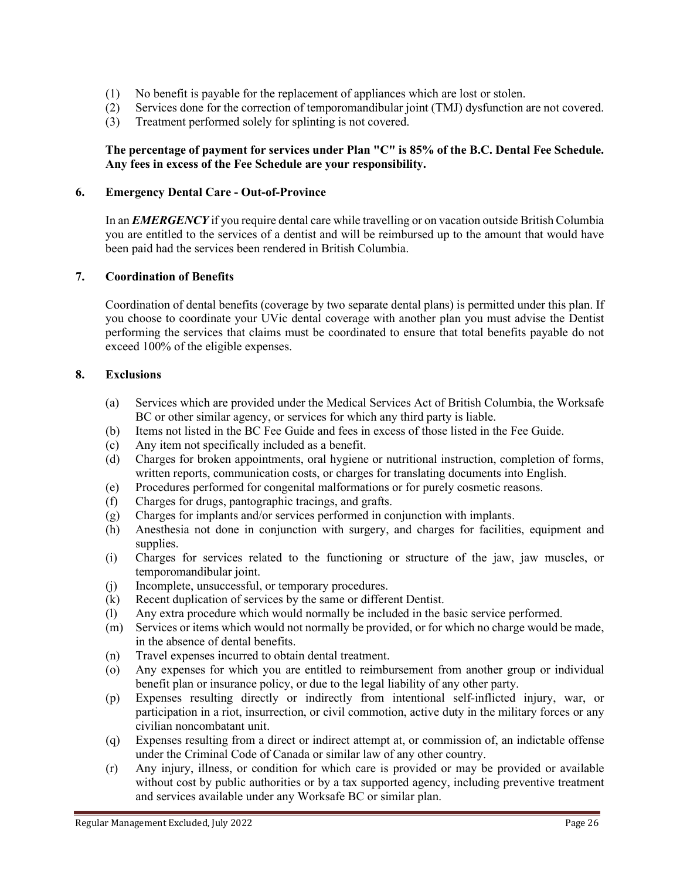(1) No benefit is payable for the replacement of appliances which are lost or stolen.
(2) Services done for the correction of temporomandibular joint (TMJ) dysfunction are not covered.
(3) Treatment performed solely for splinting is not covered.

**The percentage of payment for services under Plan "C" is 85% of the B.C. Dental Fee Schedule. Any fees in excess of the Fee Schedule are your responsibility.**

### 6. Emergency Dental Care - Out-of-Province

In an ***EMERGENCY*** if you require dental care while travelling or on vacation outside British Columbia you are entitled to the services of a dentist and will be reimbursed up to the amount that would have been paid had the services been rendered in British Columbia.

### 7. Coordination of Benefits

Coordination of dental benefits (coverage by two separate dental plans) is permitted under this plan. If you choose to coordinate your UVic dental coverage with another plan you must advise the Dentist performing the services that claims must be coordinated to ensure that total benefits payable do not exceed 100% of the eligible expenses.

### 8. Exclusions

(a) Services which are provided under the Medical Services Act of British Columbia, the Worksafe BC or other similar agency, or services for which any third party is liable.
(b) Items not listed in the BC Fee Guide and fees in excess of those listed in the Fee Guide.
(c) Any item not specifically included as a benefit.
(d) Charges for broken appointments, oral hygiene or nutritional instruction, completion of forms, written reports, communication costs, or charges for translating documents into English.
(e) Procedures performed for congenital malformations or for purely cosmetic reasons.
(f) Charges for drugs, pantographic tracings, and grafts.
(g) Charges for implants and/or services performed in conjunction with implants.
(h) Anesthesia not done in conjunction with surgery, and charges for facilities, equipment and supplies.
(i) Charges for services related to the functioning or structure of the jaw, jaw muscles, or temporomandibular joint.
(j) Incomplete, unsuccessful, or temporary procedures.
(k) Recent duplication of services by the same or different Dentist.
(l) Any extra procedure which would normally be included in the basic service performed.
(m) Services or items which would not normally be provided, or for which no charge would be made, in the absence of dental benefits.
(n) Travel expenses incurred to obtain dental treatment.
(o) Any expenses for which you are entitled to reimbursement from another group or individual benefit plan or insurance policy, or due to the legal liability of any other party.
(p) Expenses resulting directly or indirectly from intentional self-inflicted injury, war, or participation in a riot, insurrection, or civil commotion, active duty in the military forces or any civilian noncombatant unit.
(q) Expenses resulting from a direct or indirect attempt at, or commission of, an indictable offense under the Criminal Code of Canada or similar law of any other country.
(r) Any injury, illness, or condition for which care is provided or may be provided or available without cost by public authorities or by a tax supported agency, including preventive treatment and services available under any Worksafe BC or similar plan.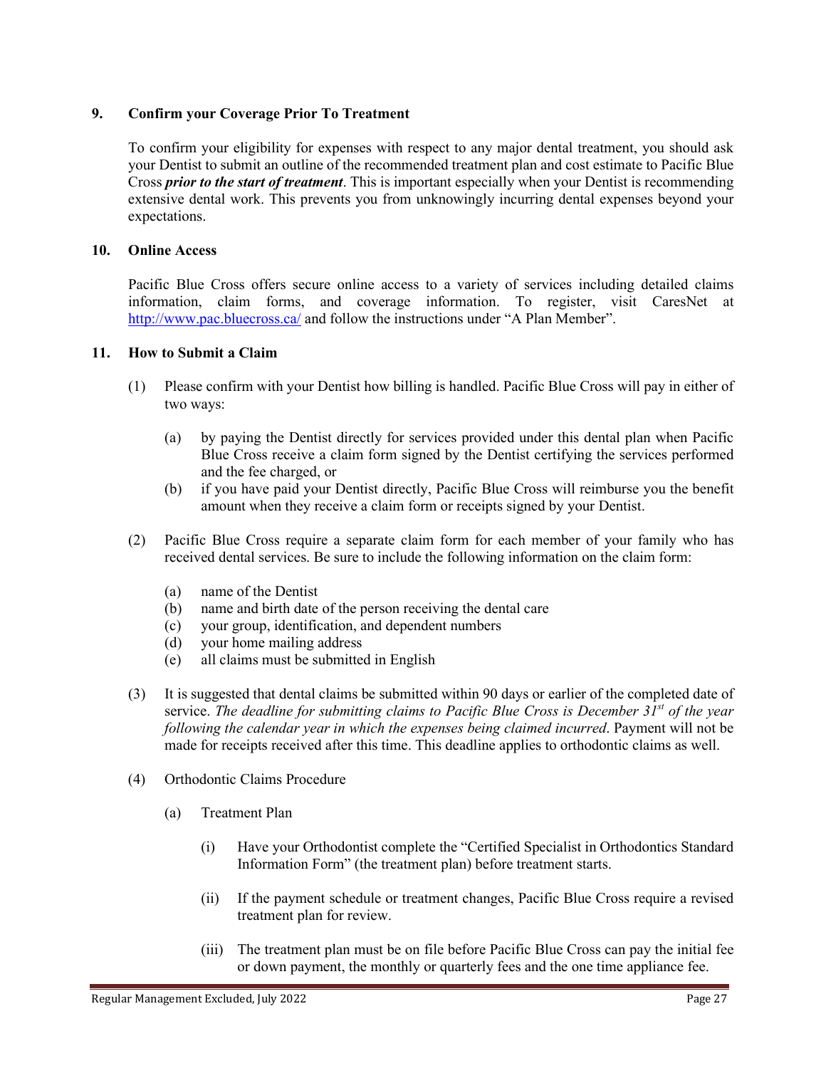## 9. Confirm your Coverage Prior To Treatment

To confirm your eligibility for expenses with respect to any major dental treatment, you should ask your Dentist to submit an outline of the recommended treatment plan and cost estimate to Pacific Blue Cross ***prior to the start of treatment***. This is important especially when your Dentist is recommending extensive dental work. This prevents you from unknowingly incurring dental expenses beyond your expectations.

## 10. Online Access

Pacific Blue Cross offers secure online access to a variety of services including detailed claims information, claim forms, and coverage information. To register, visit CaresNet at [http://www.pac.bluecross.ca/](http://www.pac.bluecross.ca/) and follow the instructions under "A Plan Member".

## 11. How to Submit a Claim

(1) Please confirm with your Dentist how billing is handled. Pacific Blue Cross will pay in either of two ways:

- (a) by paying the Dentist directly for services provided under this dental plan when Pacific Blue Cross receive a claim form signed by the Dentist certifying the services performed and the fee charged, or
- (b) if you have paid your Dentist directly, Pacific Blue Cross will reimburse you the benefit amount when they receive a claim form or receipts signed by your Dentist.

(2) Pacific Blue Cross require a separate claim form for each member of your family who has received dental services. Be sure to include the following information on the claim form:

- (a) name of the Dentist
- (b) name and birth date of the person receiving the dental care
- (c) your group, identification, and dependent numbers
- (d) your home mailing address
- (e) all claims must be submitted in English

(3) It is suggested that dental claims be submitted within 90 days or earlier of the completed date of service. *The deadline for submitting claims to Pacific Blue Cross is December 31st of the year following the calendar year in which the expenses being claimed incurred*. Payment will not be made for receipts received after this time. This deadline applies to orthodontic claims as well.

(4) Orthodontic Claims Procedure

- (a) Treatment Plan
  - (i) Have your Orthodontist complete the "Certified Specialist in Orthodontics Standard Information Form" (the treatment plan) before treatment starts.
  - (ii) If the payment schedule or treatment changes, Pacific Blue Cross require a revised treatment plan for review.
  - (iii) The treatment plan must be on file before Pacific Blue Cross can pay the initial fee or down payment, the monthly or quarterly fees and the one time appliance fee.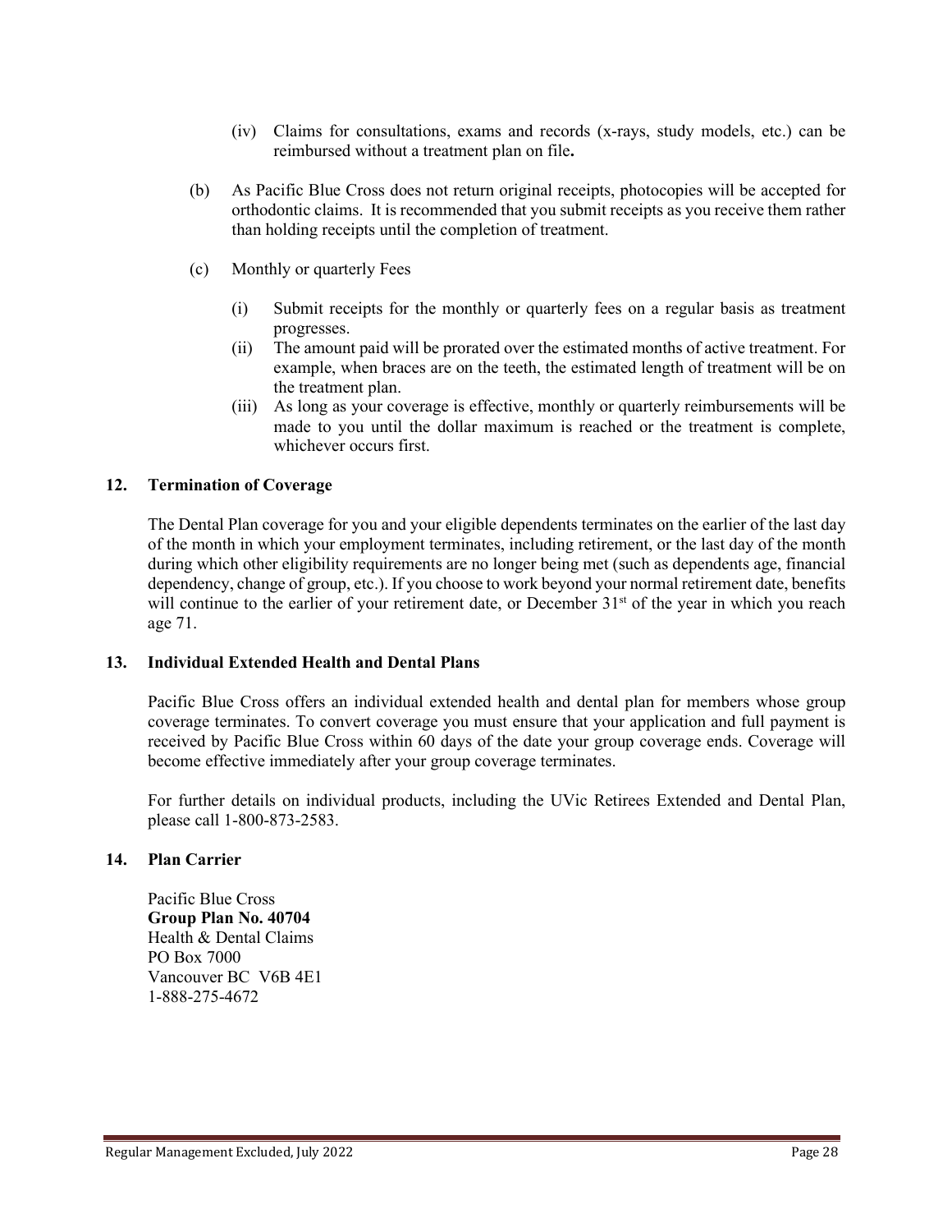(iv) Claims for consultations, exams and records (x-rays, study models, etc.) can be reimbursed without a treatment plan on file**.**

(b) As Pacific Blue Cross does not return original receipts, photocopies will be accepted for orthodontic claims. It is recommended that you submit receipts as you receive them rather than holding receipts until the completion of treatment.

(c) Monthly or quarterly Fees

(i) Submit receipts for the monthly or quarterly fees on a regular basis as treatment progresses.

(ii) The amount paid will be prorated over the estimated months of active treatment. For example, when braces are on the teeth, the estimated length of treatment will be on the treatment plan.

(iii) As long as your coverage is effective, monthly or quarterly reimbursements will be made to you until the dollar maximum is reached or the treatment is complete, whichever occurs first.

## 12. Termination of Coverage

The Dental Plan coverage for you and your eligible dependents terminates on the earlier of the last day of the month in which your employment terminates, including retirement, or the last day of the month during which other eligibility requirements are no longer being met (such as dependents age, financial dependency, change of group, etc.). If you choose to work beyond your normal retirement date, benefits will continue to the earlier of your retirement date, or December 31st of the year in which you reach age 71.

## 13. Individual Extended Health and Dental Plans

Pacific Blue Cross offers an individual extended health and dental plan for members whose group coverage terminates. To convert coverage you must ensure that your application and full payment is received by Pacific Blue Cross within 60 days of the date your group coverage ends. Coverage will become effective immediately after your group coverage terminates.

For further details on individual products, including the UVic Retirees Extended and Dental Plan, please call 1-800-873-2583.

## 14. Plan Carrier

Pacific Blue Cross
**Group Plan No. 40704**
Health & Dental Claims
PO Box 7000
Vancouver BC V6B 4E1
1-888-275-4672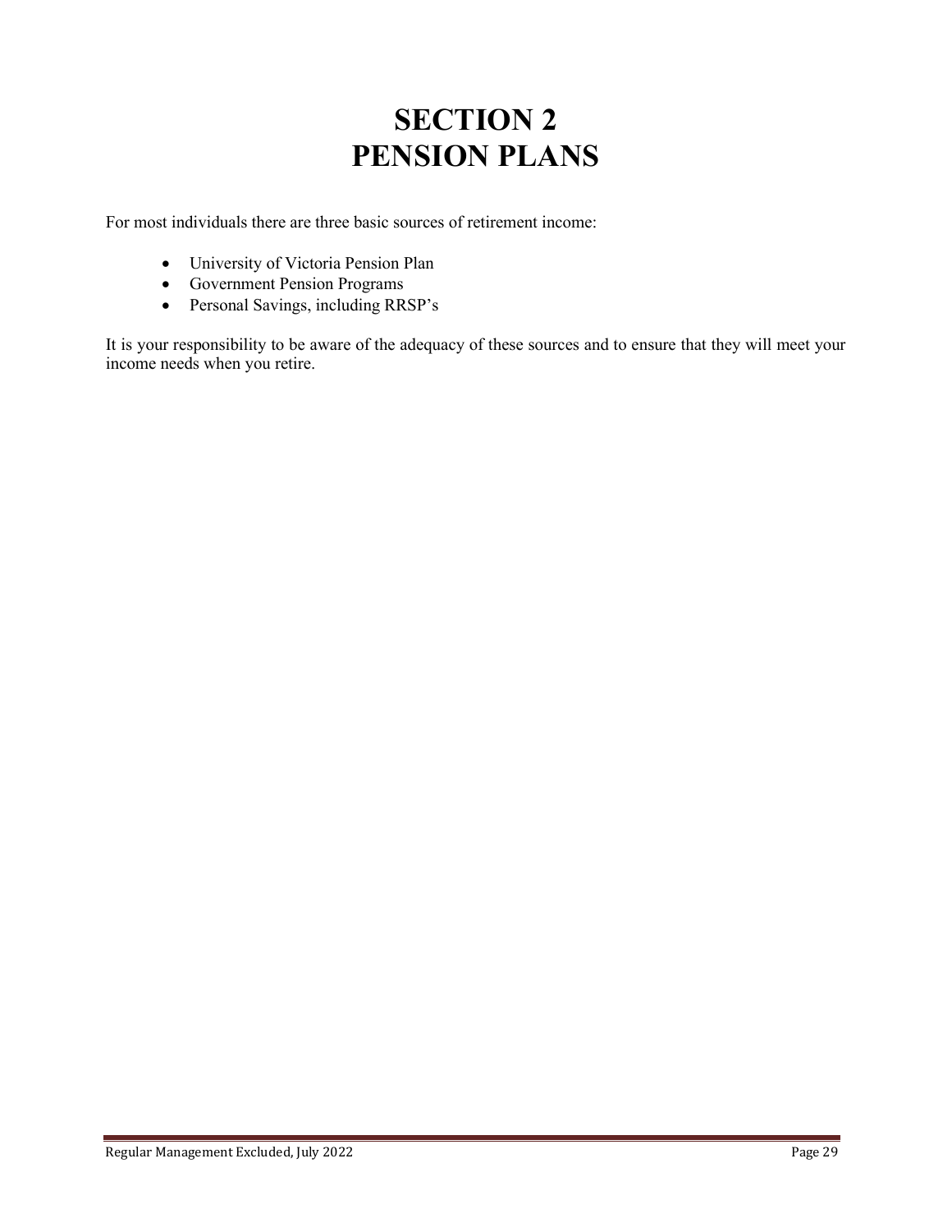# SECTION 2
# PENSION PLANS

For most individuals there are three basic sources of retirement income:

- University of Victoria Pension Plan
- Government Pension Programs
- Personal Savings, including RRSP's

It is your responsibility to be aware of the adequacy of these sources and to ensure that they will meet your income needs when you retire.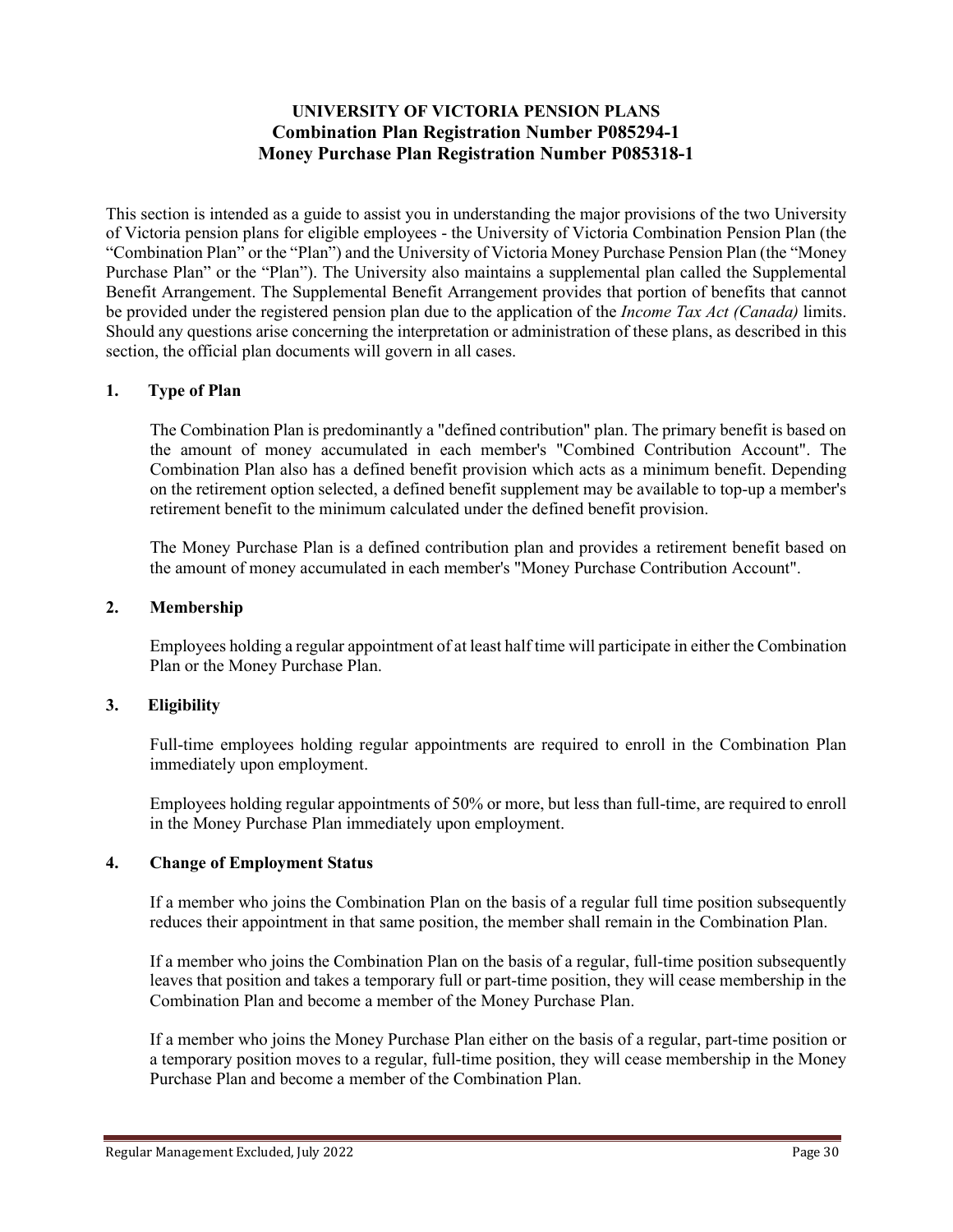# UNIVERSITY OF VICTORIA PENSION PLANS
## Combination Plan Registration Number P085294-1
## Money Purchase Plan Registration Number P085318-1

This section is intended as a guide to assist you in understanding the major provisions of the two University of Victoria pension plans for eligible employees - the University of Victoria Combination Pension Plan (the "Combination Plan" or the "Plan") and the University of Victoria Money Purchase Pension Plan (the "Money Purchase Plan" or the "Plan"). The University also maintains a supplemental plan called the Supplemental Benefit Arrangement. The Supplemental Benefit Arrangement provides that portion of benefits that cannot be provided under the registered pension plan due to the application of the *Income Tax Act (Canada)* limits. Should any questions arise concerning the interpretation or administration of these plans, as described in this section, the official plan documents will govern in all cases.

### 1. Type of Plan

The Combination Plan is predominantly a "defined contribution" plan. The primary benefit is based on the amount of money accumulated in each member's "Combined Contribution Account". The Combination Plan also has a defined benefit provision which acts as a minimum benefit. Depending on the retirement option selected, a defined benefit supplement may be available to top-up a member's retirement benefit to the minimum calculated under the defined benefit provision.

The Money Purchase Plan is a defined contribution plan and provides a retirement benefit based on the amount of money accumulated in each member's "Money Purchase Contribution Account".

### 2. Membership

Employees holding a regular appointment of at least half time will participate in either the Combination Plan or the Money Purchase Plan.

### 3. Eligibility

Full-time employees holding regular appointments are required to enroll in the Combination Plan immediately upon employment.

Employees holding regular appointments of 50% or more, but less than full-time, are required to enroll in the Money Purchase Plan immediately upon employment.

### 4. Change of Employment Status

If a member who joins the Combination Plan on the basis of a regular full time position subsequently reduces their appointment in that same position, the member shall remain in the Combination Plan.

If a member who joins the Combination Plan on the basis of a regular, full-time position subsequently leaves that position and takes a temporary full or part-time position, they will cease membership in the Combination Plan and become a member of the Money Purchase Plan.

If a member who joins the Money Purchase Plan either on the basis of a regular, part-time position or a temporary position moves to a regular, full-time position, they will cease membership in the Money Purchase Plan and become a member of the Combination Plan.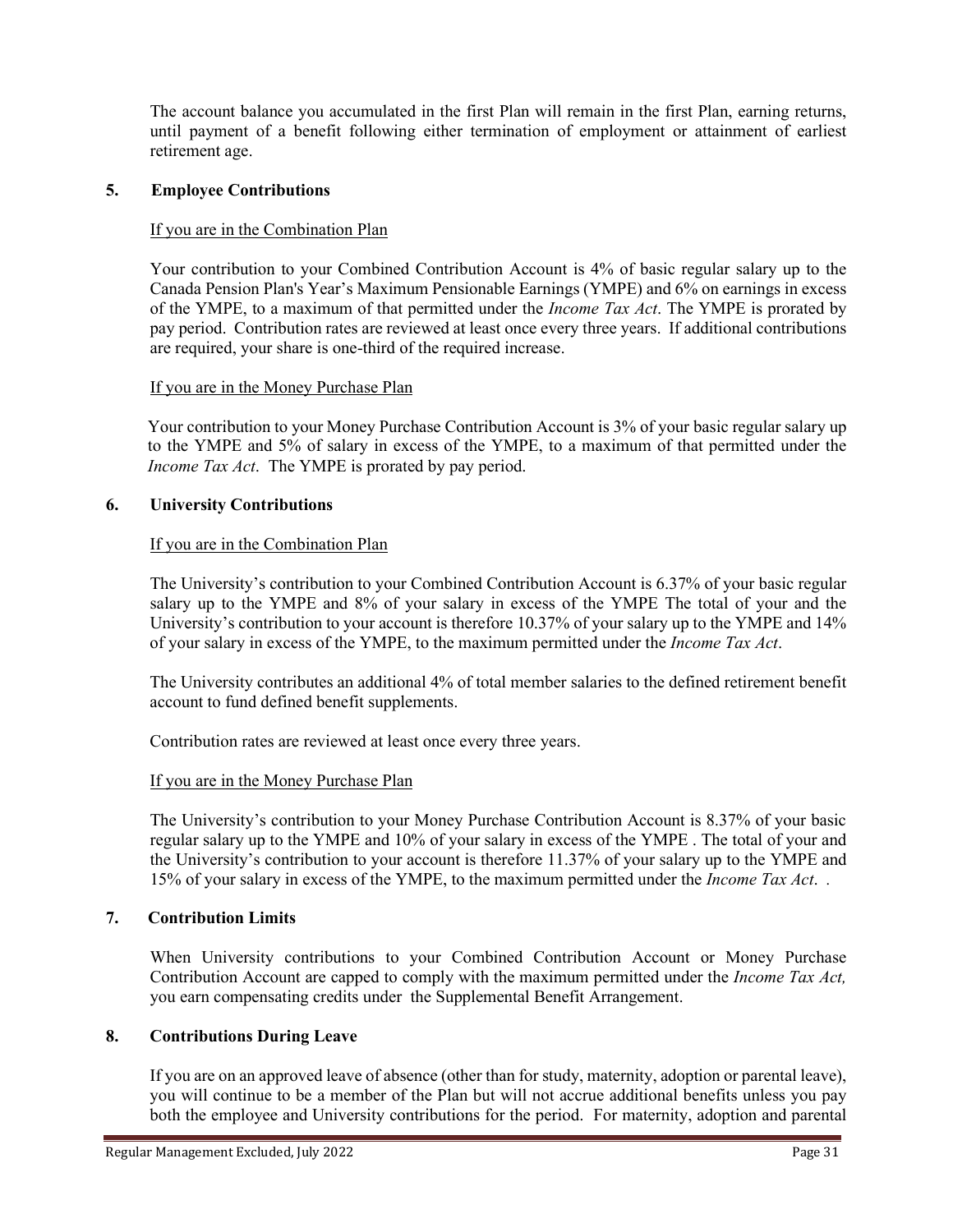The account balance you accumulated in the first Plan will remain in the first Plan, earning returns, until payment of a benefit following either termination of employment or attainment of earliest retirement age.

### 5. Employee Contributions

If you are in the Combination Plan

Your contribution to your Combined Contribution Account is 4% of basic regular salary up to the Canada Pension Plan's Year's Maximum Pensionable Earnings (YMPE) and 6% on earnings in excess of the YMPE, to a maximum of that permitted under the *Income Tax Act*. The YMPE is prorated by pay period. Contribution rates are reviewed at least once every three years. If additional contributions are required, your share is one-third of the required increase.

If you are in the Money Purchase Plan

Your contribution to your Money Purchase Contribution Account is 3% of your basic regular salary up to the YMPE and 5% of salary in excess of the YMPE, to a maximum of that permitted under the *Income Tax Act*. The YMPE is prorated by pay period.

### 6. University Contributions

If you are in the Combination Plan

The University's contribution to your Combined Contribution Account is 6.37% of your basic regular salary up to the YMPE and 8% of your salary in excess of the YMPE The total of your and the University's contribution to your account is therefore 10.37% of your salary up to the YMPE and 14% of your salary in excess of the YMPE, to the maximum permitted under the *Income Tax Act*.

The University contributes an additional 4% of total member salaries to the defined retirement benefit account to fund defined benefit supplements.

Contribution rates are reviewed at least once every three years.

If you are in the Money Purchase Plan

The University's contribution to your Money Purchase Contribution Account is 8.37% of your basic regular salary up to the YMPE and 10% of your salary in excess of the YMPE . The total of your and the University's contribution to your account is therefore 11.37% of your salary up to the YMPE and 15% of your salary in excess of the YMPE, to the maximum permitted under the *Income Tax Act*. .

### 7. Contribution Limits

When University contributions to your Combined Contribution Account or Money Purchase Contribution Account are capped to comply with the maximum permitted under the *Income Tax Act,* you earn compensating credits under the Supplemental Benefit Arrangement.

### 8. Contributions During Leave

If you are on an approved leave of absence (other than for study, maternity, adoption or parental leave), you will continue to be a member of the Plan but will not accrue additional benefits unless you pay both the employee and University contributions for the period. For maternity, adoption and parental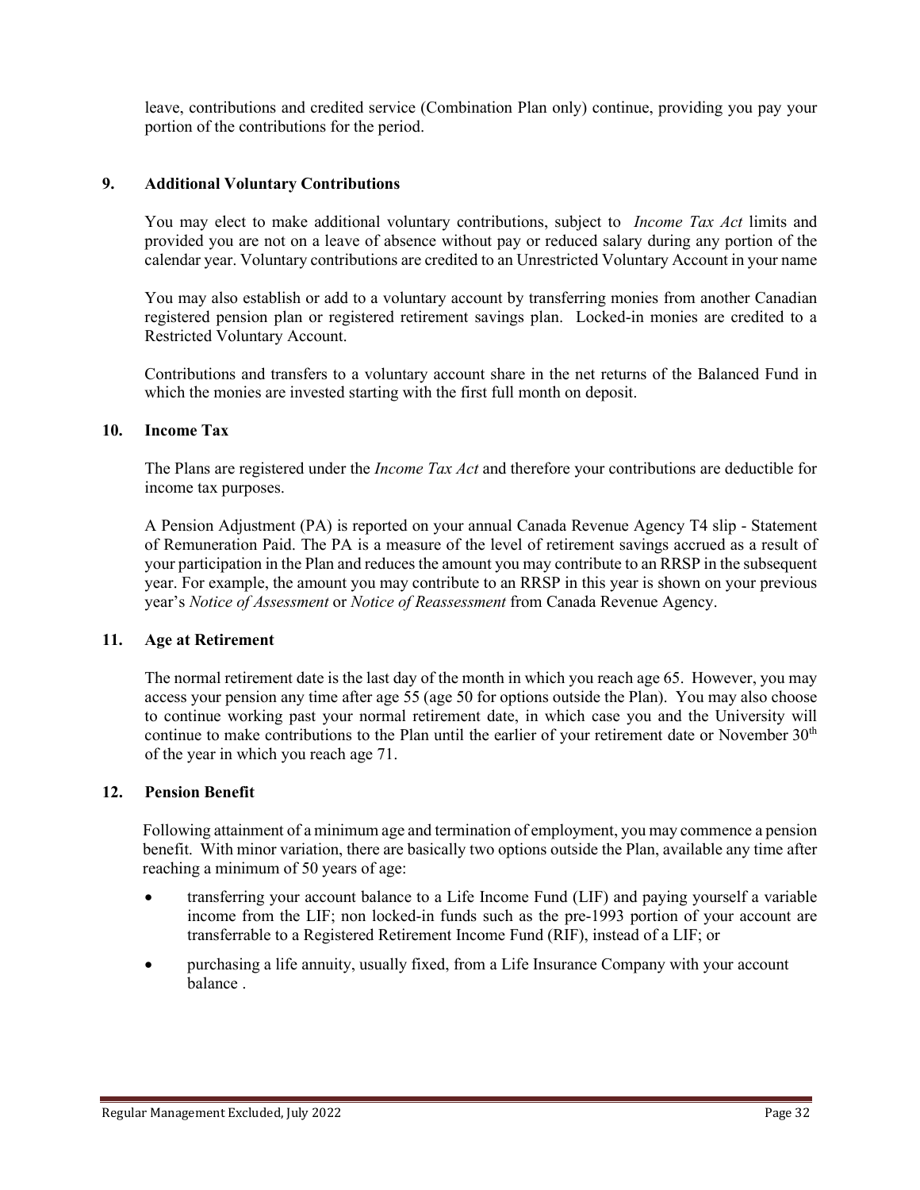leave, contributions and credited service (Combination Plan only) continue, providing you pay your portion of the contributions for the period.

### 9. Additional Voluntary Contributions

You may elect to make additional voluntary contributions, subject to *Income Tax Act* limits and provided you are not on a leave of absence without pay or reduced salary during any portion of the calendar year. Voluntary contributions are credited to an Unrestricted Voluntary Account in your name

You may also establish or add to a voluntary account by transferring monies from another Canadian registered pension plan or registered retirement savings plan. Locked-in monies are credited to a Restricted Voluntary Account.

Contributions and transfers to a voluntary account share in the net returns of the Balanced Fund in which the monies are invested starting with the first full month on deposit.

### 10. Income Tax

The Plans are registered under the *Income Tax Act* and therefore your contributions are deductible for income tax purposes.

A Pension Adjustment (PA) is reported on your annual Canada Revenue Agency T4 slip - Statement of Remuneration Paid. The PA is a measure of the level of retirement savings accrued as a result of your participation in the Plan and reduces the amount you may contribute to an RRSP in the subsequent year. For example, the amount you may contribute to an RRSP in this year is shown on your previous year's *Notice of Assessment* or *Notice of Reassessment* from Canada Revenue Agency.

### 11. Age at Retirement

The normal retirement date is the last day of the month in which you reach age 65. However, you may access your pension any time after age 55 (age 50 for options outside the Plan). You may also choose to continue working past your normal retirement date, in which case you and the University will continue to make contributions to the Plan until the earlier of your retirement date or November 30th of the year in which you reach age 71.

### 12. Pension Benefit

Following attainment of a minimum age and termination of employment, you may commence a pension benefit. With minor variation, there are basically two options outside the Plan, available any time after reaching a minimum of 50 years of age:

- transferring your account balance to a Life Income Fund (LIF) and paying yourself a variable income from the LIF; non locked-in funds such as the pre-1993 portion of your account are transferrable to a Registered Retirement Income Fund (RIF), instead of a LIF; or
- purchasing a life annuity, usually fixed, from a Life Insurance Company with your account balance .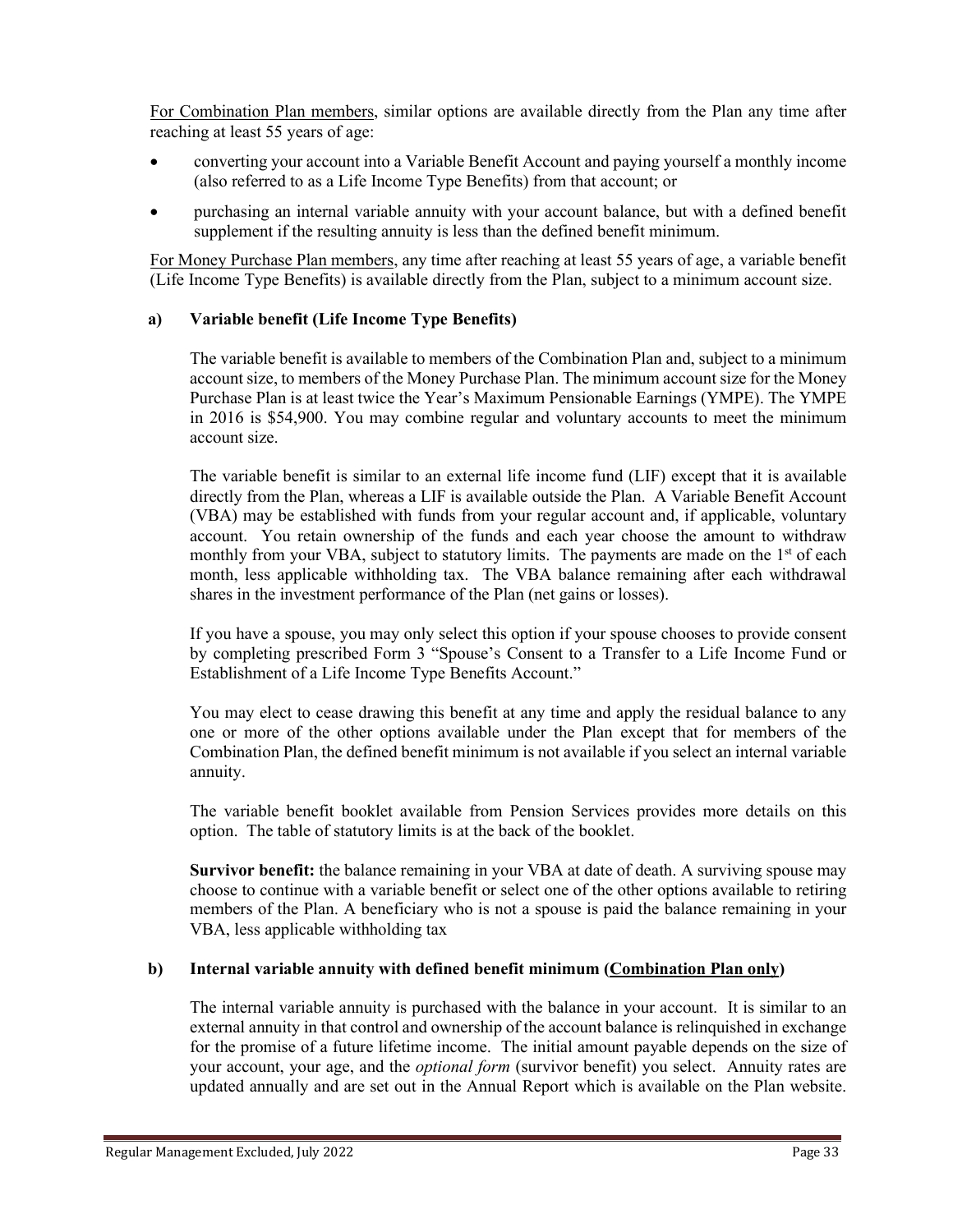For Combination Plan members, similar options are available directly from the Plan any time after reaching at least 55 years of age:

- converting your account into a Variable Benefit Account and paying yourself a monthly income (also referred to as a Life Income Type Benefits) from that account; or
- purchasing an internal variable annuity with your account balance, but with a defined benefit supplement if the resulting annuity is less than the defined benefit minimum.

For Money Purchase Plan members, any time after reaching at least 55 years of age, a variable benefit (Life Income Type Benefits) is available directly from the Plan, subject to a minimum account size.

### a) Variable benefit (Life Income Type Benefits)

The variable benefit is available to members of the Combination Plan and, subject to a minimum account size, to members of the Money Purchase Plan. The minimum account size for the Money Purchase Plan is at least twice the Year's Maximum Pensionable Earnings (YMPE). The YMPE in 2016 is $54,900. You may combine regular and voluntary accounts to meet the minimum account size.

The variable benefit is similar to an external life income fund (LIF) except that it is available directly from the Plan, whereas a LIF is available outside the Plan. A Variable Benefit Account (VBA) may be established with funds from your regular account and, if applicable, voluntary account. You retain ownership of the funds and each year choose the amount to withdraw monthly from your VBA, subject to statutory limits. The payments are made on the 1st of each month, less applicable withholding tax. The VBA balance remaining after each withdrawal shares in the investment performance of the Plan (net gains or losses).

If you have a spouse, you may only select this option if your spouse chooses to provide consent by completing prescribed Form 3 "Spouse's Consent to a Transfer to a Life Income Fund or Establishment of a Life Income Type Benefits Account."

You may elect to cease drawing this benefit at any time and apply the residual balance to any one or more of the other options available under the Plan except that for members of the Combination Plan, the defined benefit minimum is not available if you select an internal variable annuity.

The variable benefit booklet available from Pension Services provides more details on this option. The table of statutory limits is at the back of the booklet.

**Survivor benefit:** the balance remaining in your VBA at date of death. A surviving spouse may choose to continue with a variable benefit or select one of the other options available to retiring members of the Plan. A beneficiary who is not a spouse is paid the balance remaining in your VBA, less applicable withholding tax

### b) Internal variable annuity with defined benefit minimum (Combination Plan only)

The internal variable annuity is purchased with the balance in your account. It is similar to an external annuity in that control and ownership of the account balance is relinquished in exchange for the promise of a future lifetime income. The initial amount payable depends on the size of your account, your age, and the *optional form* (survivor benefit) you select. Annuity rates are updated annually and are set out in the Annual Report which is available on the Plan website.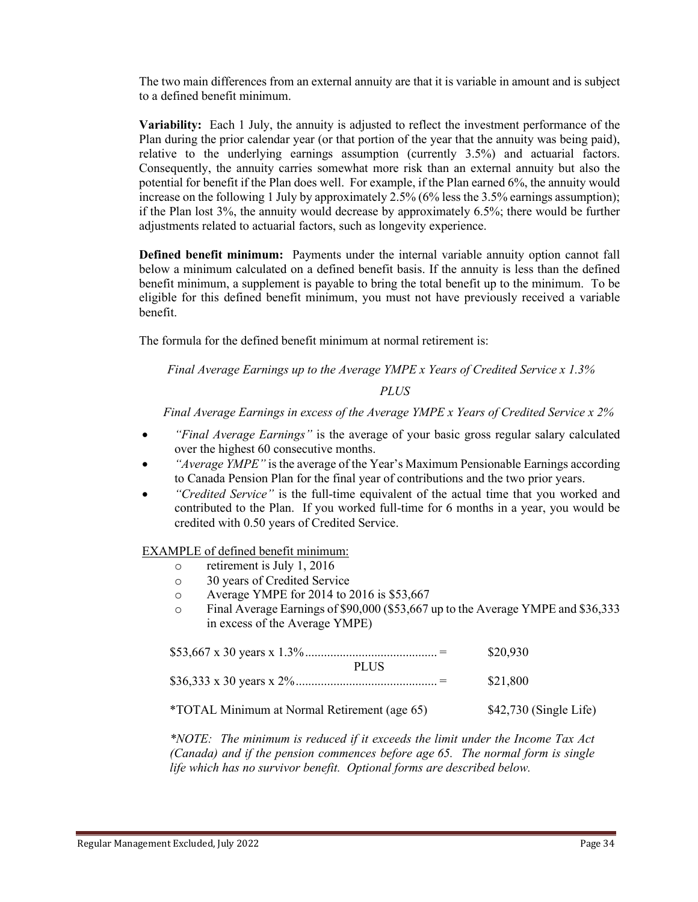The two main differences from an external annuity are that it is variable in amount and is subject to a defined benefit minimum.

**Variability:** Each 1 July, the annuity is adjusted to reflect the investment performance of the Plan during the prior calendar year (or that portion of the year that the annuity was being paid), relative to the underlying earnings assumption (currently 3.5%) and actuarial factors. Consequently, the annuity carries somewhat more risk than an external annuity but also the potential for benefit if the Plan does well. For example, if the Plan earned 6%, the annuity would increase on the following 1 July by approximately 2.5% (6% less the 3.5% earnings assumption); if the Plan lost 3%, the annuity would decrease by approximately 6.5%; there would be further adjustments related to actuarial factors, such as longevity experience.

**Defined benefit minimum:** Payments under the internal variable annuity option cannot fall below a minimum calculated on a defined benefit basis. If the annuity is less than the defined benefit minimum, a supplement is payable to bring the total benefit up to the minimum. To be eligible for this defined benefit minimum, you must not have previously received a variable benefit.

The formula for the defined benefit minimum at normal retirement is:

*Final Average Earnings up to the Average YMPE x Years of Credited Service x 1.3%*

*PLUS*

*Final Average Earnings in excess of the Average YMPE x Years of Credited Service x 2%*

- *"Final Average Earnings"* is the average of your basic gross regular salary calculated over the highest 60 consecutive months.
- *"Average YMPE"* is the average of the Year's Maximum Pensionable Earnings according to Canada Pension Plan for the final year of contributions and the two prior years.
- *"Credited Service"* is the full-time equivalent of the actual time that you worked and contributed to the Plan. If you worked full-time for 6 months in a year, you would be credited with 0.50 years of Credited Service.

<u>EXAMPLE of defined benefit minimum:</u>

- retirement is July 1, 2016
- 30 years of Credited Service
- Average YMPE for 2014 to 2016 is $53,667
- Final Average Earnings of $90,000 ($53,667 up to the Average YMPE and $36,333 in excess of the Average YMPE)

| | |
|---|---|
| $53,667 x 30 years x 1.3% .......................................... = | $20,930 |
| PLUS | |
| $36,333 x 30 years x 2% ............................................ = | $21,800 |
| *TOTAL Minimum at Normal Retirement (age 65) | $42,730 (Single Life) |

*\*NOTE: The minimum is reduced if it exceeds the limit under the Income Tax Act (Canada) and if the pension commences before age 65. The normal form is single life which has no survivor benefit. Optional forms are described below.*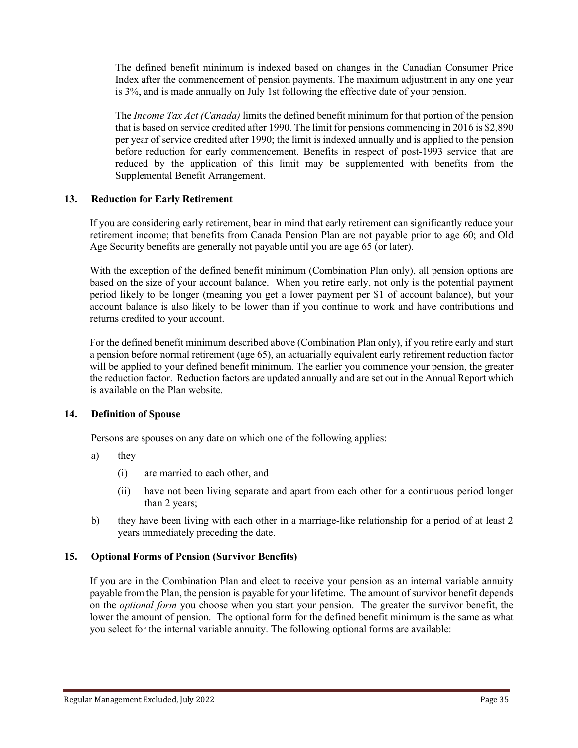The defined benefit minimum is indexed based on changes in the Canadian Consumer Price Index after the commencement of pension payments. The maximum adjustment in any one year is 3%, and is made annually on July 1st following the effective date of your pension.

The *Income Tax Act (Canada)* limits the defined benefit minimum for that portion of the pension that is based on service credited after 1990. The limit for pensions commencing in 2016 is $2,890 per year of service credited after 1990; the limit is indexed annually and is applied to the pension before reduction for early commencement. Benefits in respect of post-1993 service that are reduced by the application of this limit may be supplemented with benefits from the Supplemental Benefit Arrangement.

### 13. Reduction for Early Retirement

If you are considering early retirement, bear in mind that early retirement can significantly reduce your retirement income; that benefits from Canada Pension Plan are not payable prior to age 60; and Old Age Security benefits are generally not payable until you are age 65 (or later).

With the exception of the defined benefit minimum (Combination Plan only), all pension options are based on the size of your account balance. When you retire early, not only is the potential payment period likely to be longer (meaning you get a lower payment per $1 of account balance), but your account balance is also likely to be lower than if you continue to work and have contributions and returns credited to your account.

For the defined benefit minimum described above (Combination Plan only), if you retire early and start a pension before normal retirement (age 65), an actuarially equivalent early retirement reduction factor will be applied to your defined benefit minimum. The earlier you commence your pension, the greater the reduction factor. Reduction factors are updated annually and are set out in the Annual Report which is available on the Plan website.

### 14. Definition of Spouse

Persons are spouses on any date on which one of the following applies:

a) they
   - (i) are married to each other, and
   - (ii) have not been living separate and apart from each other for a continuous period longer than 2 years;

b) they have been living with each other in a marriage-like relationship for a period of at least 2 years immediately preceding the date.

### 15. Optional Forms of Pension (Survivor Benefits)

<u>If you are in the Combination Plan</u> and elect to receive your pension as an internal variable annuity payable from the Plan, the pension is payable for your lifetime. The amount of survivor benefit depends on the *optional form* you choose when you start your pension. The greater the survivor benefit, the lower the amount of pension. The optional form for the defined benefit minimum is the same as what you select for the internal variable annuity. The following optional forms are available: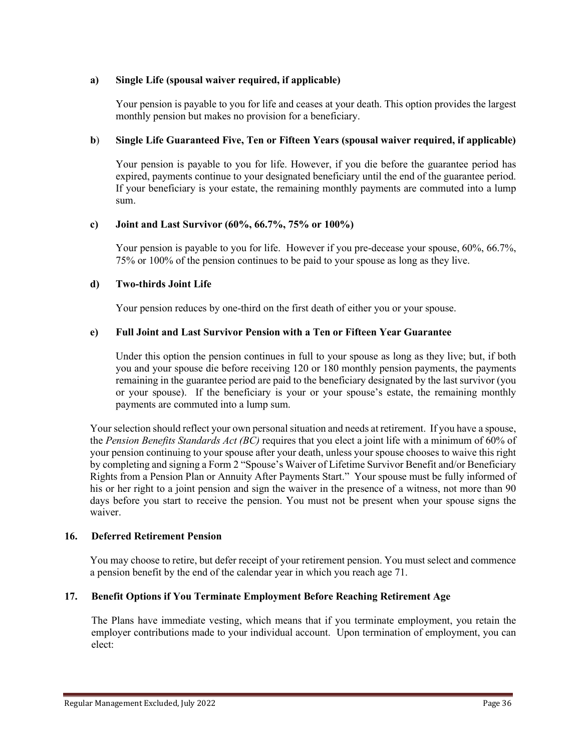**a) Single Life (spousal waiver required, if applicable)**

Your pension is payable to you for life and ceases at your death. This option provides the largest monthly pension but makes no provision for a beneficiary.

**b) Single Life Guaranteed Five, Ten or Fifteen Years (spousal waiver required, if applicable)**

Your pension is payable to you for life. However, if you die before the guarantee period has expired, payments continue to your designated beneficiary until the end of the guarantee period. If your beneficiary is your estate, the remaining monthly payments are commuted into a lump sum.

**c) Joint and Last Survivor (60%, 66.7%, 75% or 100%)**

Your pension is payable to you for life. However if you pre-decease your spouse, 60%, 66.7%, 75% or 100% of the pension continues to be paid to your spouse as long as they live.

**d) Two-thirds Joint Life**

Your pension reduces by one-third on the first death of either you or your spouse.

**e) Full Joint and Last Survivor Pension with a Ten or Fifteen Year Guarantee**

Under this option the pension continues in full to your spouse as long as they live; but, if both you and your spouse die before receiving 120 or 180 monthly pension payments, the payments remaining in the guarantee period are paid to the beneficiary designated by the last survivor (you or your spouse). If the beneficiary is your or your spouse's estate, the remaining monthly payments are commuted into a lump sum.

Your selection should reflect your own personal situation and needs at retirement. If you have a spouse, the *Pension Benefits Standards Act (BC)* requires that you elect a joint life with a minimum of 60% of your pension continuing to your spouse after your death, unless your spouse chooses to waive this right by completing and signing a Form 2 "Spouse's Waiver of Lifetime Survivor Benefit and/or Beneficiary Rights from a Pension Plan or Annuity After Payments Start." Your spouse must be fully informed of his or her right to a joint pension and sign the waiver in the presence of a witness, not more than 90 days before you start to receive the pension. You must not be present when your spouse signs the waiver.

## 16. Deferred Retirement Pension

You may choose to retire, but defer receipt of your retirement pension. You must select and commence a pension benefit by the end of the calendar year in which you reach age 71.

## 17. Benefit Options if You Terminate Employment Before Reaching Retirement Age

The Plans have immediate vesting, which means that if you terminate employment, you retain the employer contributions made to your individual account. Upon termination of employment, you can elect: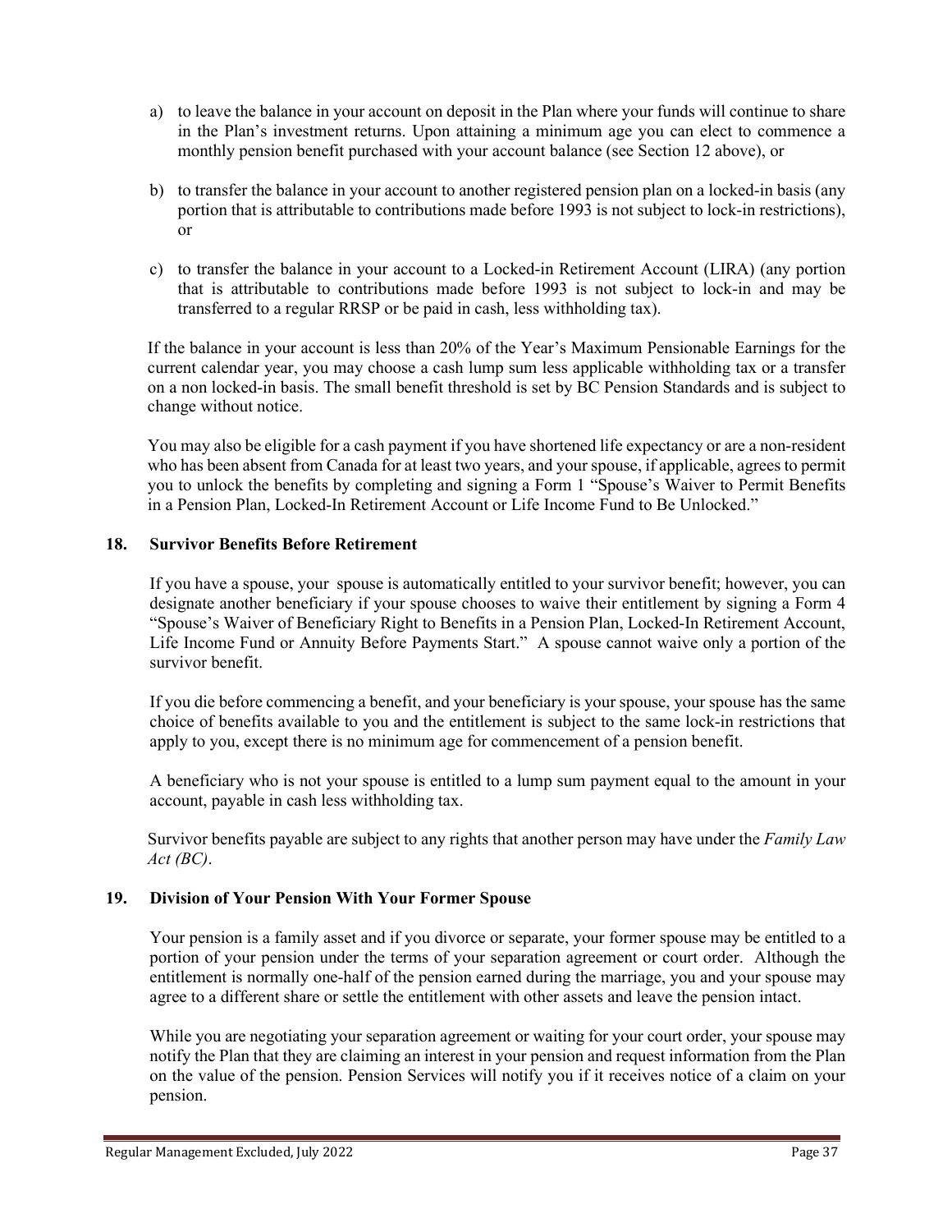a) to leave the balance in your account on deposit in the Plan where your funds will continue to share in the Plan's investment returns. Upon attaining a minimum age you can elect to commence a monthly pension benefit purchased with your account balance (see Section 12 above), or

b) to transfer the balance in your account to another registered pension plan on a locked-in basis (any portion that is attributable to contributions made before 1993 is not subject to lock-in restrictions), or

c) to transfer the balance in your account to a Locked-in Retirement Account (LIRA) (any portion that is attributable to contributions made before 1993 is not subject to lock-in and may be transferred to a regular RRSP or be paid in cash, less withholding tax).

If the balance in your account is less than 20% of the Year's Maximum Pensionable Earnings for the current calendar year, you may choose a cash lump sum less applicable withholding tax or a transfer on a non locked-in basis. The small benefit threshold is set by BC Pension Standards and is subject to change without notice.

You may also be eligible for a cash payment if you have shortened life expectancy or are a non-resident who has been absent from Canada for at least two years, and your spouse, if applicable, agrees to permit you to unlock the benefits by completing and signing a Form 1 "Spouse's Waiver to Permit Benefits in a Pension Plan, Locked-In Retirement Account or Life Income Fund to Be Unlocked."

## 18. Survivor Benefits Before Retirement

If you have a spouse, your spouse is automatically entitled to your survivor benefit; however, you can designate another beneficiary if your spouse chooses to waive their entitlement by signing a Form 4 "Spouse's Waiver of Beneficiary Right to Benefits in a Pension Plan, Locked-In Retirement Account, Life Income Fund or Annuity Before Payments Start." A spouse cannot waive only a portion of the survivor benefit.

If you die before commencing a benefit, and your beneficiary is your spouse, your spouse has the same choice of benefits available to you and the entitlement is subject to the same lock-in restrictions that apply to you, except there is no minimum age for commencement of a pension benefit.

A beneficiary who is not your spouse is entitled to a lump sum payment equal to the amount in your account, payable in cash less withholding tax.

Survivor benefits payable are subject to any rights that another person may have under the *Family Law Act (BC)*.

## 19. Division of Your Pension With Your Former Spouse

Your pension is a family asset and if you divorce or separate, your former spouse may be entitled to a portion of your pension under the terms of your separation agreement or court order. Although the entitlement is normally one-half of the pension earned during the marriage, you and your spouse may agree to a different share or settle the entitlement with other assets and leave the pension intact.

While you are negotiating your separation agreement or waiting for your court order, your spouse may notify the Plan that they are claiming an interest in your pension and request information from the Plan on the value of the pension. Pension Services will notify you if it receives notice of a claim on your pension.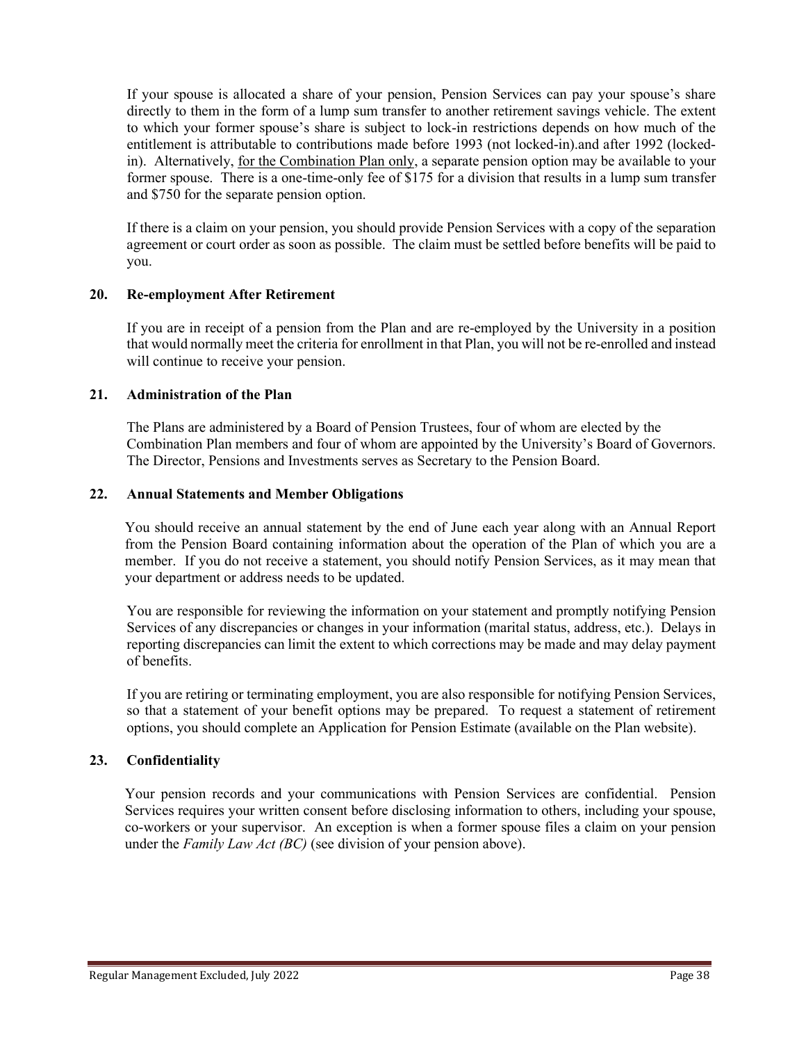If your spouse is allocated a share of your pension, Pension Services can pay your spouse's share directly to them in the form of a lump sum transfer to another retirement savings vehicle. The extent to which your former spouse's share is subject to lock-in restrictions depends on how much of the entitlement is attributable to contributions made before 1993 (not locked-in).and after 1992 (locked-in). Alternatively, <u>for the Combination Plan only</u>, a separate pension option may be available to your former spouse. There is a one-time-only fee of $175 for a division that results in a lump sum transfer and $750 for the separate pension option.

If there is a claim on your pension, you should provide Pension Services with a copy of the separation agreement or court order as soon as possible. The claim must be settled before benefits will be paid to you.

## 20. Re-employment After Retirement

If you are in receipt of a pension from the Plan and are re-employed by the University in a position that would normally meet the criteria for enrollment in that Plan, you will not be re-enrolled and instead will continue to receive your pension.

## 21. Administration of the Plan

The Plans are administered by a Board of Pension Trustees, four of whom are elected by the Combination Plan members and four of whom are appointed by the University's Board of Governors. The Director, Pensions and Investments serves as Secretary to the Pension Board.

## 22. Annual Statements and Member Obligations

You should receive an annual statement by the end of June each year along with an Annual Report from the Pension Board containing information about the operation of the Plan of which you are a member. If you do not receive a statement, you should notify Pension Services, as it may mean that your department or address needs to be updated.

You are responsible for reviewing the information on your statement and promptly notifying Pension Services of any discrepancies or changes in your information (marital status, address, etc.). Delays in reporting discrepancies can limit the extent to which corrections may be made and may delay payment of benefits.

If you are retiring or terminating employment, you are also responsible for notifying Pension Services, so that a statement of your benefit options may be prepared. To request a statement of retirement options, you should complete an Application for Pension Estimate (available on the Plan website).

## 23. Confidentiality

Your pension records and your communications with Pension Services are confidential. Pension Services requires your written consent before disclosing information to others, including your spouse, co-workers or your supervisor. An exception is when a former spouse files a claim on your pension under the *Family Law Act (BC)* (see division of your pension above).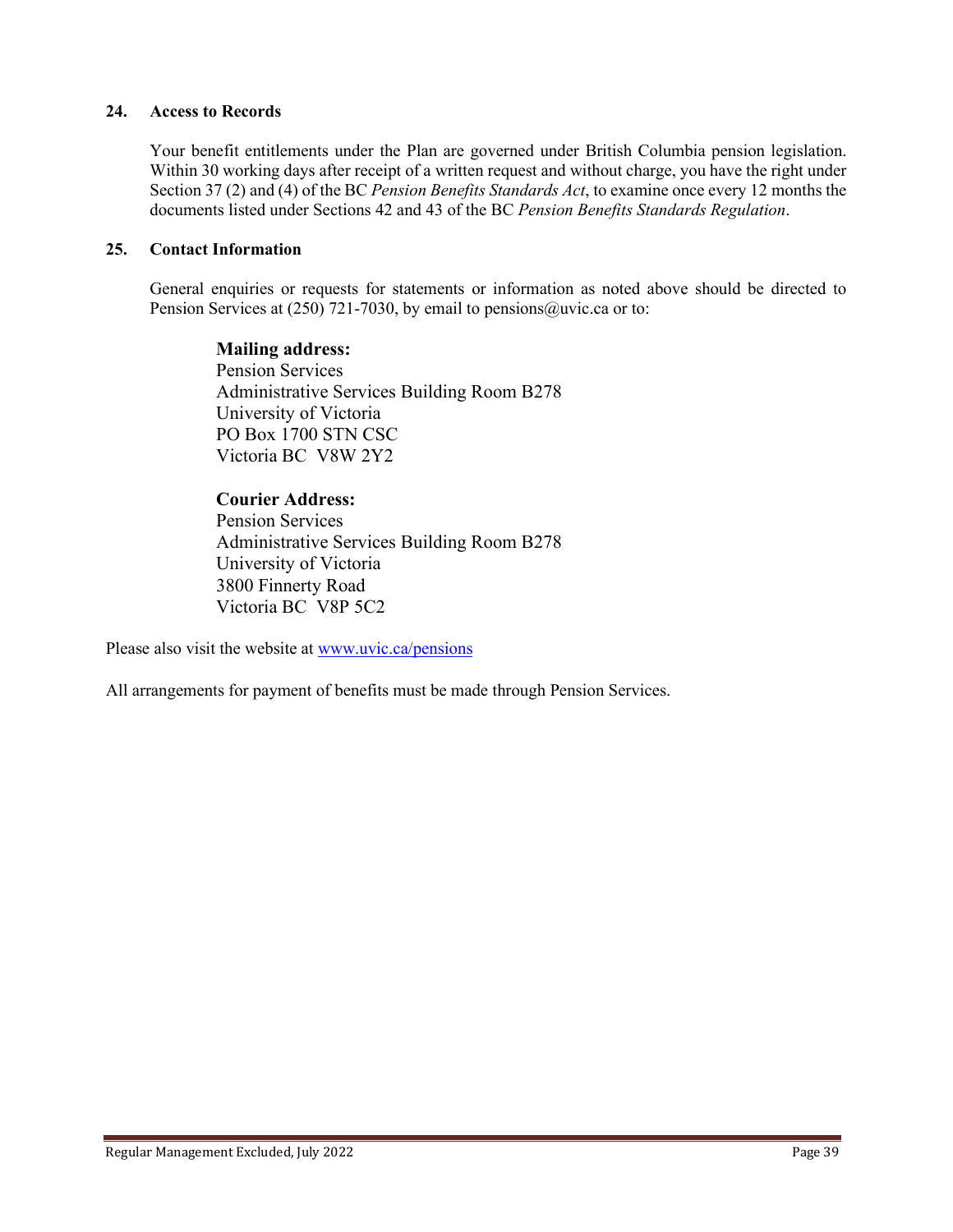## 24. Access to Records

Your benefit entitlements under the Plan are governed under British Columbia pension legislation. Within 30 working days after receipt of a written request and without charge, you have the right under Section 37 (2) and (4) of the BC *Pension Benefits Standards Act*, to examine once every 12 months the documents listed under Sections 42 and 43 of the BC *Pension Benefits Standards Regulation*.

## 25. Contact Information

General enquiries or requests for statements or information as noted above should be directed to Pension Services at (250) 721-7030, by email to pensions@uvic.ca or to:

**Mailing address:**
Pension Services
Administrative Services Building Room B278
University of Victoria
PO Box 1700 STN CSC
Victoria BC V8W 2Y2

**Courier Address:**
Pension Services
Administrative Services Building Room B278
University of Victoria
3800 Finnerty Road
Victoria BC V8P 5C2

Please also visit the website at [www.uvic.ca/pensions](http://www.uvic.ca/pensions)

All arrangements for payment of benefits must be made through Pension Services.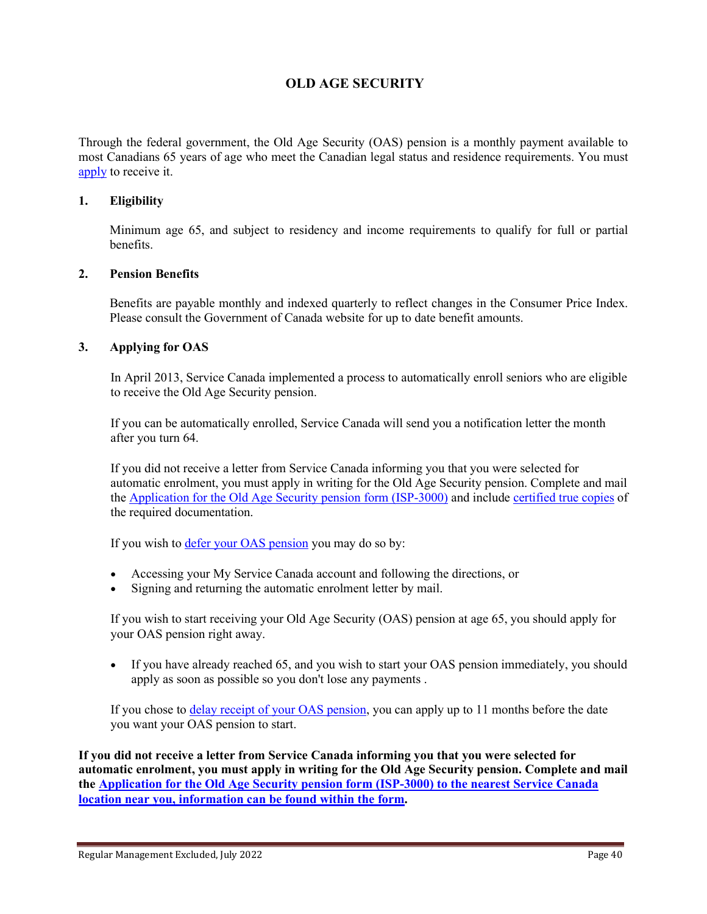# OLD AGE SECURITY

Through the federal government, the Old Age Security (OAS) pension is a monthly payment available to most Canadians 65 years of age who meet the Canadian legal status and residence requirements. You must apply to receive it.

## 1. Eligibility

Minimum age 65, and subject to residency and income requirements to qualify for full or partial benefits.

## 2. Pension Benefits

Benefits are payable monthly and indexed quarterly to reflect changes in the Consumer Price Index. Please consult the Government of Canada website for up to date benefit amounts.

## 3. Applying for OAS

In April 2013, Service Canada implemented a process to automatically enroll seniors who are eligible to receive the Old Age Security pension.

If you can be automatically enrolled, Service Canada will send you a notification letter the month after you turn 64.

If you did not receive a letter from Service Canada informing you that you were selected for automatic enrolment, you must apply in writing for the Old Age Security pension. Complete and mail the Application for the Old Age Security pension form (ISP-3000) and include certified true copies of the required documentation.

If you wish to defer your OAS pension you may do so by:

- Accessing your My Service Canada account and following the directions, or
- Signing and returning the automatic enrolment letter by mail.

If you wish to start receiving your Old Age Security (OAS) pension at age 65, you should apply for your OAS pension right away.

- If you have already reached 65, and you wish to start your OAS pension immediately, you should apply as soon as possible so you don't lose any payments .

If you chose to delay receipt of your OAS pension, you can apply up to 11 months before the date you want your OAS pension to start.

**If you did not receive a letter from Service Canada informing you that you were selected for automatic enrolment, you must apply in writing for the Old Age Security pension. Complete and mail the Application for the Old Age Security pension form (ISP-3000) to the nearest Service Canada location near you, information can be found within the form.**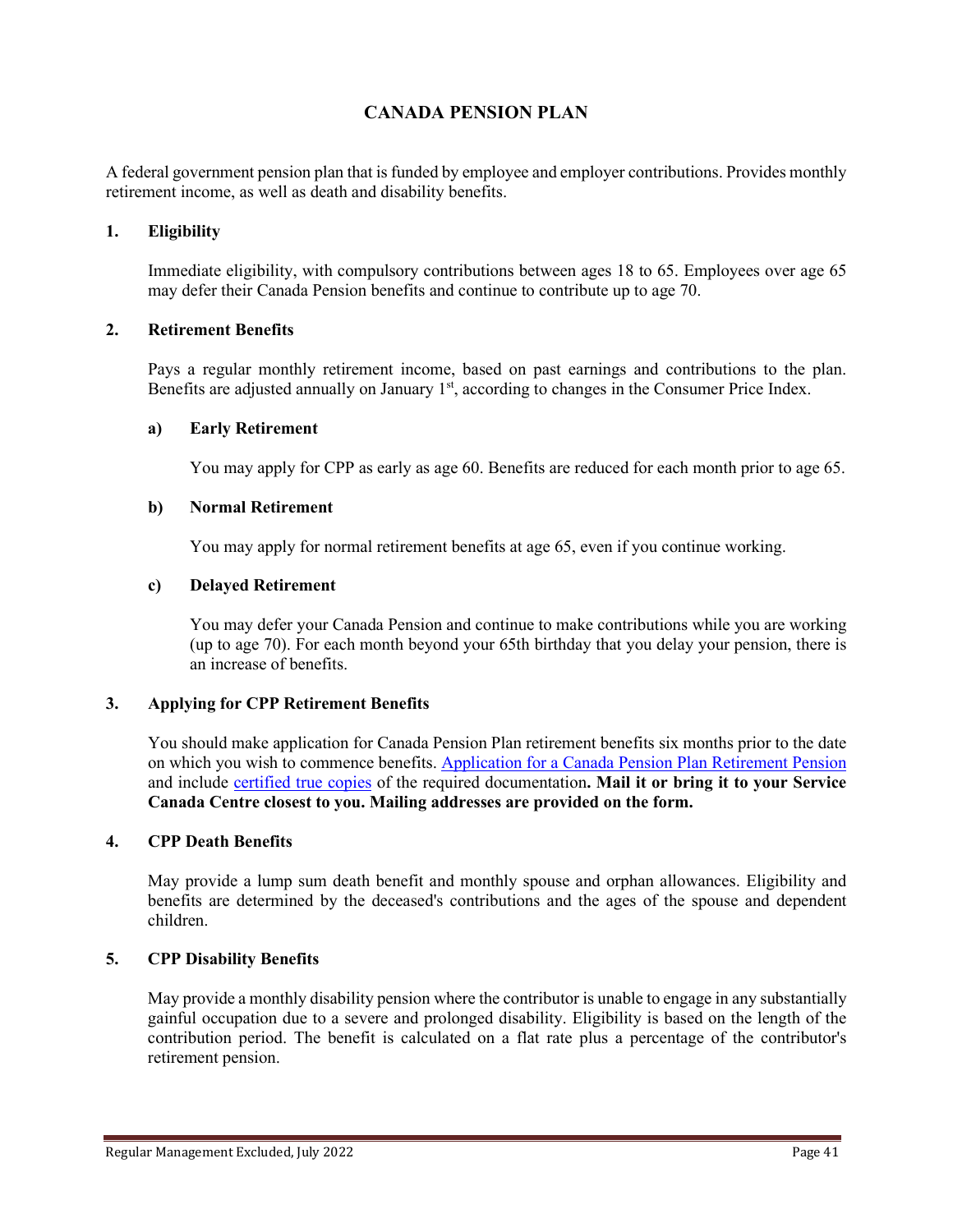# CANADA PENSION PLAN

A federal government pension plan that is funded by employee and employer contributions. Provides monthly retirement income, as well as death and disability benefits.

## 1. Eligibility

Immediate eligibility, with compulsory contributions between ages 18 to 65. Employees over age 65 may defer their Canada Pension benefits and continue to contribute up to age 70.

## 2. Retirement Benefits

Pays a regular monthly retirement income, based on past earnings and contributions to the plan. Benefits are adjusted annually on January 1st, according to changes in the Consumer Price Index.

### a) Early Retirement

You may apply for CPP as early as age 60. Benefits are reduced for each month prior to age 65.

### b) Normal Retirement

You may apply for normal retirement benefits at age 65, even if you continue working.

### c) Delayed Retirement

You may defer your Canada Pension and continue to make contributions while you are working (up to age 70). For each month beyond your 65th birthday that you delay your pension, there is an increase of benefits.

## 3. Applying for CPP Retirement Benefits

You should make application for Canada Pension Plan retirement benefits six months prior to the date on which you wish to commence benefits. Application for a Canada Pension Plan Retirement Pension and include certified true copies of the required documentation**. Mail it or bring it to your Service Canada Centre closest to you. Mailing addresses are provided on the form.**

## 4. CPP Death Benefits

May provide a lump sum death benefit and monthly spouse and orphan allowances. Eligibility and benefits are determined by the deceased's contributions and the ages of the spouse and dependent children.

## 5. CPP Disability Benefits

May provide a monthly disability pension where the contributor is unable to engage in any substantially gainful occupation due to a severe and prolonged disability. Eligibility is based on the length of the contribution period. The benefit is calculated on a flat rate plus a percentage of the contributor's retirement pension.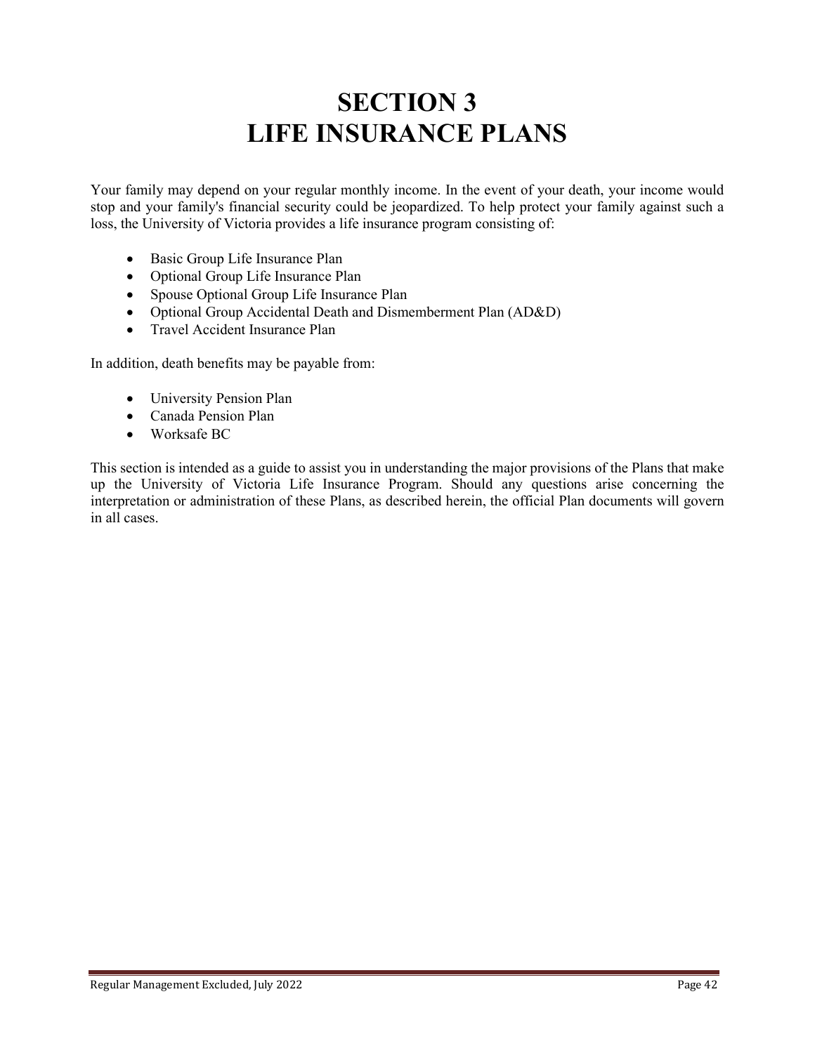# SECTION 3
# LIFE INSURANCE PLANS

Your family may depend on your regular monthly income. In the event of your death, your income would stop and your family's financial security could be jeopardized. To help protect your family against such a loss, the University of Victoria provides a life insurance program consisting of:

- Basic Group Life Insurance Plan
- Optional Group Life Insurance Plan
- Spouse Optional Group Life Insurance Plan
- Optional Group Accidental Death and Dismemberment Plan (AD&D)
- Travel Accident Insurance Plan

In addition, death benefits may be payable from:

- University Pension Plan
- Canada Pension Plan
- Worksafe BC

This section is intended as a guide to assist you in understanding the major provisions of the Plans that make up the University of Victoria Life Insurance Program. Should any questions arise concerning the interpretation or administration of these Plans, as described herein, the official Plan documents will govern in all cases.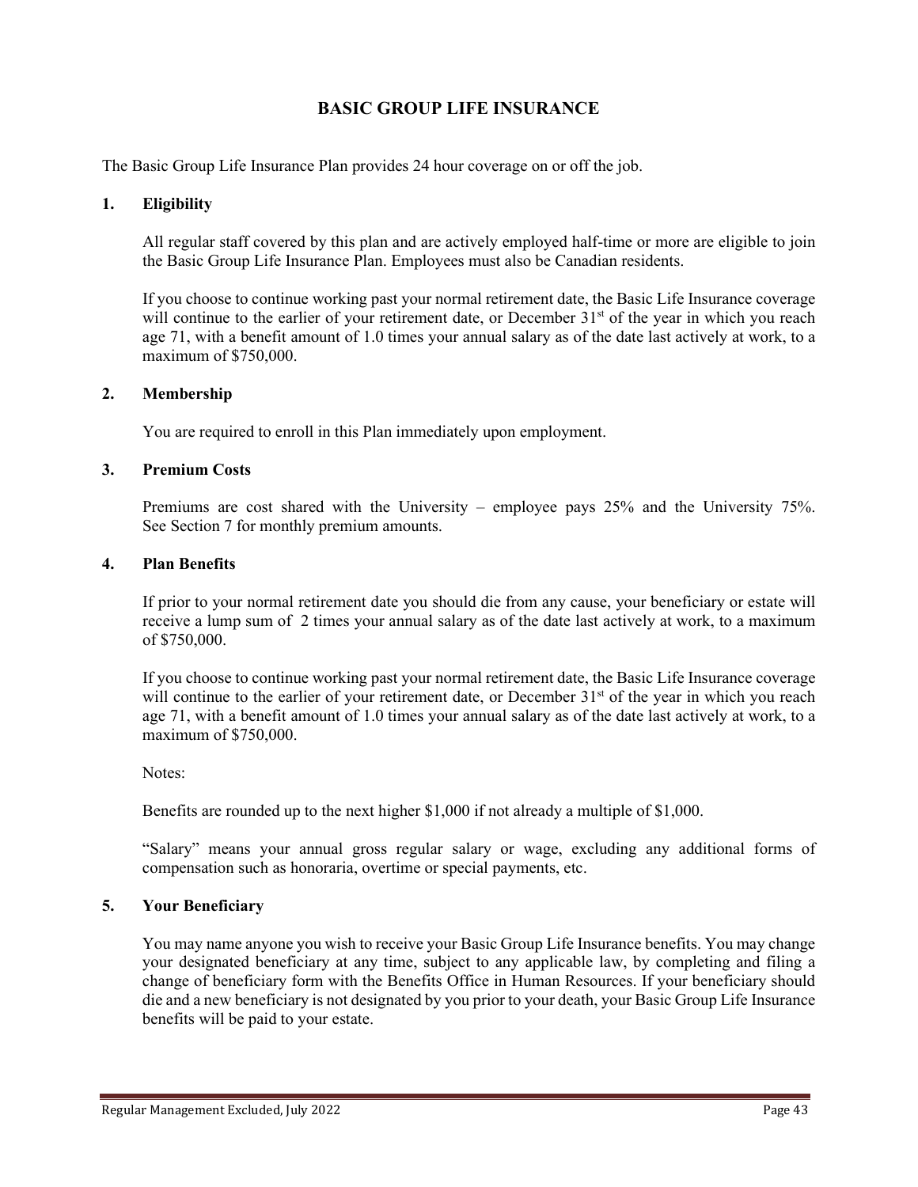# BASIC GROUP LIFE INSURANCE

The Basic Group Life Insurance Plan provides 24 hour coverage on or off the job.

## 1. Eligibility

All regular staff covered by this plan and are actively employed half-time or more are eligible to join the Basic Group Life Insurance Plan. Employees must also be Canadian residents.

If you choose to continue working past your normal retirement date, the Basic Life Insurance coverage will continue to the earlier of your retirement date, or December 31st of the year in which you reach age 71, with a benefit amount of 1.0 times your annual salary as of the date last actively at work, to a maximum of $750,000.

## 2. Membership

You are required to enroll in this Plan immediately upon employment.

## 3. Premium Costs

Premiums are cost shared with the University – employee pays 25% and the University 75%. See Section 7 for monthly premium amounts.

## 4. Plan Benefits

If prior to your normal retirement date you should die from any cause, your beneficiary or estate will receive a lump sum of 2 times your annual salary as of the date last actively at work, to a maximum of $750,000.

If you choose to continue working past your normal retirement date, the Basic Life Insurance coverage will continue to the earlier of your retirement date, or December 31st of the year in which you reach age 71, with a benefit amount of 1.0 times your annual salary as of the date last actively at work, to a maximum of $750,000.

Notes:

Benefits are rounded up to the next higher $1,000 if not already a multiple of $1,000.

"Salary" means your annual gross regular salary or wage, excluding any additional forms of compensation such as honoraria, overtime or special payments, etc.

## 5. Your Beneficiary

You may name anyone you wish to receive your Basic Group Life Insurance benefits. You may change your designated beneficiary at any time, subject to any applicable law, by completing and filing a change of beneficiary form with the Benefits Office in Human Resources. If your beneficiary should die and a new beneficiary is not designated by you prior to your death, your Basic Group Life Insurance benefits will be paid to your estate.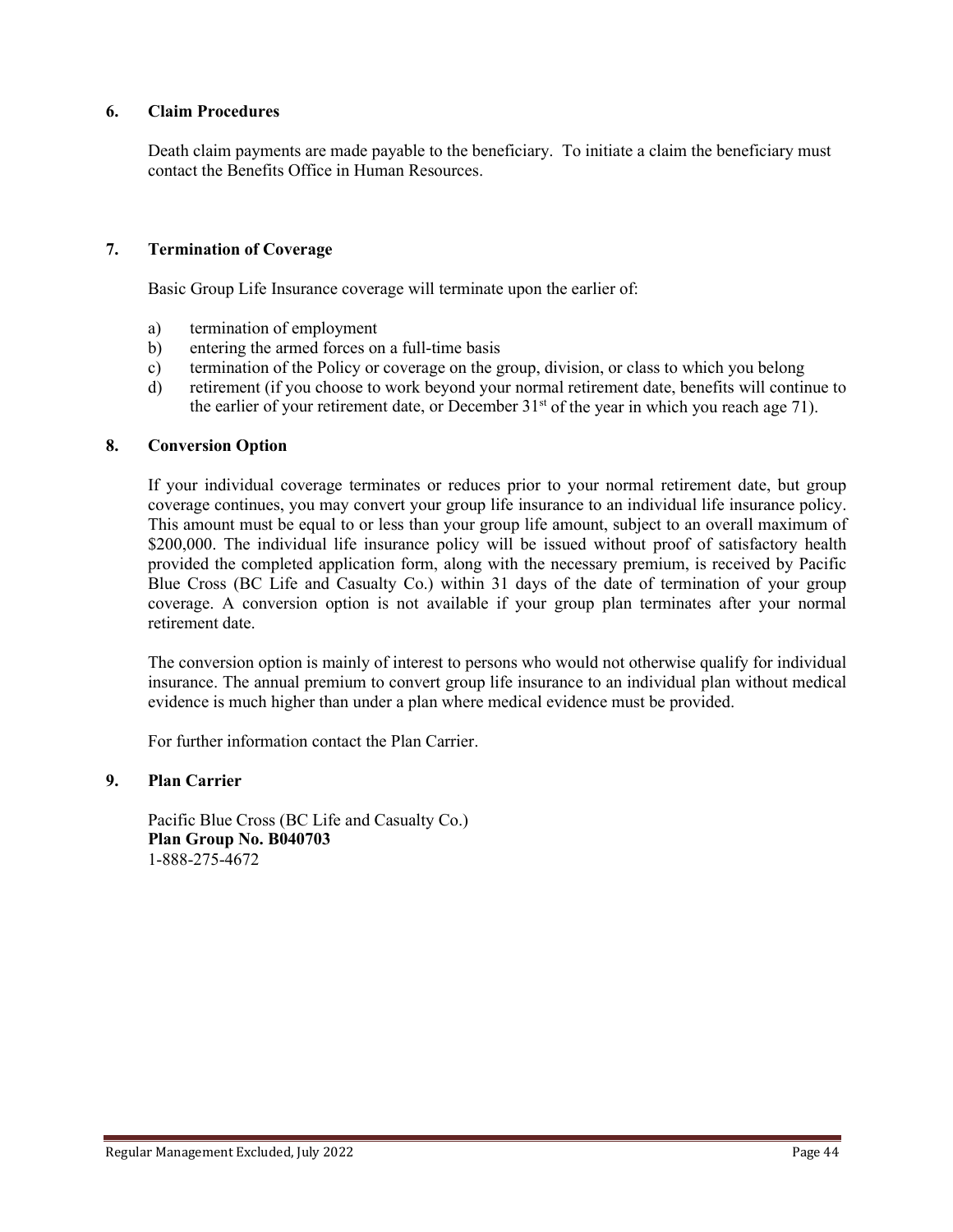## 6. Claim Procedures

Death claim payments are made payable to the beneficiary. To initiate a claim the beneficiary must contact the Benefits Office in Human Resources.

## 7. Termination of Coverage

Basic Group Life Insurance coverage will terminate upon the earlier of:

a) termination of employment
b) entering the armed forces on a full-time basis
c) termination of the Policy or coverage on the group, division, or class to which you belong
d) retirement (if you choose to work beyond your normal retirement date, benefits will continue to the earlier of your retirement date, or December 31st of the year in which you reach age 71).

## 8. Conversion Option

If your individual coverage terminates or reduces prior to your normal retirement date, but group coverage continues, you may convert your group life insurance to an individual life insurance policy. This amount must be equal to or less than your group life amount, subject to an overall maximum of $200,000. The individual life insurance policy will be issued without proof of satisfactory health provided the completed application form, along with the necessary premium, is received by Pacific Blue Cross (BC Life and Casualty Co.) within 31 days of the date of termination of your group coverage. A conversion option is not available if your group plan terminates after your normal retirement date.

The conversion option is mainly of interest to persons who would not otherwise qualify for individual insurance. The annual premium to convert group life insurance to an individual plan without medical evidence is much higher than under a plan where medical evidence must be provided.

For further information contact the Plan Carrier.

## 9. Plan Carrier

Pacific Blue Cross (BC Life and Casualty Co.)
**Plan Group No. B040703**
1-888-275-4672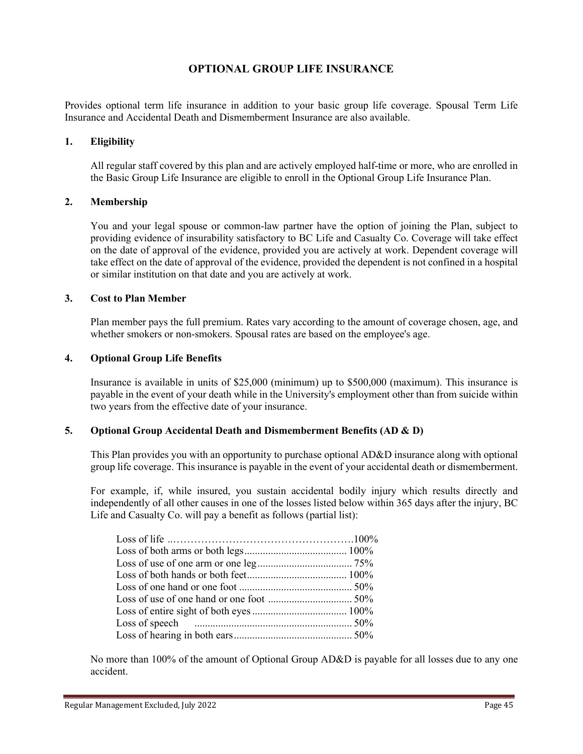# OPTIONAL GROUP LIFE INSURANCE

Provides optional term life insurance in addition to your basic group life coverage. Spousal Term Life Insurance and Accidental Death and Dismemberment Insurance are also available.

## 1. Eligibility

All regular staff covered by this plan and are actively employed half-time or more, who are enrolled in the Basic Group Life Insurance are eligible to enroll in the Optional Group Life Insurance Plan.

## 2. Membership

You and your legal spouse or common-law partner have the option of joining the Plan, subject to providing evidence of insurability satisfactory to BC Life and Casualty Co. Coverage will take effect on the date of approval of the evidence, provided you are actively at work. Dependent coverage will take effect on the date of approval of the evidence, provided the dependent is not confined in a hospital or similar institution on that date and you are actively at work.

## 3. Cost to Plan Member

Plan member pays the full premium. Rates vary according to the amount of coverage chosen, age, and whether smokers or non-smokers. Spousal rates are based on the employee's age.

## 4. Optional Group Life Benefits

Insurance is available in units of $25,000 (minimum) up to $500,000 (maximum). This insurance is payable in the event of your death while in the University's employment other than from suicide within two years from the effective date of your insurance.

## 5. Optional Group Accidental Death and Dismemberment Benefits (AD & D)

This Plan provides you with an opportunity to purchase optional AD&D insurance along with optional group life coverage. This insurance is payable in the event of your accidental death or dismemberment.

For example, if, while insured, you sustain accidental bodily injury which results directly and independently of all other causes in one of the losses listed below within 365 days after the injury, BC Life and Casualty Co. will pay a benefit as follows (partial list):

| Loss | Benefit |
|---|---|
| Loss of life | 100% |
| Loss of both arms or both legs | 100% |
| Loss of use of one arm or one leg | 75% |
| Loss of both hands or both feet | 100% |
| Loss of one hand or one foot | 50% |
| Loss of use of one hand or one foot | 50% |
| Loss of entire sight of both eyes | 100% |
| Loss of speech | 50% |
| Loss of hearing in both ears | 50% |

No more than 100% of the amount of Optional Group AD&D is payable for all losses due to any one accident.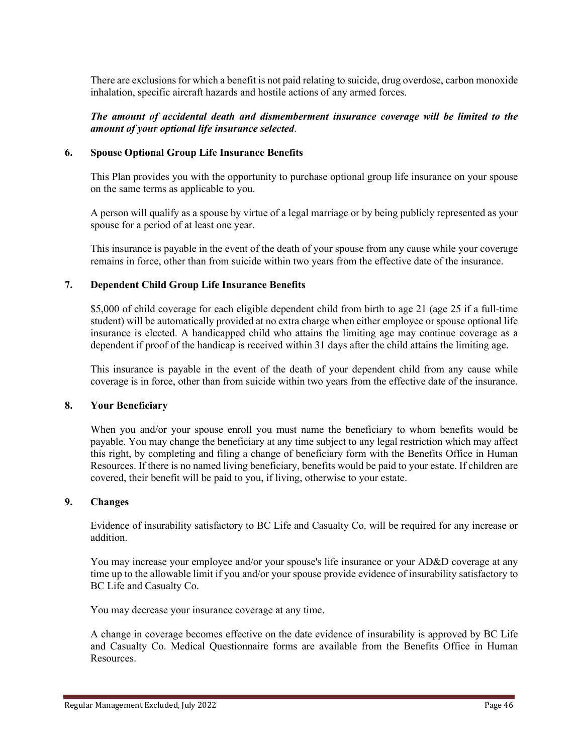There are exclusions for which a benefit is not paid relating to suicide, drug overdose, carbon monoxide inhalation, specific aircraft hazards and hostile actions of any armed forces.

***The amount of accidental death and dismemberment insurance coverage will be limited to the amount of your optional life insurance selected*.**

### 6. Spouse Optional Group Life Insurance Benefits

This Plan provides you with the opportunity to purchase optional group life insurance on your spouse on the same terms as applicable to you.

A person will qualify as a spouse by virtue of a legal marriage or by being publicly represented as your spouse for a period of at least one year.

This insurance is payable in the event of the death of your spouse from any cause while your coverage remains in force, other than from suicide within two years from the effective date of the insurance.

### 7. Dependent Child Group Life Insurance Benefits

$5,000 of child coverage for each eligible dependent child from birth to age 21 (age 25 if a full-time student) will be automatically provided at no extra charge when either employee or spouse optional life insurance is elected. A handicapped child who attains the limiting age may continue coverage as a dependent if proof of the handicap is received within 31 days after the child attains the limiting age.

This insurance is payable in the event of the death of your dependent child from any cause while coverage is in force, other than from suicide within two years from the effective date of the insurance.

### 8. Your Beneficiary

When you and/or your spouse enroll you must name the beneficiary to whom benefits would be payable. You may change the beneficiary at any time subject to any legal restriction which may affect this right, by completing and filing a change of beneficiary form with the Benefits Office in Human Resources. If there is no named living beneficiary, benefits would be paid to your estate. If children are covered, their benefit will be paid to you, if living, otherwise to your estate.

### 9. Changes

Evidence of insurability satisfactory to BC Life and Casualty Co. will be required for any increase or addition.

You may increase your employee and/or your spouse's life insurance or your AD&D coverage at any time up to the allowable limit if you and/or your spouse provide evidence of insurability satisfactory to BC Life and Casualty Co.

You may decrease your insurance coverage at any time.

A change in coverage becomes effective on the date evidence of insurability is approved by BC Life and Casualty Co. Medical Questionnaire forms are available from the Benefits Office in Human Resources.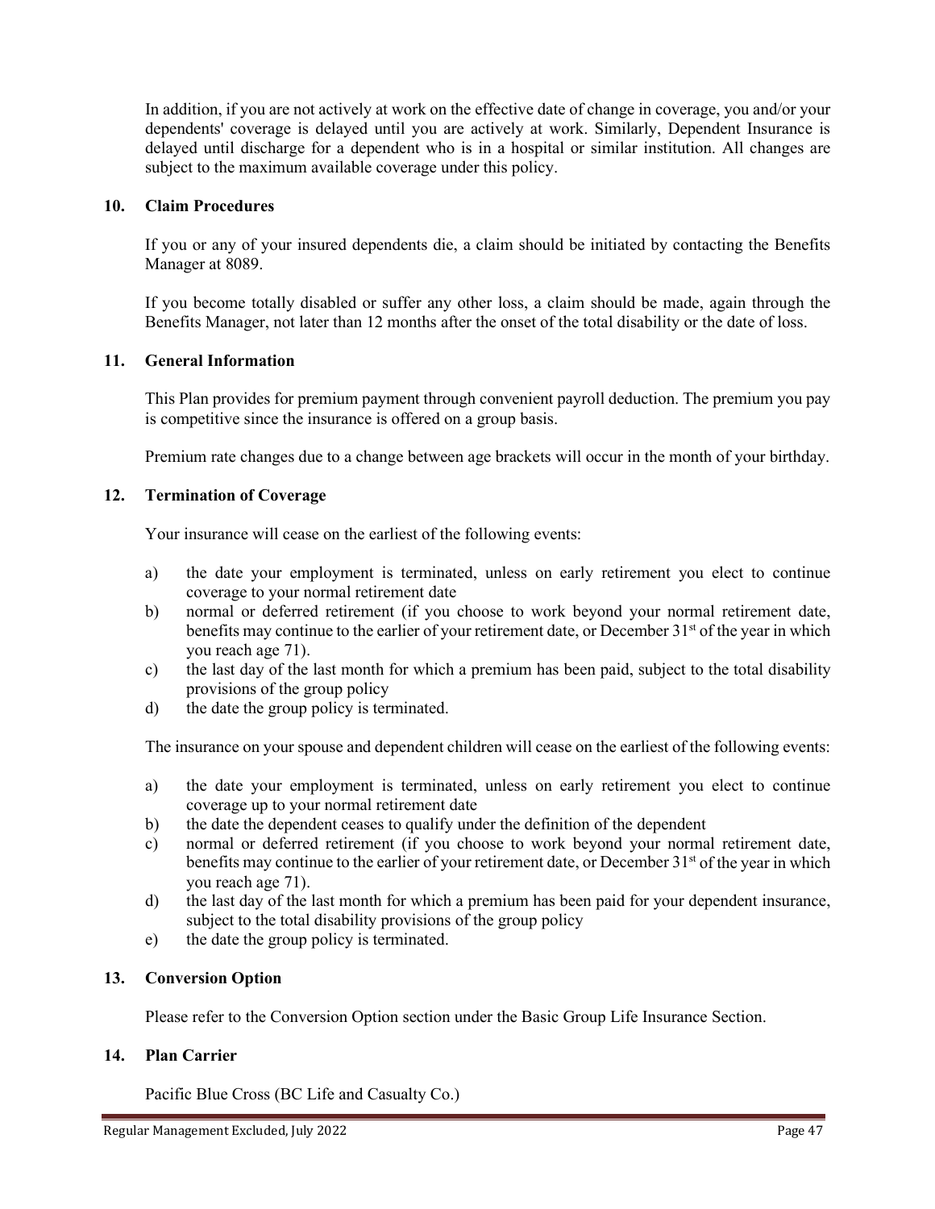In addition, if you are not actively at work on the effective date of change in coverage, you and/or your dependents' coverage is delayed until you are actively at work. Similarly, Dependent Insurance is delayed until discharge for a dependent who is in a hospital or similar institution. All changes are subject to the maximum available coverage under this policy.

## 10. Claim Procedures

If you or any of your insured dependents die, a claim should be initiated by contacting the Benefits Manager at 8089.

If you become totally disabled or suffer any other loss, a claim should be made, again through the Benefits Manager, not later than 12 months after the onset of the total disability or the date of loss.

## 11. General Information

This Plan provides for premium payment through convenient payroll deduction. The premium you pay is competitive since the insurance is offered on a group basis.

Premium rate changes due to a change between age brackets will occur in the month of your birthday.

## 12. Termination of Coverage

Your insurance will cease on the earliest of the following events:

a) the date your employment is terminated, unless on early retirement you elect to continue coverage to your normal retirement date
b) normal or deferred retirement (if you choose to work beyond your normal retirement date, benefits may continue to the earlier of your retirement date, or December 31st of the year in which you reach age 71).
c) the last day of the last month for which a premium has been paid, subject to the total disability provisions of the group policy
d) the date the group policy is terminated.

The insurance on your spouse and dependent children will cease on the earliest of the following events:

a) the date your employment is terminated, unless on early retirement you elect to continue coverage up to your normal retirement date
b) the date the dependent ceases to qualify under the definition of the dependent
c) normal or deferred retirement (if you choose to work beyond your normal retirement date, benefits may continue to the earlier of your retirement date, or December 31st of the year in which you reach age 71).
d) the last day of the last month for which a premium has been paid for your dependent insurance, subject to the total disability provisions of the group policy
e) the date the group policy is terminated.

## 13. Conversion Option

Please refer to the Conversion Option section under the Basic Group Life Insurance Section.

## 14. Plan Carrier

Pacific Blue Cross (BC Life and Casualty Co.)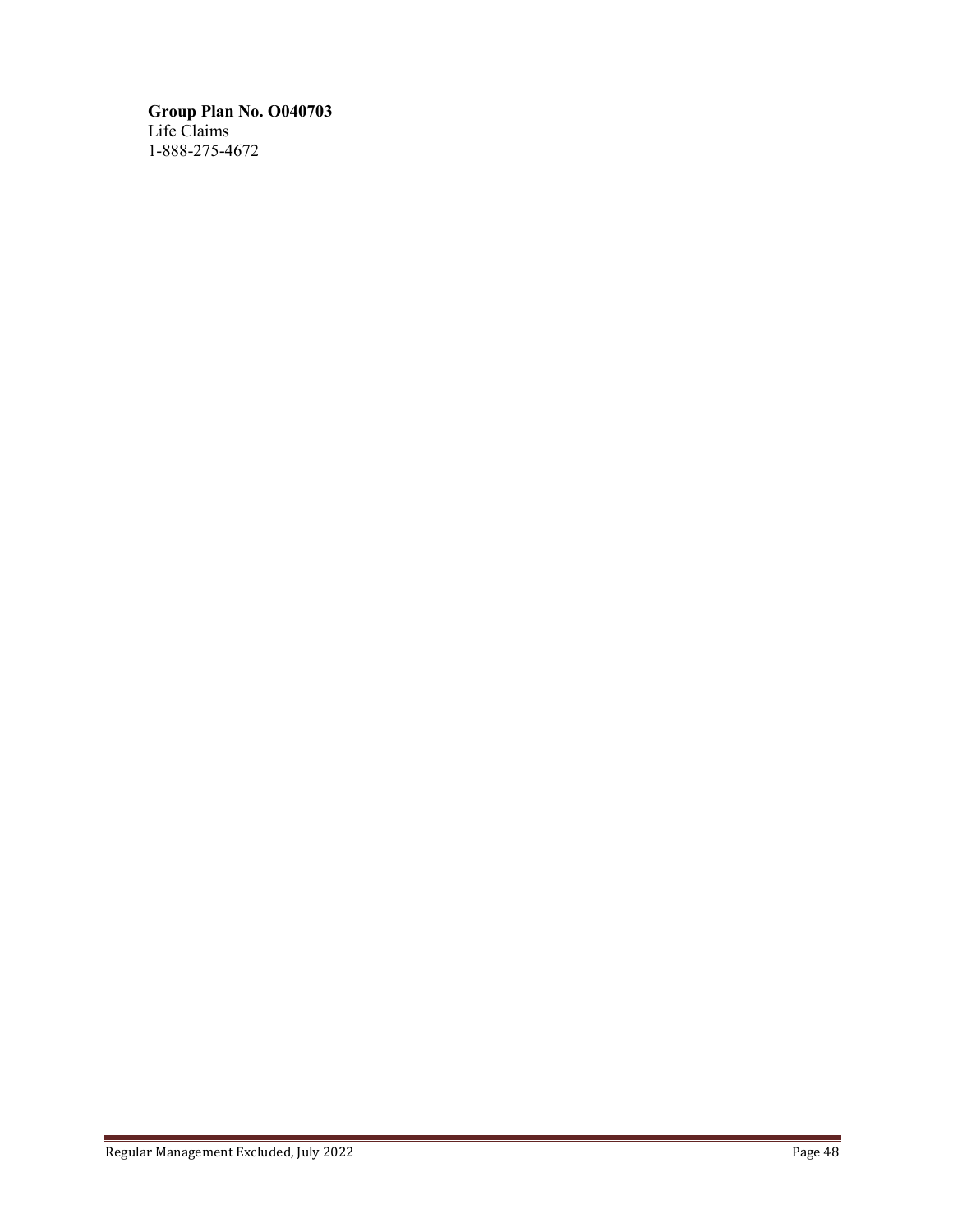**Group Plan No. O040703**
Life Claims
1-888-275-4672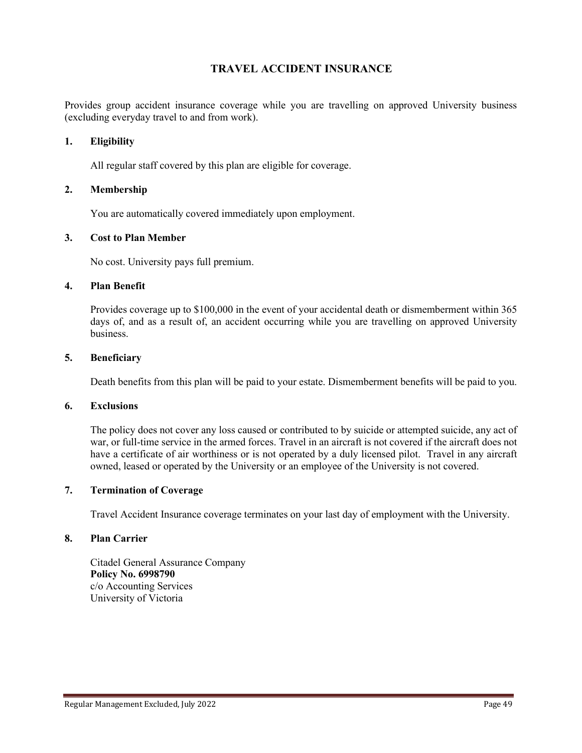# TRAVEL ACCIDENT INSURANCE

Provides group accident insurance coverage while you are travelling on approved University business (excluding everyday travel to and from work).

## 1. Eligibility

All regular staff covered by this plan are eligible for coverage.

## 2. Membership

You are automatically covered immediately upon employment.

## 3. Cost to Plan Member

No cost. University pays full premium.

## 4. Plan Benefit

Provides coverage up to $100,000 in the event of your accidental death or dismemberment within 365 days of, and as a result of, an accident occurring while you are travelling on approved University business.

## 5. Beneficiary

Death benefits from this plan will be paid to your estate. Dismemberment benefits will be paid to you.

## 6. Exclusions

The policy does not cover any loss caused or contributed to by suicide or attempted suicide, any act of war, or full-time service in the armed forces. Travel in an aircraft is not covered if the aircraft does not have a certificate of air worthiness or is not operated by a duly licensed pilot. Travel in any aircraft owned, leased or operated by the University or an employee of the University is not covered.

## 7. Termination of Coverage

Travel Accident Insurance coverage terminates on your last day of employment with the University.

## 8. Plan Carrier

Citadel General Assurance Company
**Policy No. 6998790**
c/o Accounting Services
University of Victoria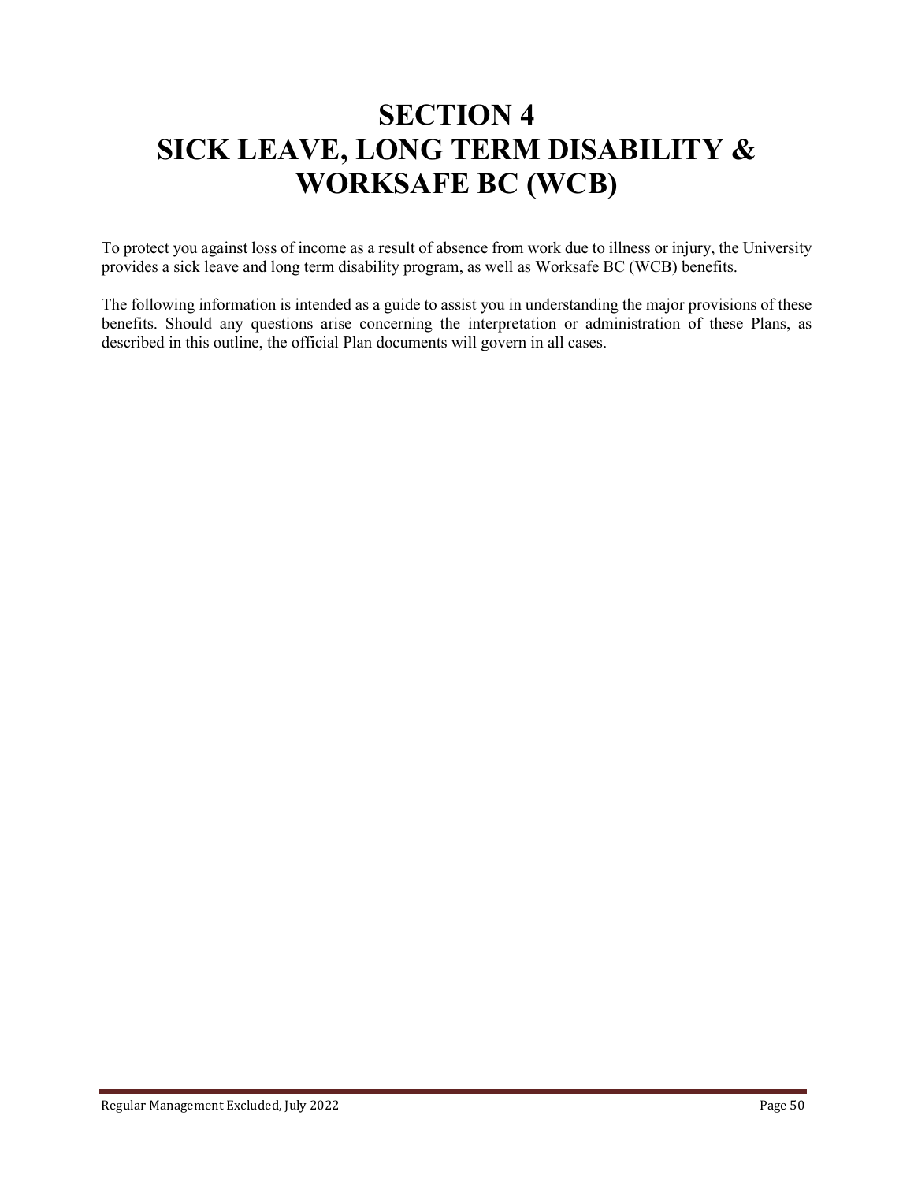# SECTION 4
# SICK LEAVE, LONG TERM DISABILITY & WORKSAFE BC (WCB)

To protect you against loss of income as a result of absence from work due to illness or injury, the University provides a sick leave and long term disability program, as well as Worksafe BC (WCB) benefits.

The following information is intended as a guide to assist you in understanding the major provisions of these benefits. Should any questions arise concerning the interpretation or administration of these Plans, as described in this outline, the official Plan documents will govern in all cases.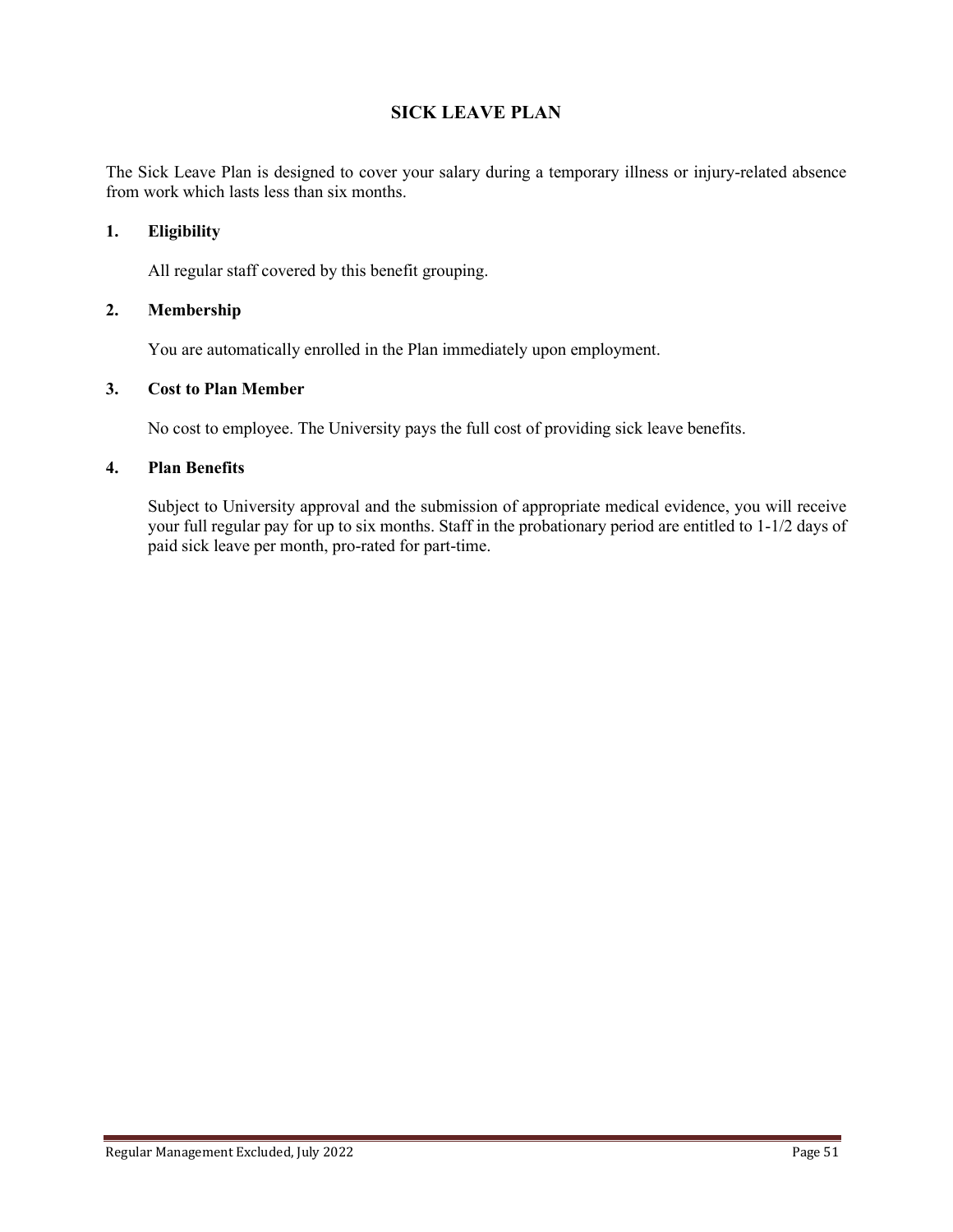## SICK LEAVE PLAN

The Sick Leave Plan is designed to cover your salary during a temporary illness or injury-related absence from work which lasts less than six months.

### 1. Eligibility

All regular staff covered by this benefit grouping.

### 2. Membership

You are automatically enrolled in the Plan immediately upon employment.

### 3. Cost to Plan Member

No cost to employee. The University pays the full cost of providing sick leave benefits.

### 4. Plan Benefits

Subject to University approval and the submission of appropriate medical evidence, you will receive your full regular pay for up to six months. Staff in the probationary period are entitled to 1-1/2 days of paid sick leave per month, pro-rated for part-time.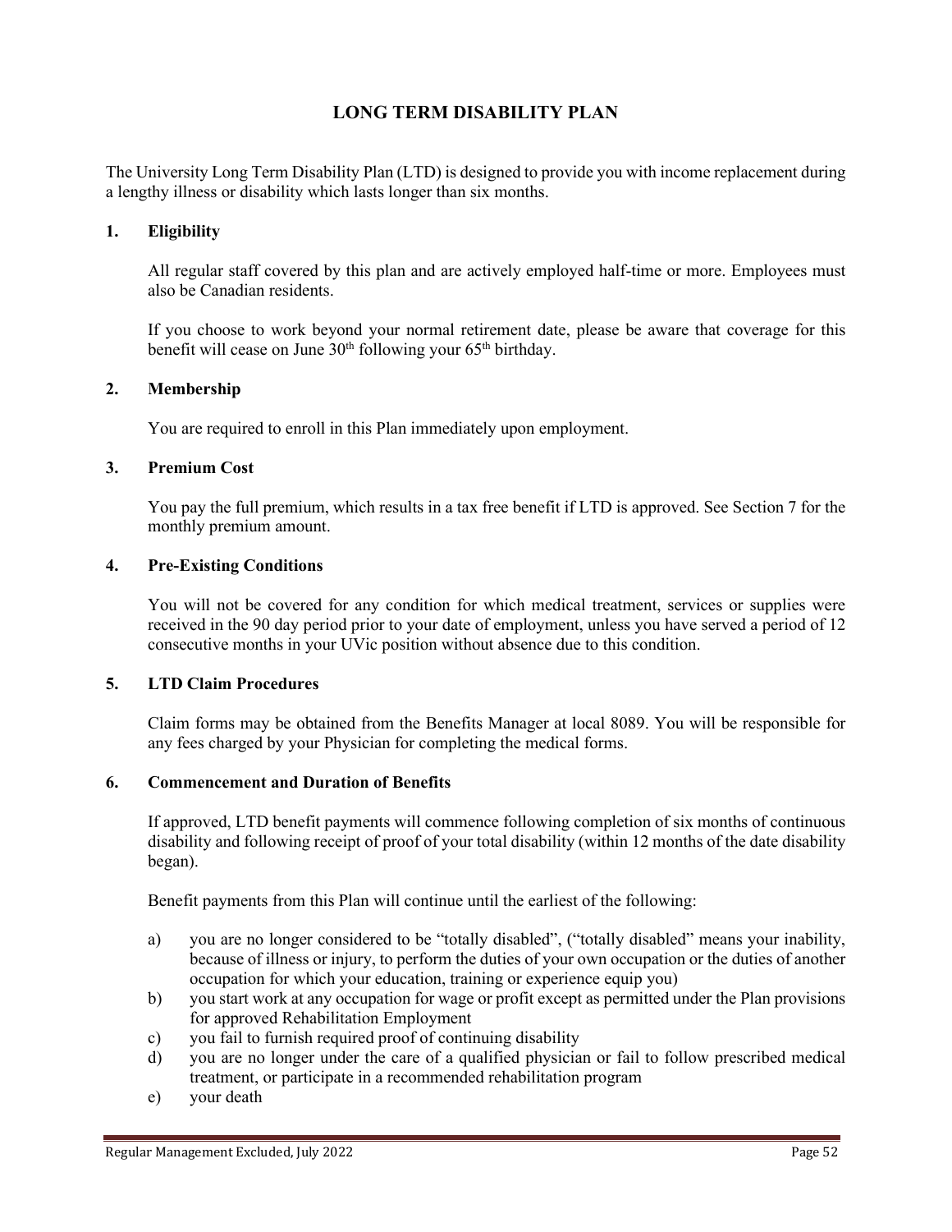# LONG TERM DISABILITY PLAN

The University Long Term Disability Plan (LTD) is designed to provide you with income replacement during a lengthy illness or disability which lasts longer than six months.

## 1. Eligibility

All regular staff covered by this plan and are actively employed half-time or more. Employees must also be Canadian residents.

If you choose to work beyond your normal retirement date, please be aware that coverage for this benefit will cease on June 30th following your 65th birthday.

## 2. Membership

You are required to enroll in this Plan immediately upon employment.

## 3. Premium Cost

You pay the full premium, which results in a tax free benefit if LTD is approved. See Section 7 for the monthly premium amount.

## 4. Pre-Existing Conditions

You will not be covered for any condition for which medical treatment, services or supplies were received in the 90 day period prior to your date of employment, unless you have served a period of 12 consecutive months in your UVic position without absence due to this condition.

## 5. LTD Claim Procedures

Claim forms may be obtained from the Benefits Manager at local 8089. You will be responsible for any fees charged by your Physician for completing the medical forms.

## 6. Commencement and Duration of Benefits

If approved, LTD benefit payments will commence following completion of six months of continuous disability and following receipt of proof of your total disability (within 12 months of the date disability began).

Benefit payments from this Plan will continue until the earliest of the following:

a) you are no longer considered to be "totally disabled", ("totally disabled" means your inability, because of illness or injury, to perform the duties of your own occupation or the duties of another occupation for which your education, training or experience equip you)

b) you start work at any occupation for wage or profit except as permitted under the Plan provisions for approved Rehabilitation Employment

c) you fail to furnish required proof of continuing disability

d) you are no longer under the care of a qualified physician or fail to follow prescribed medical treatment, or participate in a recommended rehabilitation program

e) your death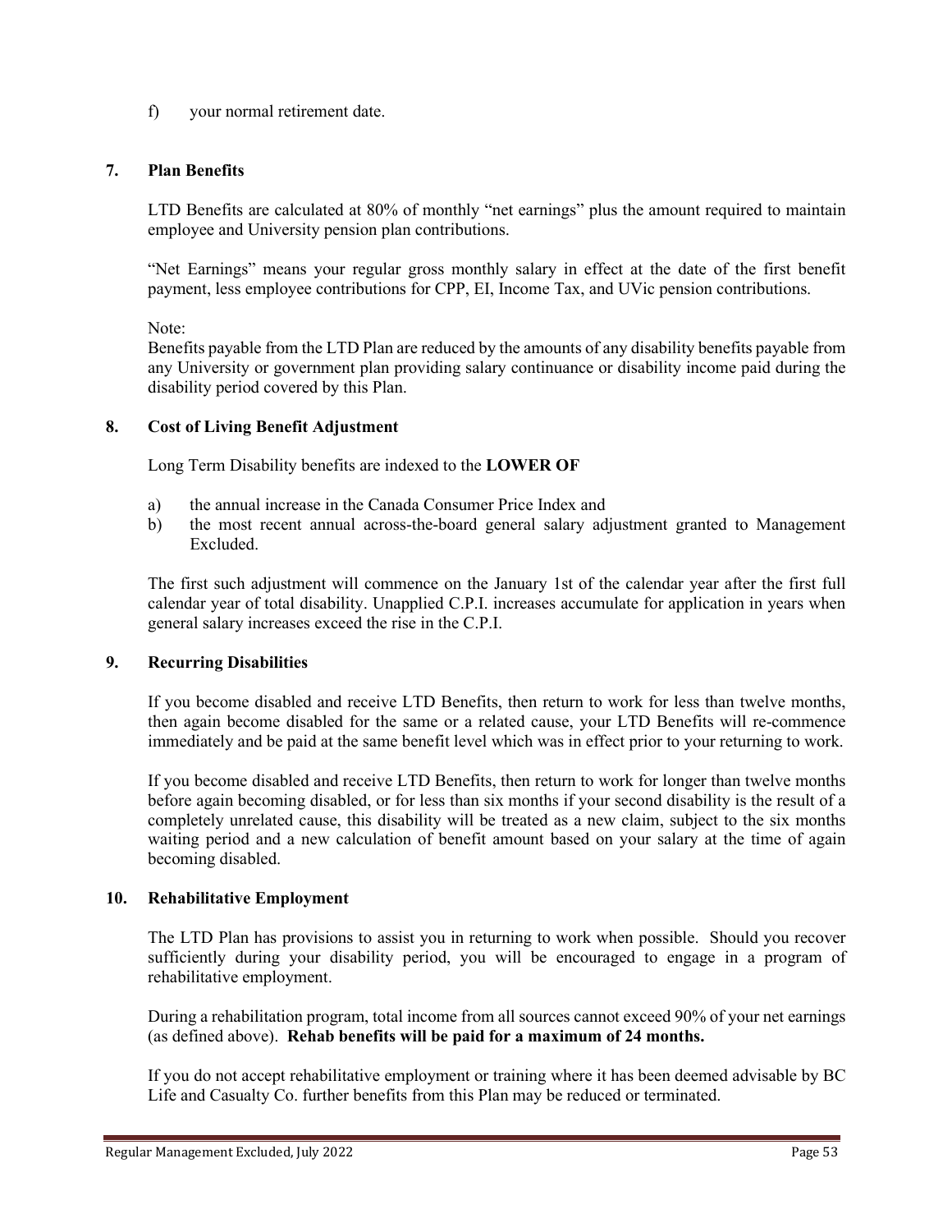f) your normal retirement date.

## 7. Plan Benefits

LTD Benefits are calculated at 80% of monthly "net earnings" plus the amount required to maintain employee and University pension plan contributions.

"Net Earnings" means your regular gross monthly salary in effect at the date of the first benefit payment, less employee contributions for CPP, EI, Income Tax, and UVic pension contributions.

Note:
Benefits payable from the LTD Plan are reduced by the amounts of any disability benefits payable from any University or government plan providing salary continuance or disability income paid during the disability period covered by this Plan.

## 8. Cost of Living Benefit Adjustment

Long Term Disability benefits are indexed to the **LOWER OF**

a) the annual increase in the Canada Consumer Price Index and
b) the most recent annual across-the-board general salary adjustment granted to Management Excluded.

The first such adjustment will commence on the January 1st of the calendar year after the first full calendar year of total disability. Unapplied C.P.I. increases accumulate for application in years when general salary increases exceed the rise in the C.P.I.

## 9. Recurring Disabilities

If you become disabled and receive LTD Benefits, then return to work for less than twelve months, then again become disabled for the same or a related cause, your LTD Benefits will re-commence immediately and be paid at the same benefit level which was in effect prior to your returning to work.

If you become disabled and receive LTD Benefits, then return to work for longer than twelve months before again becoming disabled, or for less than six months if your second disability is the result of a completely unrelated cause, this disability will be treated as a new claim, subject to the six months waiting period and a new calculation of benefit amount based on your salary at the time of again becoming disabled.

## 10. Rehabilitative Employment

The LTD Plan has provisions to assist you in returning to work when possible. Should you recover sufficiently during your disability period, you will be encouraged to engage in a program of rehabilitative employment.

During a rehabilitation program, total income from all sources cannot exceed 90% of your net earnings (as defined above). **Rehab benefits will be paid for a maximum of 24 months.**

If you do not accept rehabilitative employment or training where it has been deemed advisable by BC Life and Casualty Co. further benefits from this Plan may be reduced or terminated.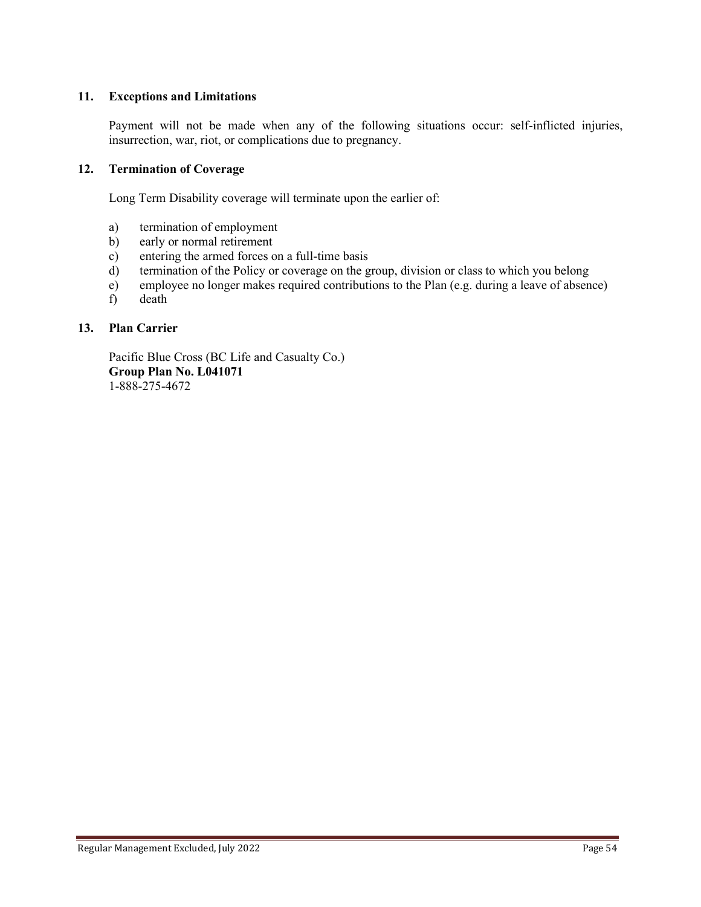### 11. Exceptions and Limitations

Payment will not be made when any of the following situations occur: self-inflicted injuries, insurrection, war, riot, or complications due to pregnancy.

### 12. Termination of Coverage

Long Term Disability coverage will terminate upon the earlier of:

a) termination of employment
b) early or normal retirement
c) entering the armed forces on a full-time basis
d) termination of the Policy or coverage on the group, division or class to which you belong
e) employee no longer makes required contributions to the Plan (e.g. during a leave of absence)
f) death

### 13. Plan Carrier

Pacific Blue Cross (BC Life and Casualty Co.)
**Group Plan No. L041071**
1-888-275-4672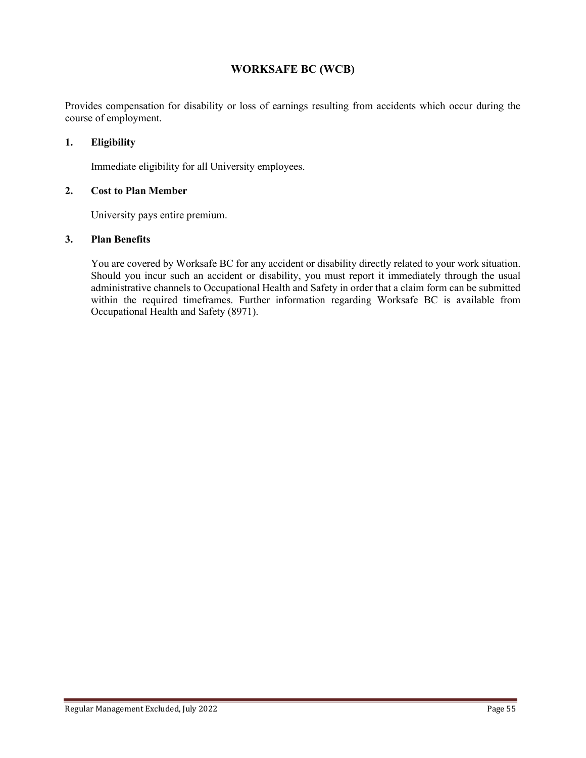# WORKSAFE BC (WCB)

Provides compensation for disability or loss of earnings resulting from accidents which occur during the course of employment.

## 1. Eligibility

Immediate eligibility for all University employees.

## 2. Cost to Plan Member

University pays entire premium.

## 3. Plan Benefits

You are covered by Worksafe BC for any accident or disability directly related to your work situation. Should you incur such an accident or disability, you must report it immediately through the usual administrative channels to Occupational Health and Safety in order that a claim form can be submitted within the required timeframes. Further information regarding Worksafe BC is available from Occupational Health and Safety (8971).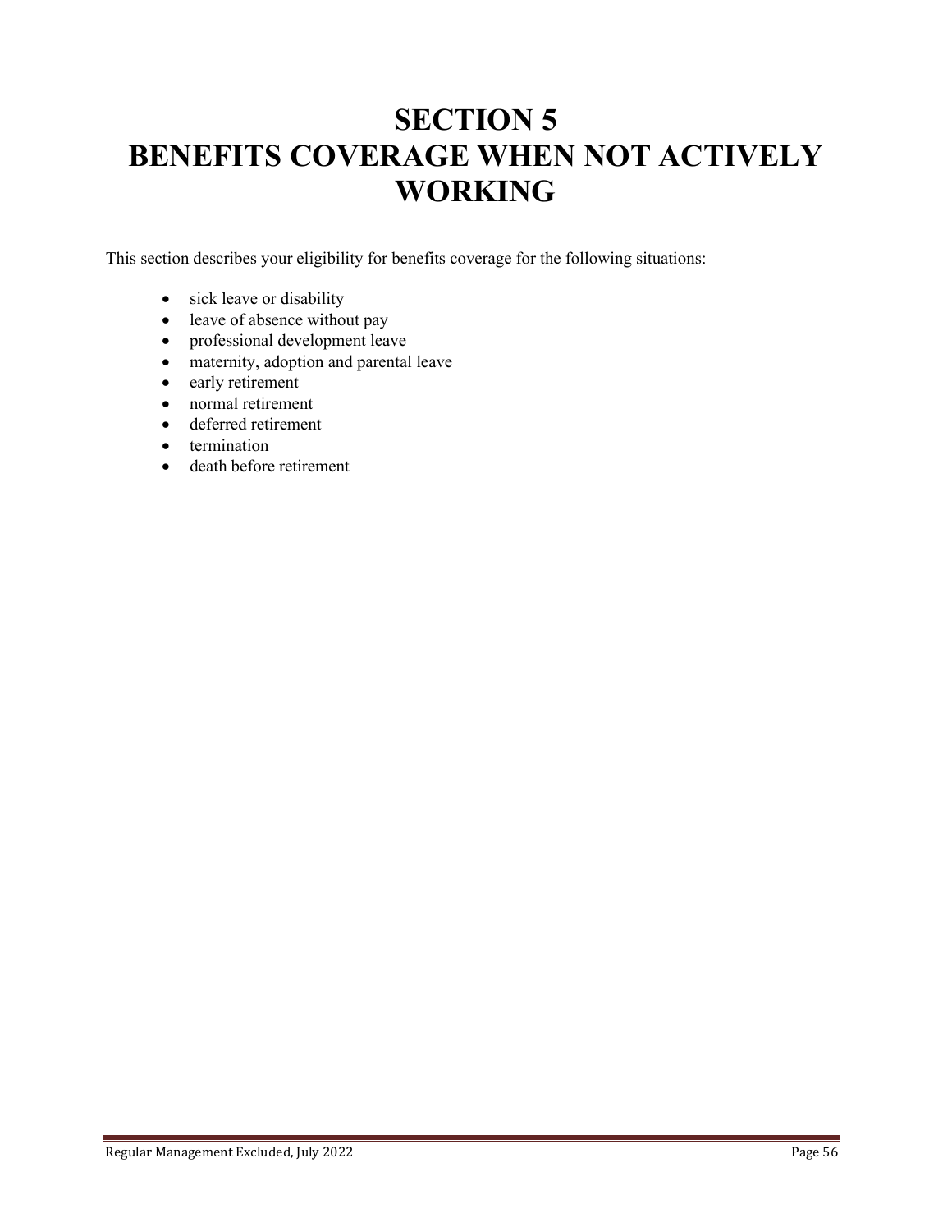# SECTION 5
# BENEFITS COVERAGE WHEN NOT ACTIVELY WORKING

This section describes your eligibility for benefits coverage for the following situations:

- sick leave or disability
- leave of absence without pay
- professional development leave
- maternity, adoption and parental leave
- early retirement
- normal retirement
- deferred retirement
- termination
- death before retirement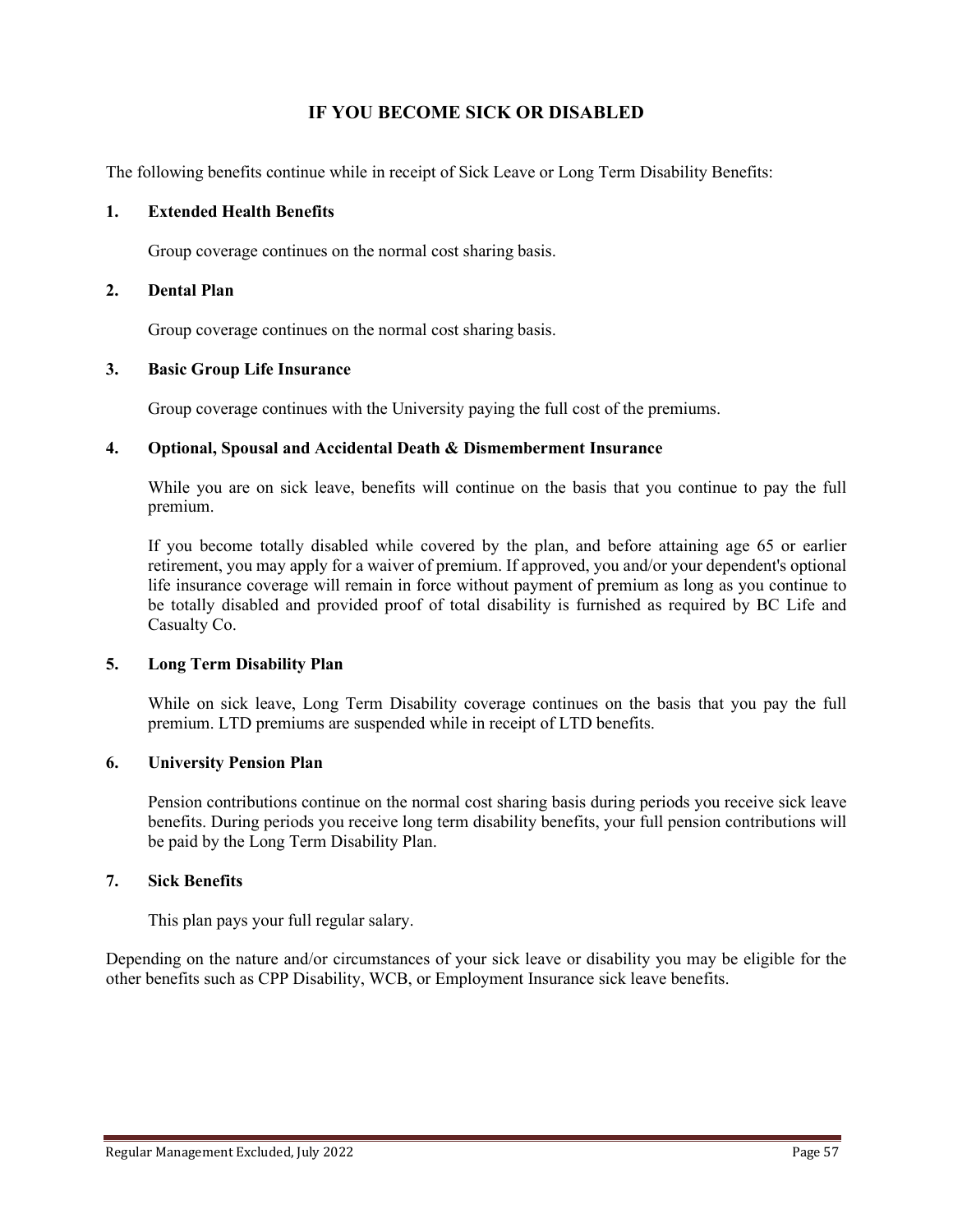# IF YOU BECOME SICK OR DISABLED

The following benefits continue while in receipt of Sick Leave or Long Term Disability Benefits:

### 1. Extended Health Benefits

Group coverage continues on the normal cost sharing basis.

### 2. Dental Plan

Group coverage continues on the normal cost sharing basis.

### 3. Basic Group Life Insurance

Group coverage continues with the University paying the full cost of the premiums.

### 4. Optional, Spousal and Accidental Death & Dismemberment Insurance

While you are on sick leave, benefits will continue on the basis that you continue to pay the full premium.

If you become totally disabled while covered by the plan, and before attaining age 65 or earlier retirement, you may apply for a waiver of premium. If approved, you and/or your dependent's optional life insurance coverage will remain in force without payment of premium as long as you continue to be totally disabled and provided proof of total disability is furnished as required by BC Life and Casualty Co.

### 5. Long Term Disability Plan

While on sick leave, Long Term Disability coverage continues on the basis that you pay the full premium. LTD premiums are suspended while in receipt of LTD benefits.

### 6. University Pension Plan

Pension contributions continue on the normal cost sharing basis during periods you receive sick leave benefits. During periods you receive long term disability benefits, your full pension contributions will be paid by the Long Term Disability Plan.

### 7. Sick Benefits

This plan pays your full regular salary.

Depending on the nature and/or circumstances of your sick leave or disability you may be eligible for the other benefits such as CPP Disability, WCB, or Employment Insurance sick leave benefits.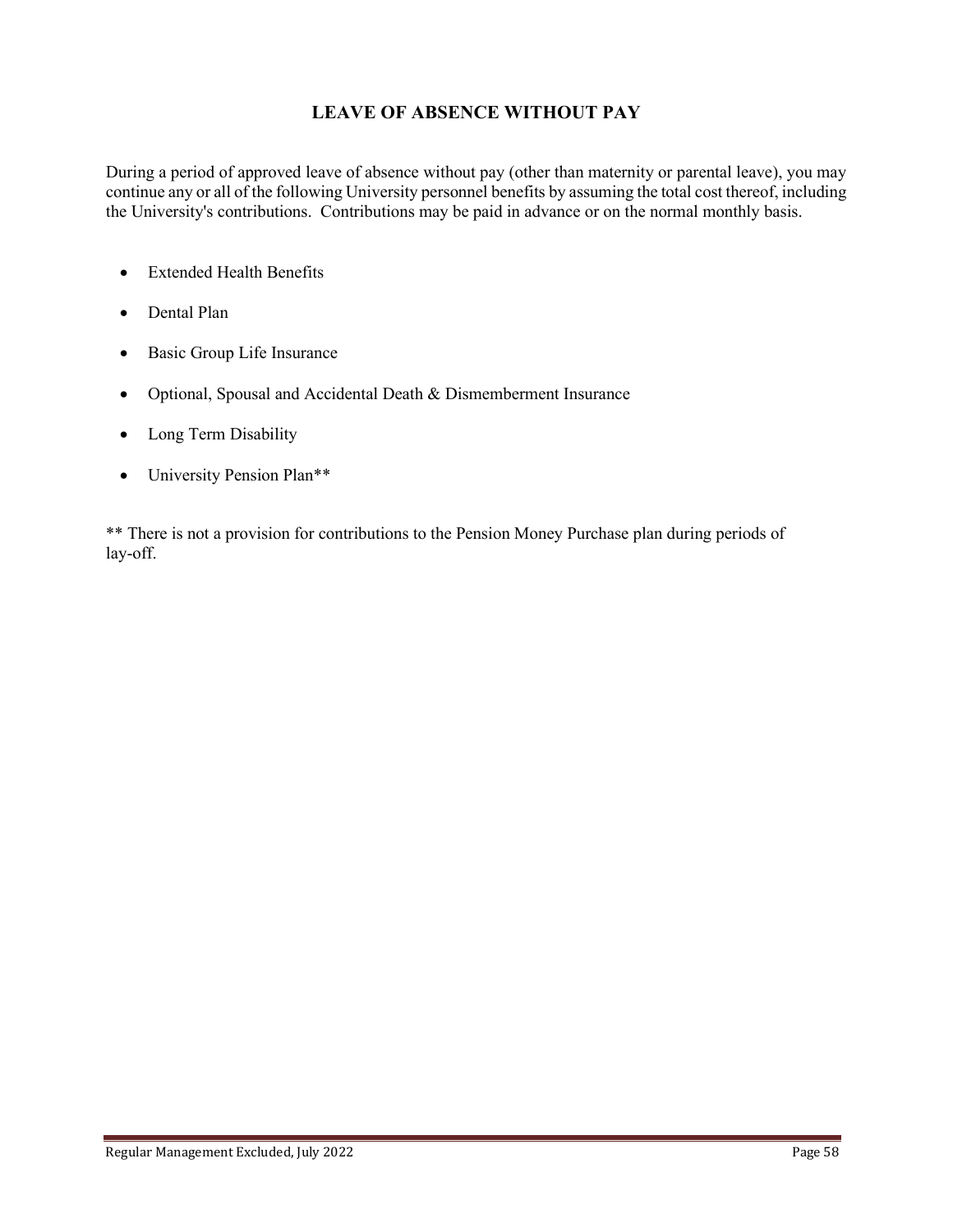# LEAVE OF ABSENCE WITHOUT PAY

During a period of approved leave of absence without pay (other than maternity or parental leave), you may continue any or all of the following University personnel benefits by assuming the total cost thereof, including the University's contributions. Contributions may be paid in advance or on the normal monthly basis.

- Extended Health Benefits
- Dental Plan
- Basic Group Life Insurance
- Optional, Spousal and Accidental Death & Dismemberment Insurance
- Long Term Disability
- University Pension Plan**

** There is not a provision for contributions to the Pension Money Purchase plan during periods of lay-off.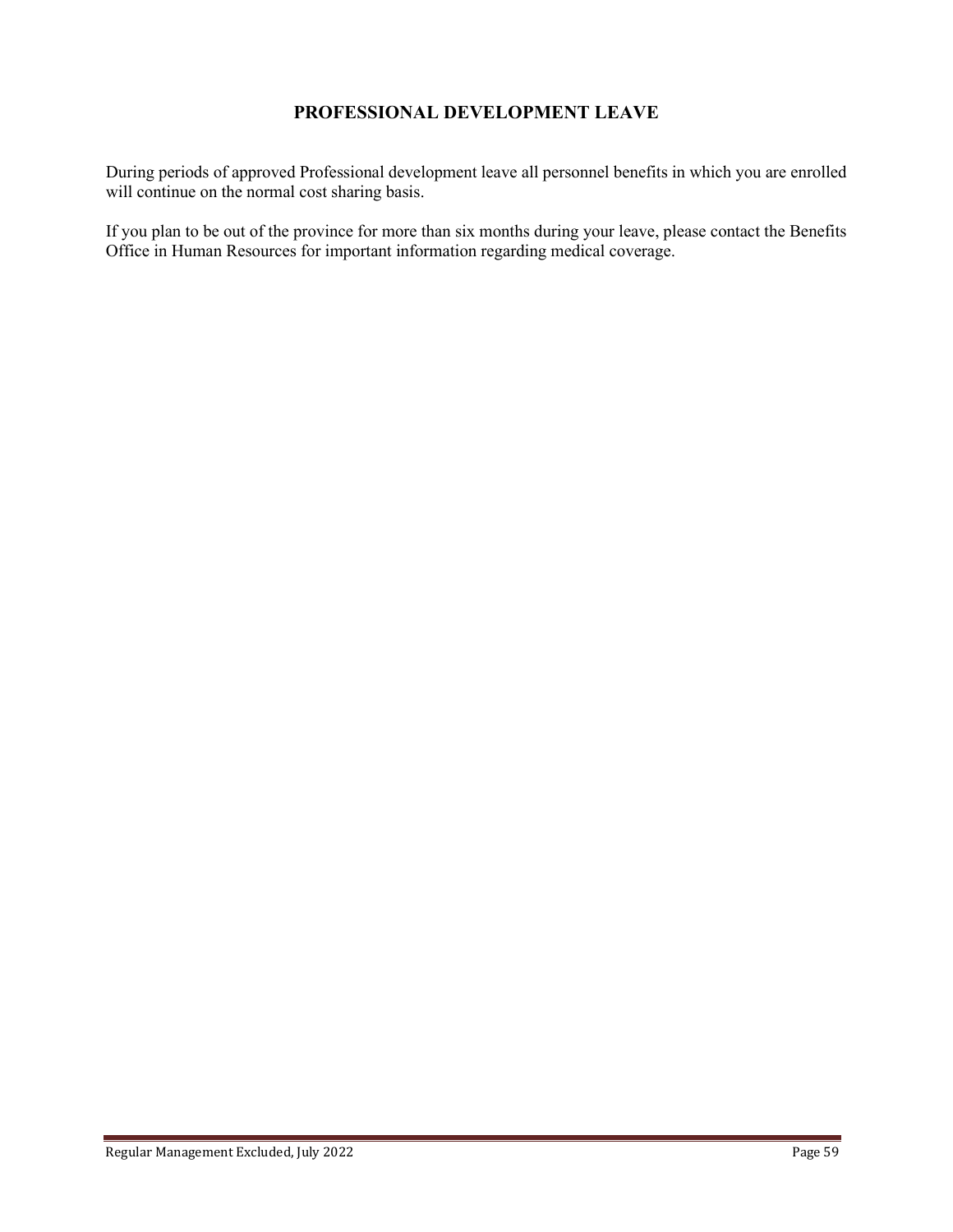# PROFESSIONAL DEVELOPMENT LEAVE

During periods of approved Professional development leave all personnel benefits in which you are enrolled will continue on the normal cost sharing basis.

If you plan to be out of the province for more than six months during your leave, please contact the Benefits Office in Human Resources for important information regarding medical coverage.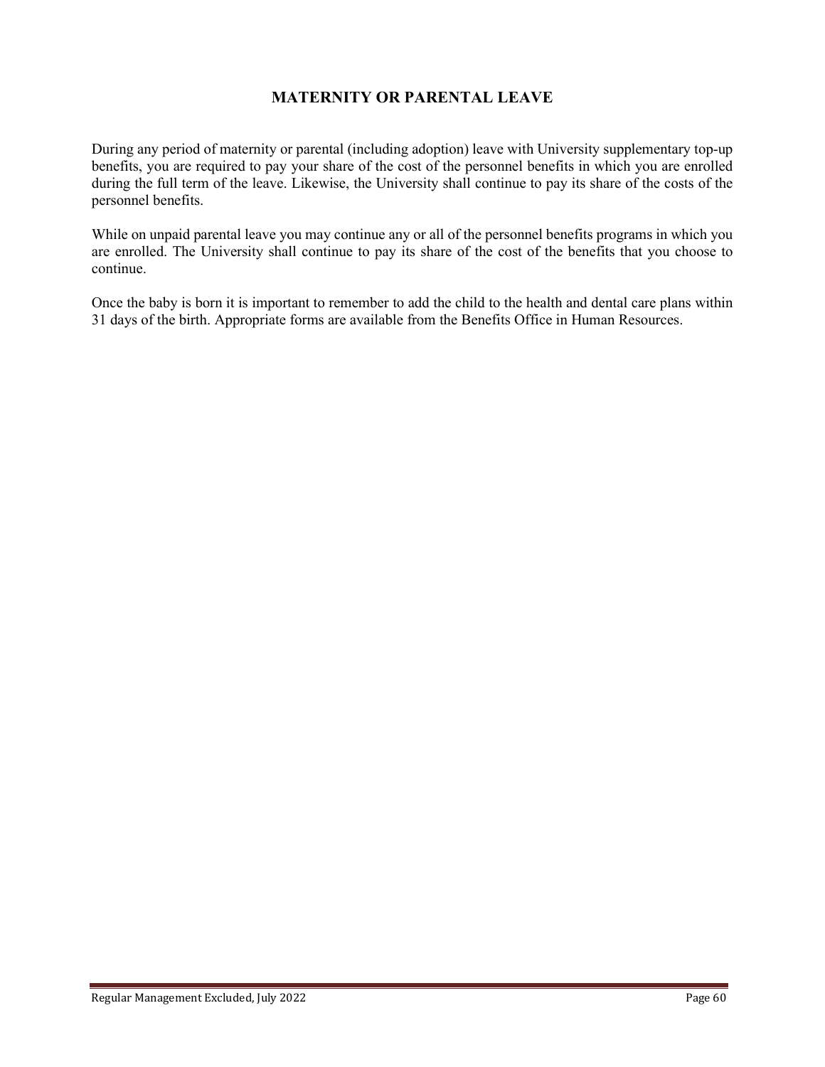# MATERNITY OR PARENTAL LEAVE

During any period of maternity or parental (including adoption) leave with University supplementary top-up benefits, you are required to pay your share of the cost of the personnel benefits in which you are enrolled during the full term of the leave. Likewise, the University shall continue to pay its share of the costs of the personnel benefits.

While on unpaid parental leave you may continue any or all of the personnel benefits programs in which you are enrolled. The University shall continue to pay its share of the cost of the benefits that you choose to continue.

Once the baby is born it is important to remember to add the child to the health and dental care plans within 31 days of the birth. Appropriate forms are available from the Benefits Office in Human Resources.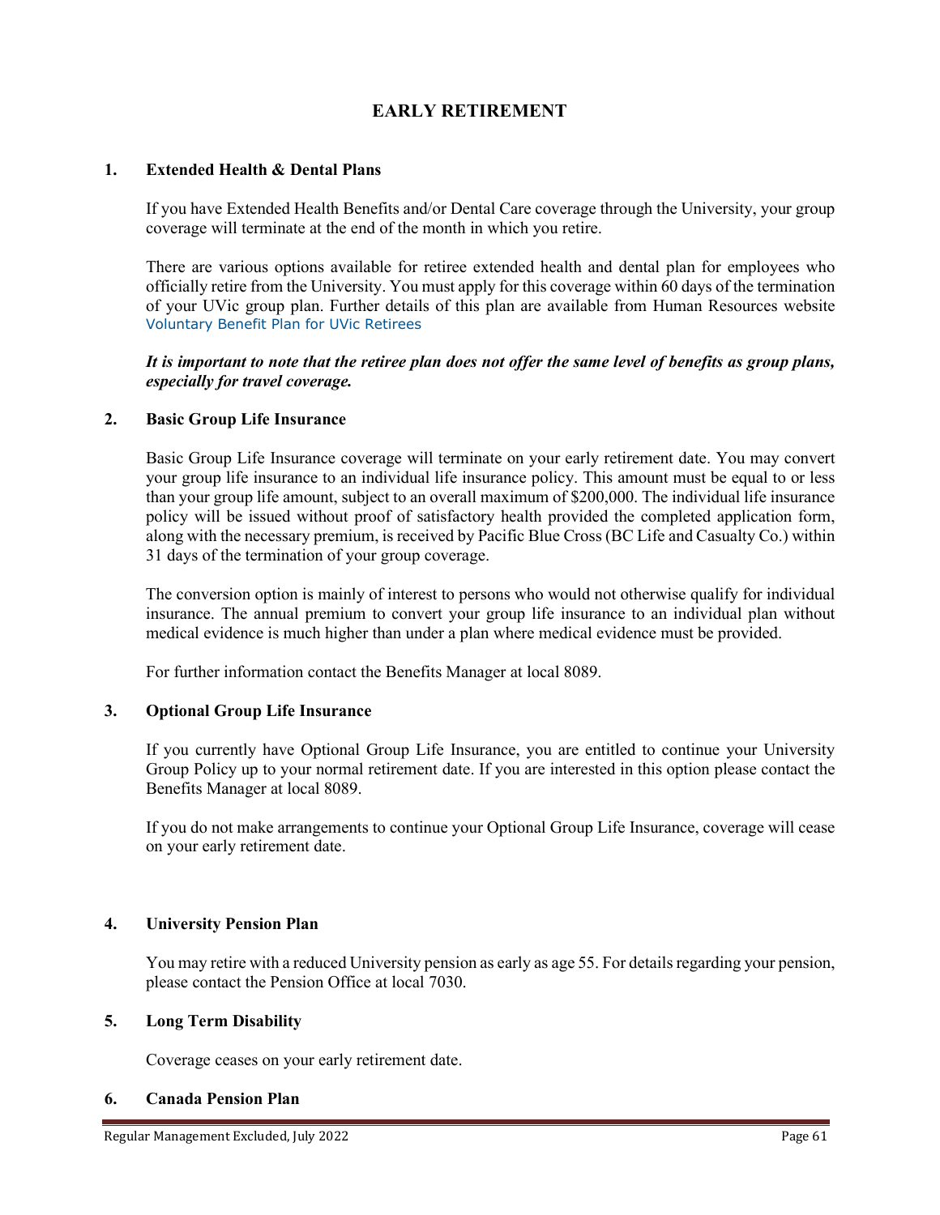# EARLY RETIREMENT

## 1. Extended Health & Dental Plans

If you have Extended Health Benefits and/or Dental Care coverage through the University, your group coverage will terminate at the end of the month in which you retire.

There are various options available for retiree extended health and dental plan for employees who officially retire from the University. You must apply for this coverage within 60 days of the termination of your UVic group plan. Further details of this plan are available from Human Resources website Voluntary Benefit Plan for UVic Retirees

***It is important to note that the retiree plan does not offer the same level of benefits as group plans, especially for travel coverage.***

## 2. Basic Group Life Insurance

Basic Group Life Insurance coverage will terminate on your early retirement date. You may convert your group life insurance to an individual life insurance policy. This amount must be equal to or less than your group life amount, subject to an overall maximum of $200,000. The individual life insurance policy will be issued without proof of satisfactory health provided the completed application form, along with the necessary premium, is received by Pacific Blue Cross (BC Life and Casualty Co.) within 31 days of the termination of your group coverage.

The conversion option is mainly of interest to persons who would not otherwise qualify for individual insurance. The annual premium to convert your group life insurance to an individual plan without medical evidence is much higher than under a plan where medical evidence must be provided.

For further information contact the Benefits Manager at local 8089.

## 3. Optional Group Life Insurance

If you currently have Optional Group Life Insurance, you are entitled to continue your University Group Policy up to your normal retirement date. If you are interested in this option please contact the Benefits Manager at local 8089.

If you do not make arrangements to continue your Optional Group Life Insurance, coverage will cease on your early retirement date.

## 4. University Pension Plan

You may retire with a reduced University pension as early as age 55. For details regarding your pension, please contact the Pension Office at local 7030.

## 5. Long Term Disability

Coverage ceases on your early retirement date.

## 6. Canada Pension Plan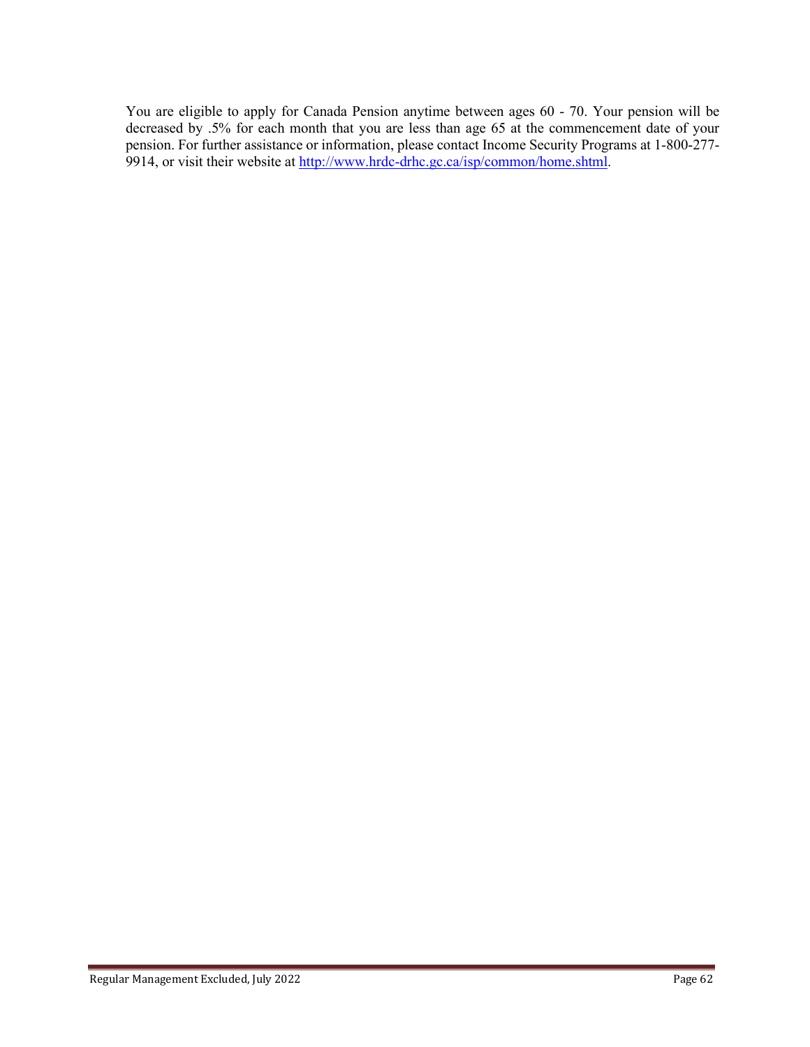You are eligible to apply for Canada Pension anytime between ages 60 - 70. Your pension will be decreased by .5% for each month that you are less than age 65 at the commencement date of your pension. For further assistance or information, please contact Income Security Programs at 1-800-277-9914, or visit their website at [http://www.hrdc-drhc.gc.ca/isp/common/home.shtml](http://www.hrdc-drhc.gc.ca/isp/common/home.shtml).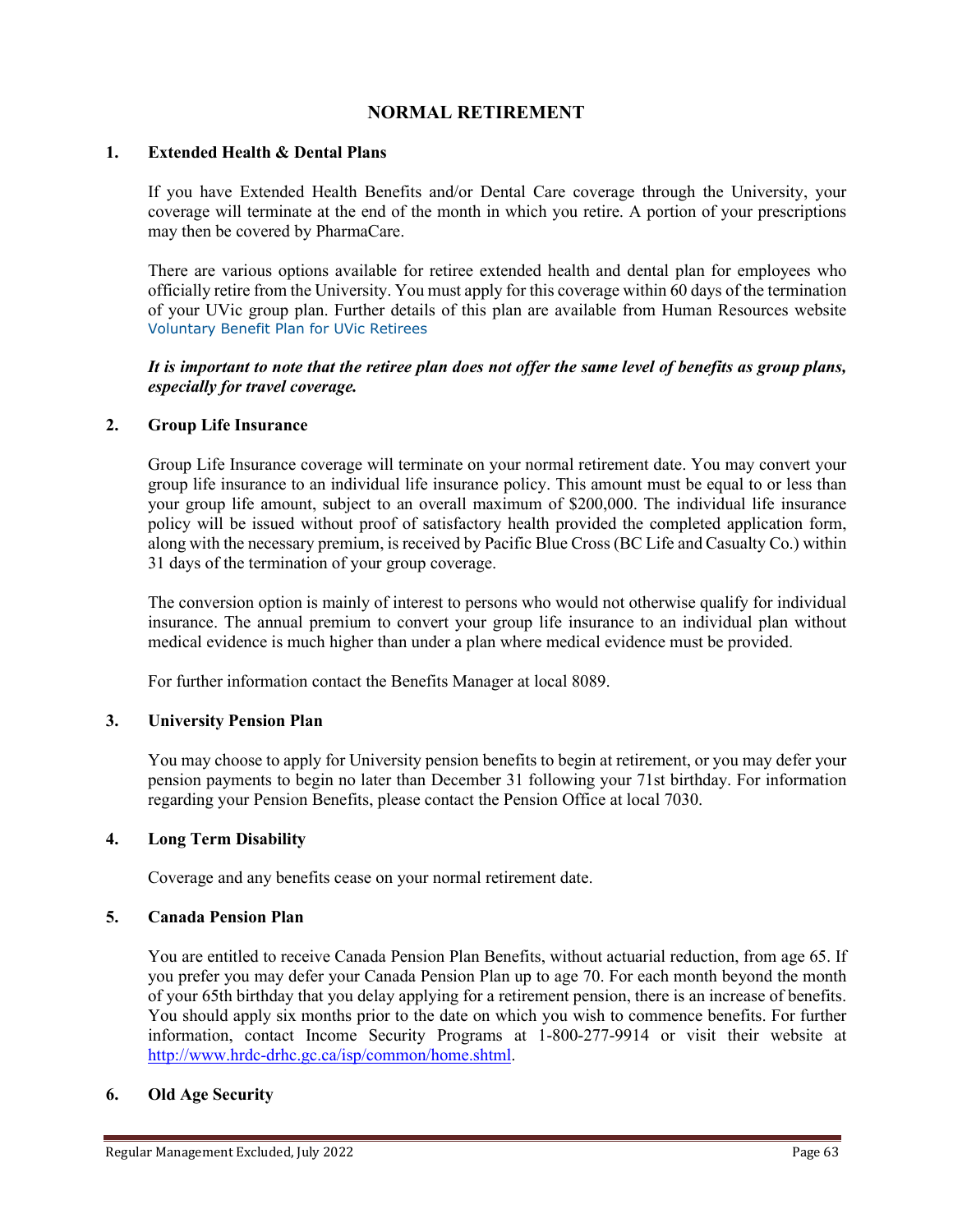# NORMAL RETIREMENT

## 1. Extended Health & Dental Plans

If you have Extended Health Benefits and/or Dental Care coverage through the University, your coverage will terminate at the end of the month in which you retire. A portion of your prescriptions may then be covered by PharmaCare.

There are various options available for retiree extended health and dental plan for employees who officially retire from the University. You must apply for this coverage within 60 days of the termination of your UVic group plan. Further details of this plan are available from Human Resources website Voluntary Benefit Plan for UVic Retirees

***It is important to note that the retiree plan does not offer the same level of benefits as group plans, especially for travel coverage.***

## 2. Group Life Insurance

Group Life Insurance coverage will terminate on your normal retirement date. You may convert your group life insurance to an individual life insurance policy. This amount must be equal to or less than your group life amount, subject to an overall maximum of $200,000. The individual life insurance policy will be issued without proof of satisfactory health provided the completed application form, along with the necessary premium, is received by Pacific Blue Cross (BC Life and Casualty Co.) within 31 days of the termination of your group coverage.

The conversion option is mainly of interest to persons who would not otherwise qualify for individual insurance. The annual premium to convert your group life insurance to an individual plan without medical evidence is much higher than under a plan where medical evidence must be provided.

For further information contact the Benefits Manager at local 8089.

## 3. University Pension Plan

You may choose to apply for University pension benefits to begin at retirement, or you may defer your pension payments to begin no later than December 31 following your 71st birthday. For information regarding your Pension Benefits, please contact the Pension Office at local 7030.

## 4. Long Term Disability

Coverage and any benefits cease on your normal retirement date.

## 5. Canada Pension Plan

You are entitled to receive Canada Pension Plan Benefits, without actuarial reduction, from age 65. If you prefer you may defer your Canada Pension Plan up to age 70. For each month beyond the month of your 65th birthday that you delay applying for a retirement pension, there is an increase of benefits. You should apply six months prior to the date on which you wish to commence benefits. For further information, contact Income Security Programs at 1-800-277-9914 or visit their website at http://www.hrdc-drhc.gc.ca/isp/common/home.shtml.

## 6. Old Age Security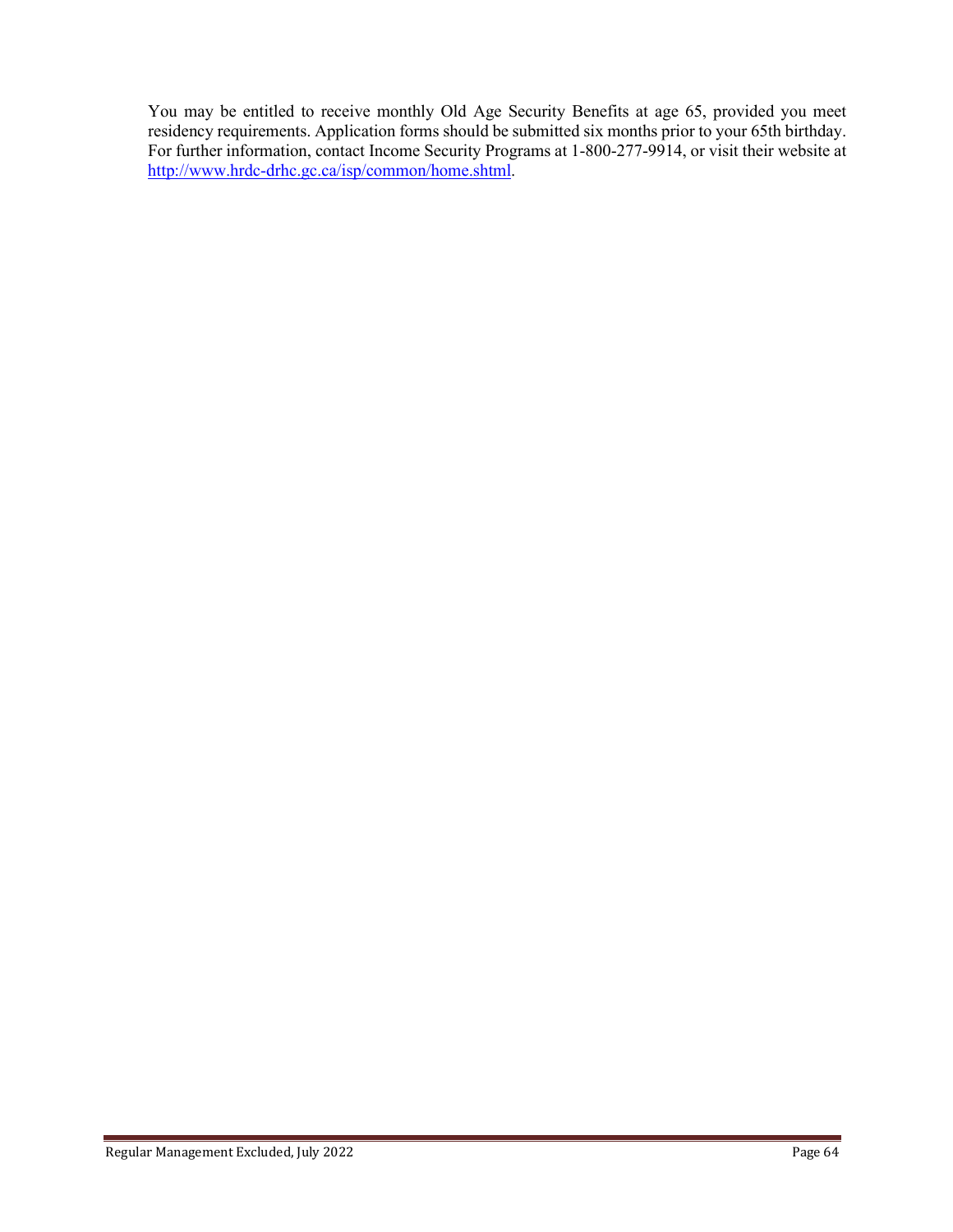You may be entitled to receive monthly Old Age Security Benefits at age 65, provided you meet residency requirements. Application forms should be submitted six months prior to your 65th birthday. For further information, contact Income Security Programs at 1-800-277-9914, or visit their website at [http://www.hrdc-drhc.gc.ca/isp/common/home.shtml](http://www.hrdc-drhc.gc.ca/isp/common/home.shtml).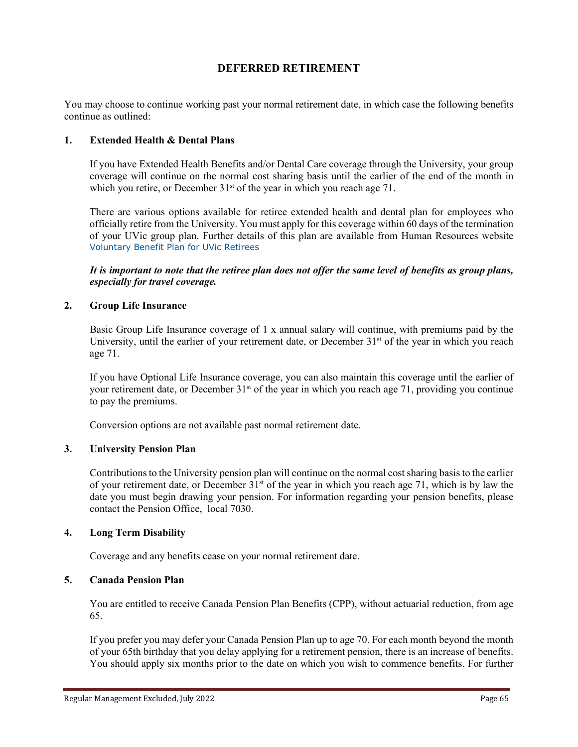# DEFERRED RETIREMENT

You may choose to continue working past your normal retirement date, in which case the following benefits continue as outlined:

## 1. Extended Health & Dental Plans

If you have Extended Health Benefits and/or Dental Care coverage through the University, your group coverage will continue on the normal cost sharing basis until the earlier of the end of the month in which you retire, or December 31st of the year in which you reach age 71.

There are various options available for retiree extended health and dental plan for employees who officially retire from the University. You must apply for this coverage within 60 days of the termination of your UVic group plan. Further details of this plan are available from Human Resources website Voluntary Benefit Plan for UVic Retirees

***It is important to note that the retiree plan does not offer the same level of benefits as group plans, especially for travel coverage.***

## 2. Group Life Insurance

Basic Group Life Insurance coverage of 1 x annual salary will continue, with premiums paid by the University, until the earlier of your retirement date, or December 31st of the year in which you reach age 71.

If you have Optional Life Insurance coverage, you can also maintain this coverage until the earlier of your retirement date, or December 31st of the year in which you reach age 71, providing you continue to pay the premiums.

Conversion options are not available past normal retirement date.

## 3. University Pension Plan

Contributions to the University pension plan will continue on the normal cost sharing basis to the earlier of your retirement date, or December 31st of the year in which you reach age 71, which is by law the date you must begin drawing your pension. For information regarding your pension benefits, please contact the Pension Office, local 7030.

## 4. Long Term Disability

Coverage and any benefits cease on your normal retirement date.

## 5. Canada Pension Plan

You are entitled to receive Canada Pension Plan Benefits (CPP), without actuarial reduction, from age 65.

If you prefer you may defer your Canada Pension Plan up to age 70. For each month beyond the month of your 65th birthday that you delay applying for a retirement pension, there is an increase of benefits. You should apply six months prior to the date on which you wish to commence benefits. For further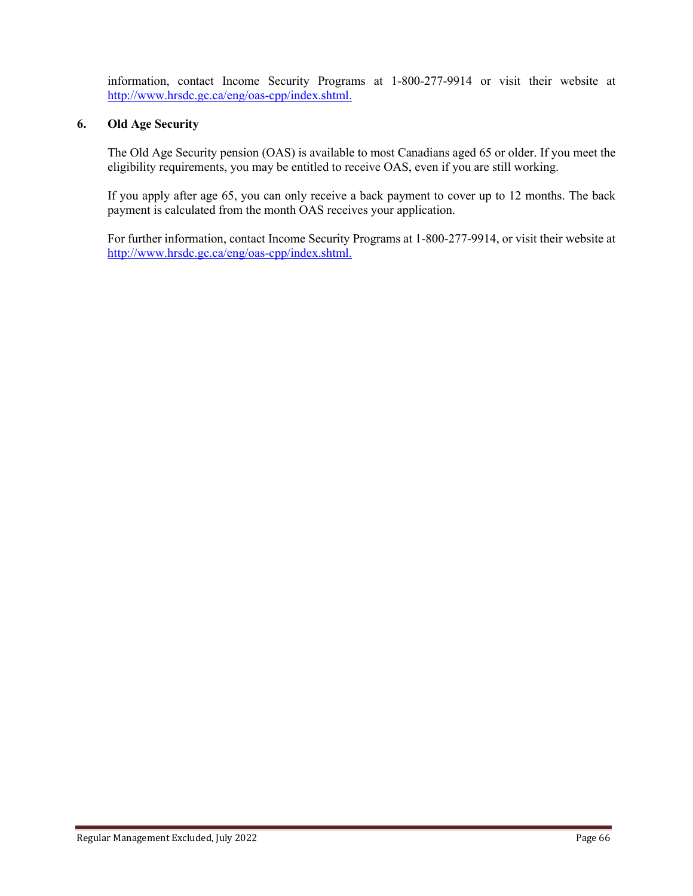information, contact Income Security Programs at 1-800-277-9914 or visit their website at http://www.hrsdc.gc.ca/eng/oas-cpp/index.shtml.

## 6. Old Age Security

The Old Age Security pension (OAS) is available to most Canadians aged 65 or older. If you meet the eligibility requirements, you may be entitled to receive OAS, even if you are still working.

If you apply after age 65, you can only receive a back payment to cover up to 12 months. The back payment is calculated from the month OAS receives your application.

For further information, contact Income Security Programs at 1-800-277-9914, or visit their website at http://www.hrsdc.gc.ca/eng/oas-cpp/index.shtml.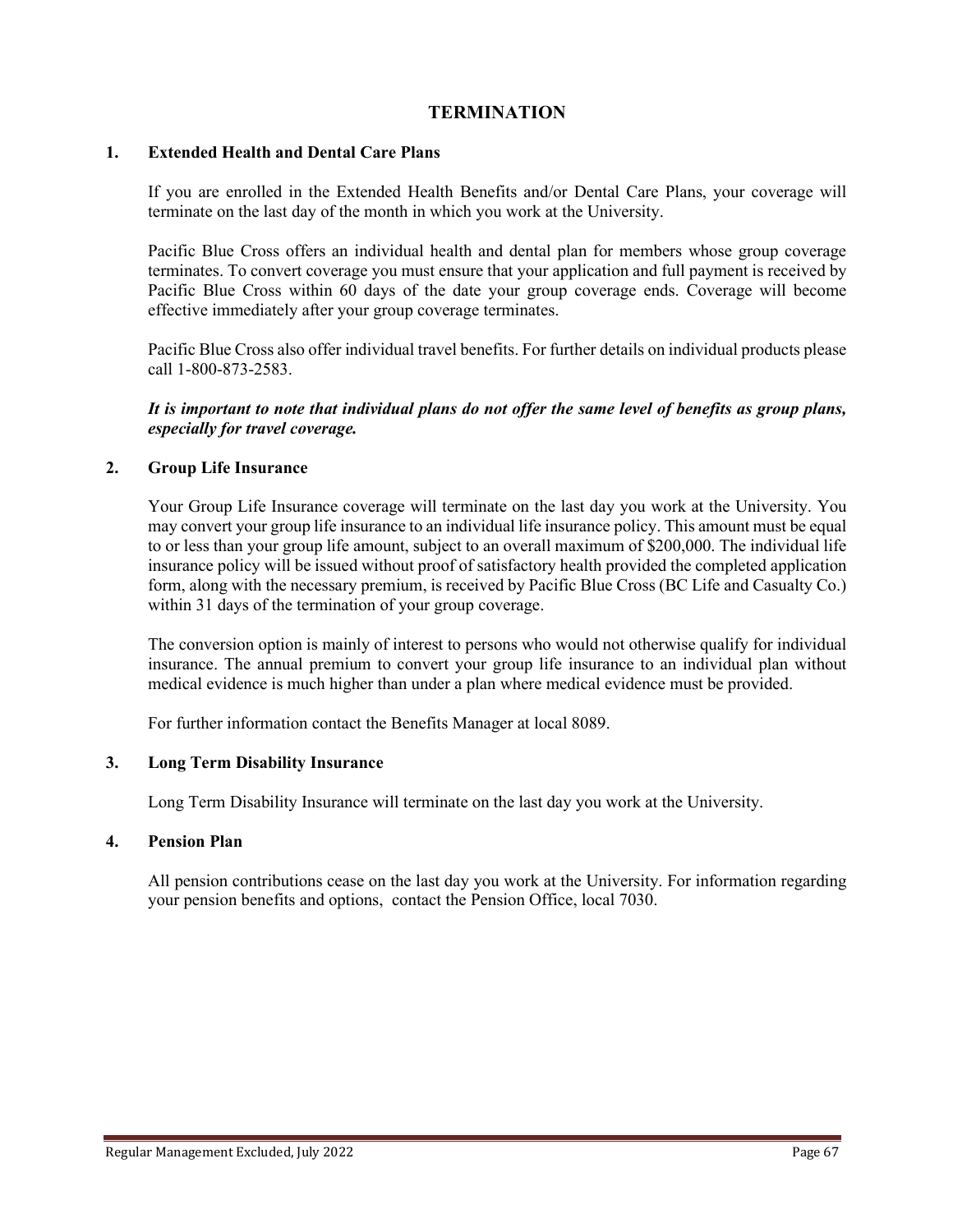# TERMINATION

## 1. Extended Health and Dental Care Plans

If you are enrolled in the Extended Health Benefits and/or Dental Care Plans, your coverage will terminate on the last day of the month in which you work at the University.

Pacific Blue Cross offers an individual health and dental plan for members whose group coverage terminates. To convert coverage you must ensure that your application and full payment is received by Pacific Blue Cross within 60 days of the date your group coverage ends. Coverage will become effective immediately after your group coverage terminates.

Pacific Blue Cross also offer individual travel benefits. For further details on individual products please call 1-800-873-2583.

***It is important to note that individual plans do not offer the same level of benefits as group plans, especially for travel coverage.***

## 2. Group Life Insurance

Your Group Life Insurance coverage will terminate on the last day you work at the University. You may convert your group life insurance to an individual life insurance policy. This amount must be equal to or less than your group life amount, subject to an overall maximum of $200,000. The individual life insurance policy will be issued without proof of satisfactory health provided the completed application form, along with the necessary premium, is received by Pacific Blue Cross (BC Life and Casualty Co.) within 31 days of the termination of your group coverage.

The conversion option is mainly of interest to persons who would not otherwise qualify for individual insurance. The annual premium to convert your group life insurance to an individual plan without medical evidence is much higher than under a plan where medical evidence must be provided.

For further information contact the Benefits Manager at local 8089.

## 3. Long Term Disability Insurance

Long Term Disability Insurance will terminate on the last day you work at the University.

## 4. Pension Plan

All pension contributions cease on the last day you work at the University. For information regarding your pension benefits and options, contact the Pension Office, local 7030.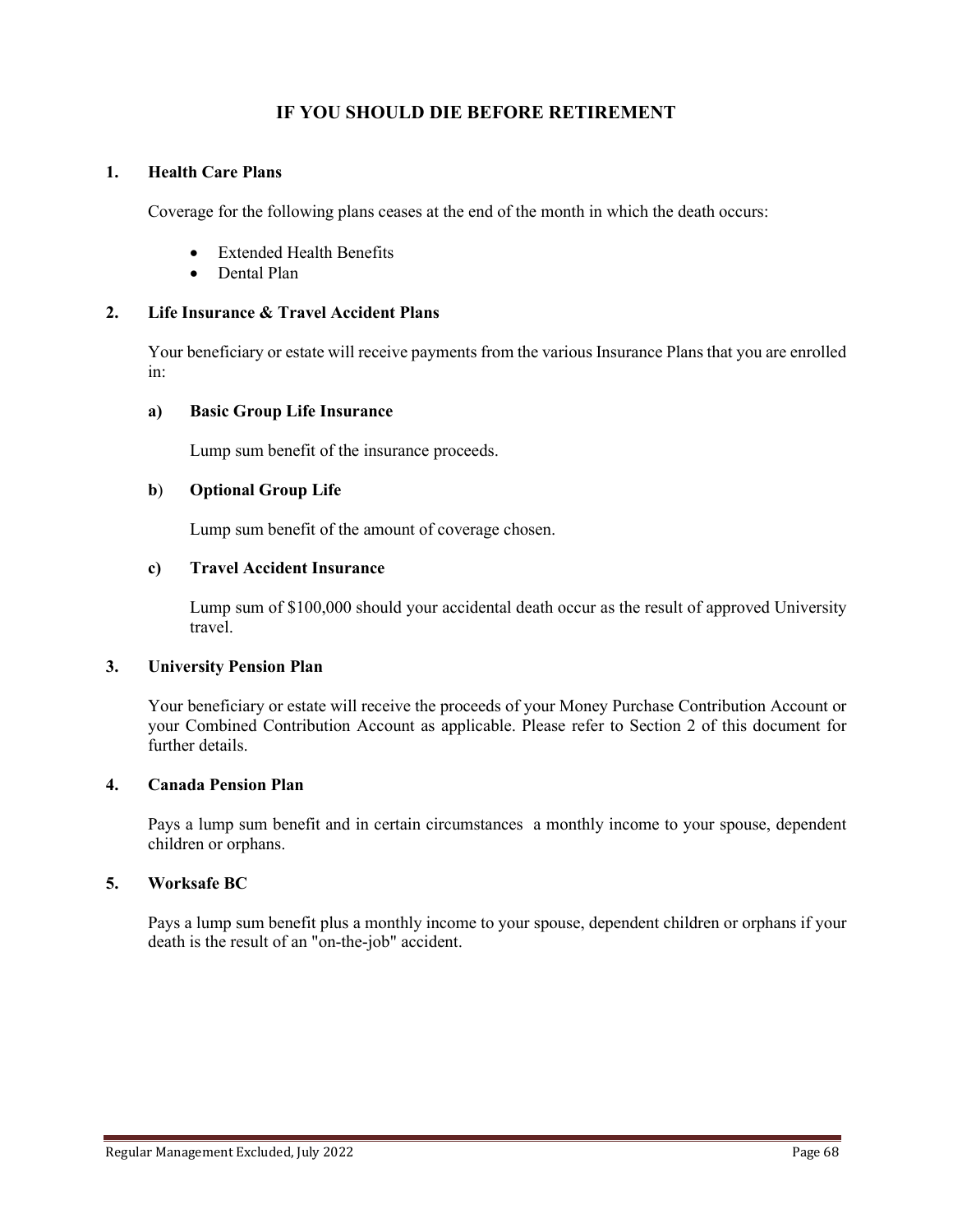# IF YOU SHOULD DIE BEFORE RETIREMENT

## 1. Health Care Plans

Coverage for the following plans ceases at the end of the month in which the death occurs:

- Extended Health Benefits
- Dental Plan

## 2. Life Insurance & Travel Accident Plans

Your beneficiary or estate will receive payments from the various Insurance Plans that you are enrolled in:

### a) Basic Group Life Insurance

Lump sum benefit of the insurance proceeds.

### b) Optional Group Life

Lump sum benefit of the amount of coverage chosen.

### c) Travel Accident Insurance

Lump sum of $100,000 should your accidental death occur as the result of approved University travel.

## 3. University Pension Plan

Your beneficiary or estate will receive the proceeds of your Money Purchase Contribution Account or your Combined Contribution Account as applicable. Please refer to Section 2 of this document for further details.

## 4. Canada Pension Plan

Pays a lump sum benefit and in certain circumstances a monthly income to your spouse, dependent children or orphans.

## 5. Worksafe BC

Pays a lump sum benefit plus a monthly income to your spouse, dependent children or orphans if your death is the result of an "on-the-job" accident.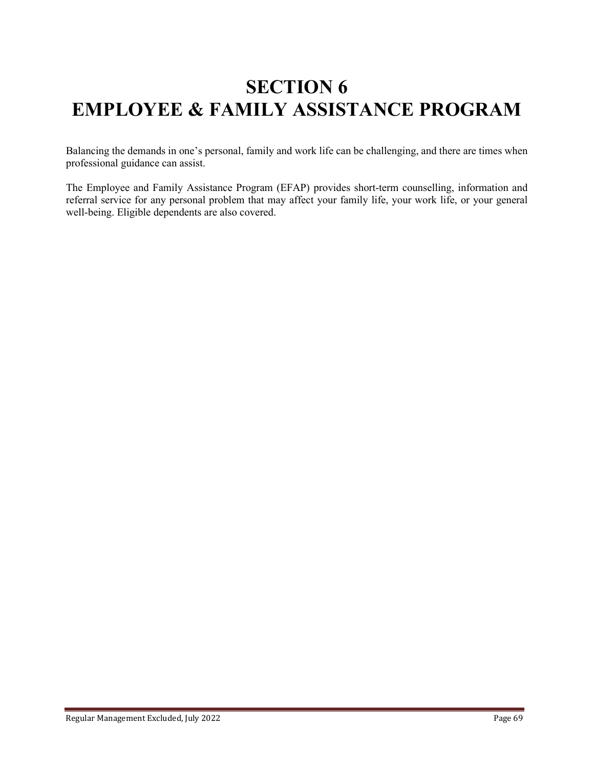# SECTION 6
# EMPLOYEE & FAMILY ASSISTANCE PROGRAM

Balancing the demands in one's personal, family and work life can be challenging, and there are times when professional guidance can assist.

The Employee and Family Assistance Program (EFAP) provides short-term counselling, information and referral service for any personal problem that may affect your family life, your work life, or your general well-being. Eligible dependents are also covered.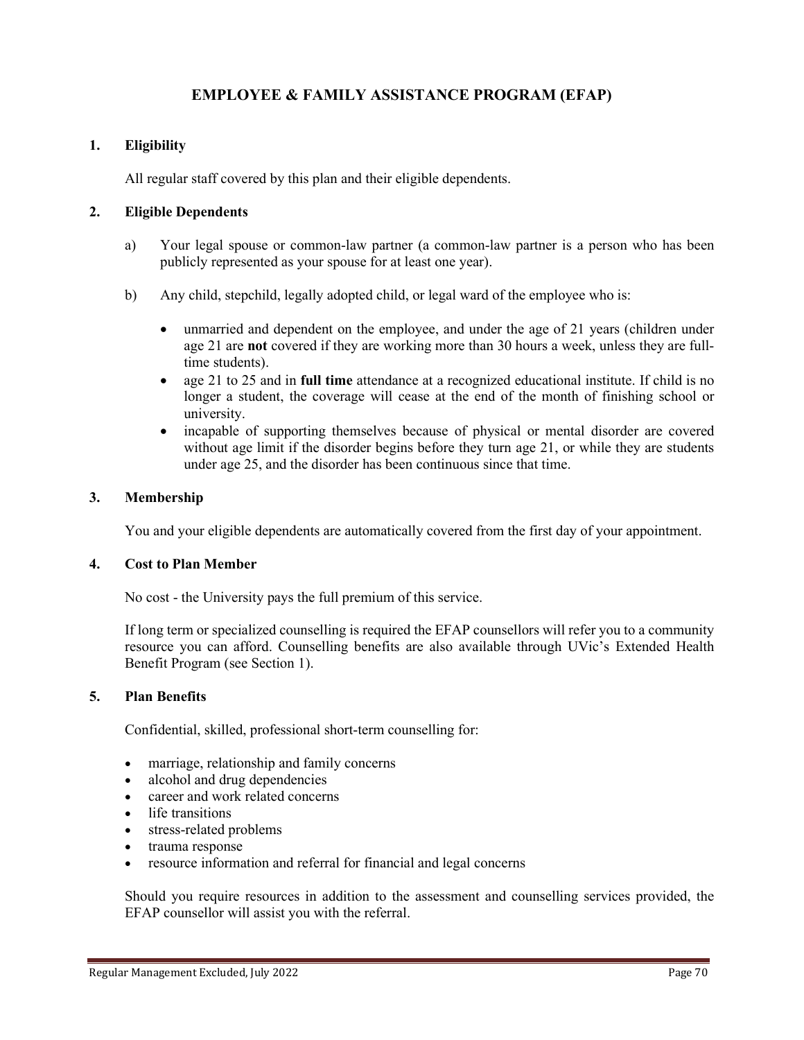# EMPLOYEE & FAMILY ASSISTANCE PROGRAM (EFAP)

## 1. Eligibility

All regular staff covered by this plan and their eligible dependents.

## 2. Eligible Dependents

a) Your legal spouse or common-law partner (a common-law partner is a person who has been publicly represented as your spouse for at least one year).

b) Any child, stepchild, legally adopted child, or legal ward of the employee who is:

- unmarried and dependent on the employee, and under the age of 21 years (children under age 21 are **not** covered if they are working more than 30 hours a week, unless they are full-time students).
- age 21 to 25 and in **full time** attendance at a recognized educational institute. If child is no longer a student, the coverage will cease at the end of the month of finishing school or university.
- incapable of supporting themselves because of physical or mental disorder are covered without age limit if the disorder begins before they turn age 21, or while they are students under age 25, and the disorder has been continuous since that time.

## 3. Membership

You and your eligible dependents are automatically covered from the first day of your appointment.

## 4. Cost to Plan Member

No cost - the University pays the full premium of this service.

If long term or specialized counselling is required the EFAP counsellors will refer you to a community resource you can afford. Counselling benefits are also available through UVic's Extended Health Benefit Program (see Section 1).

## 5. Plan Benefits

Confidential, skilled, professional short-term counselling for:

- marriage, relationship and family concerns
- alcohol and drug dependencies
- career and work related concerns
- life transitions
- stress-related problems
- trauma response
- resource information and referral for financial and legal concerns

Should you require resources in addition to the assessment and counselling services provided, the EFAP counsellor will assist you with the referral.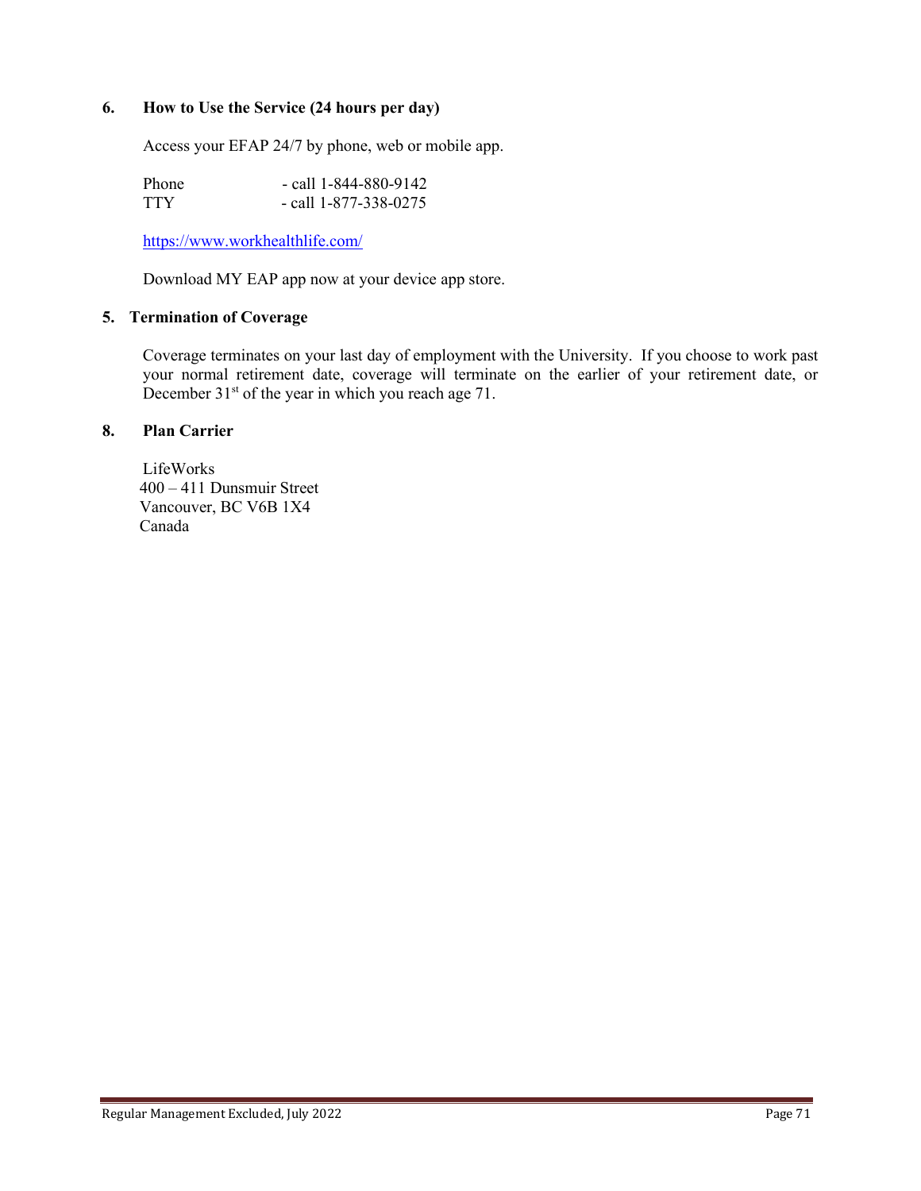### 6. How to Use the Service (24 hours per day)

Access your EFAP 24/7 by phone, web or mobile app.

Phone - call 1-844-880-9142
TTY - call 1-877-338-0275

https://www.workhealthlife.com/

Download MY EAP app now at your device app store.

### 5. Termination of Coverage

Coverage terminates on your last day of employment with the University. If you choose to work past your normal retirement date, coverage will terminate on the earlier of your retirement date, or December 31st of the year in which you reach age 71.

### 8. Plan Carrier

LifeWorks
400 – 411 Dunsmuir Street
Vancouver, BC V6B 1X4
Canada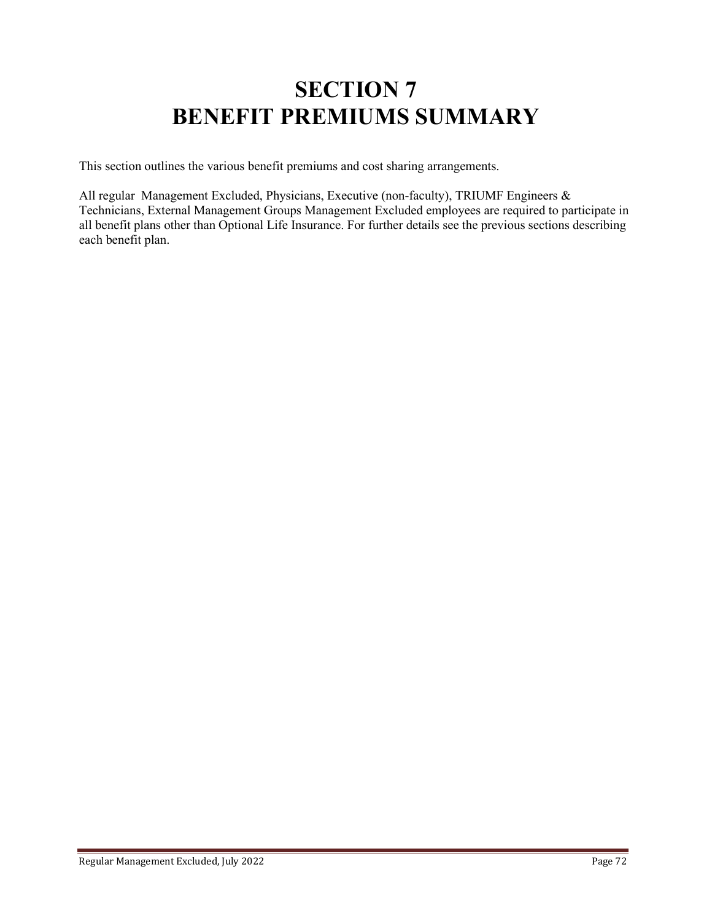# SECTION 7
# BENEFIT PREMIUMS SUMMARY

This section outlines the various benefit premiums and cost sharing arrangements.

All regular Management Excluded, Physicians, Executive (non-faculty), TRIUMF Engineers & Technicians, External Management Groups Management Excluded employees are required to participate in all benefit plans other than Optional Life Insurance. For further details see the previous sections describing each benefit plan.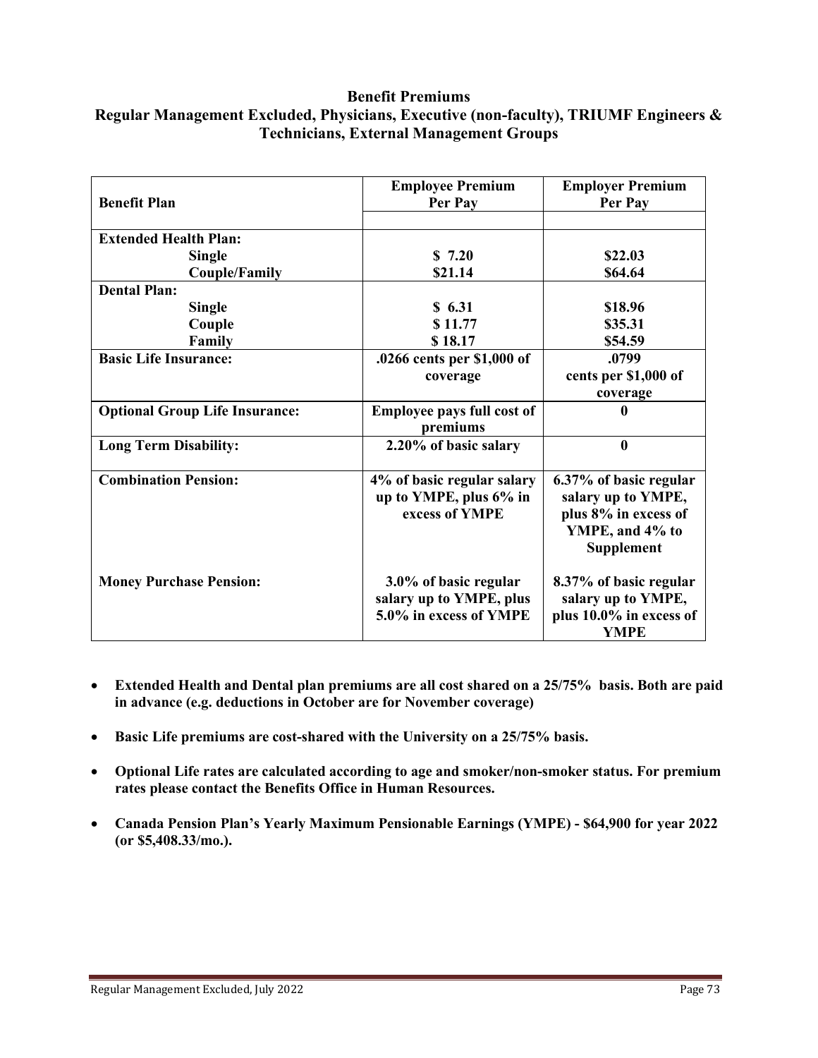## Benefit Premiums

### Regular Management Excluded, Physicians, Executive (non-faculty), TRIUMF Engineers & Technicians, External Management Groups

| Benefit Plan | Employee Premium Per Pay | Employer Premium Per Pay |
|---|---|---|
| **Extended Health Plan:** | | |
| Single | $ 7.20 | $22.03 |
| Couple/Family | $21.14 | $64.64 |
| **Dental Plan:** | | |
| Single | $ 6.31 | $18.96 |
| Couple | $ 11.77 | $35.31 |
| Family | $ 18.17 | $54.59 |
| **Basic Life Insurance:** | .0266 cents per $1,000 of coverage | .0799 cents per $1,000 of coverage |
| **Optional Group Life Insurance:** | Employee pays full cost of premiums | 0 |
| **Long Term Disability:** | 2.20% of basic salary | 0 |
| **Combination Pension:** | 4% of basic regular salary up to YMPE, plus 6% in excess of YMPE | 6.37% of basic regular salary up to YMPE, plus 8% in excess of YMPE, and 4% to Supplement |
| **Money Purchase Pension:** | 3.0% of basic regular salary up to YMPE, plus 5.0% in excess of YMPE | 8.37% of basic regular salary up to YMPE, plus 10.0% in excess of YMPE |

- **Extended Health and Dental plan premiums are all cost shared on a 25/75% basis. Both are paid in advance (e.g. deductions in October are for November coverage)**
- **Basic Life premiums are cost-shared with the University on a 25/75% basis.**
- **Optional Life rates are calculated according to age and smoker/non-smoker status. For premium rates please contact the Benefits Office in Human Resources.**
- **Canada Pension Plan's Yearly Maximum Pensionable Earnings (YMPE) - $64,900 for year 2022 (or $5,408.33/mo.).**